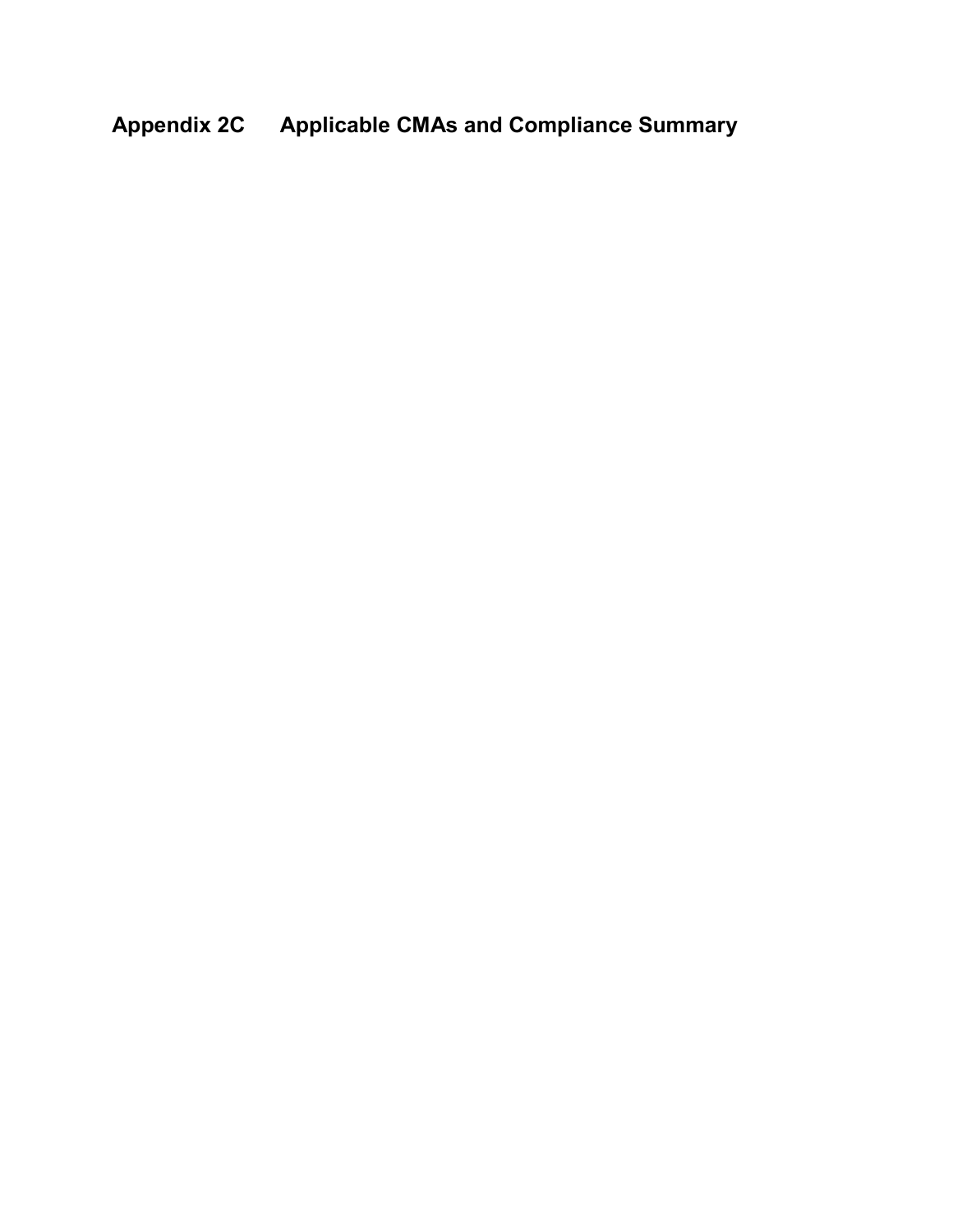# Appendix 2C Applicable CMAs and Compliance Summary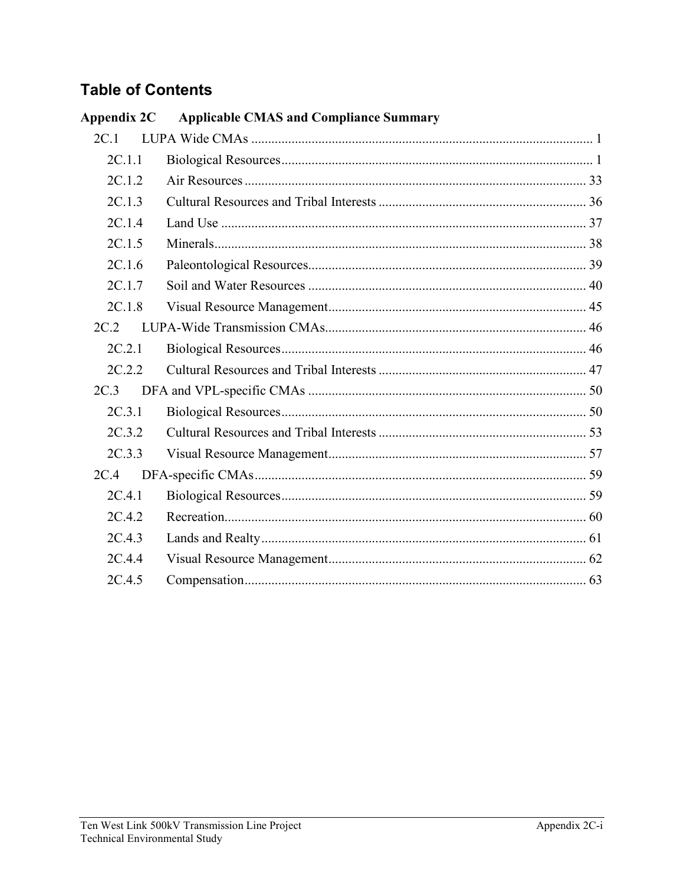# Table of Contents

**Appendix 2C Applicable CMAS and Compliance Summary**

- 2C.1 LUPA Wide CMAs ..... 1
  - 2C.1.1 Biological Resources ..... 1
  - 2C.1.2 Air Resources ..... 33
  - 2C.1.3 Cultural Resources and Tribal Interests ..... 36
  - 2C.1.4 Land Use ..... 37
  - 2C.1.5 Minerals ..... 38
  - 2C.1.6 Paleontological Resources ..... 39
  - 2C.1.7 Soil and Water Resources ..... 40
  - 2C.1.8 Visual Resource Management ..... 45
- 2C.2 LUPA-Wide Transmission CMAs ..... 46
  - 2C.2.1 Biological Resources ..... 46
  - 2C.2.2 Cultural Resources and Tribal Interests ..... 47
- 2C.3 DFA and VPL-specific CMAs ..... 50
  - 2C.3.1 Biological Resources ..... 50
  - 2C.3.2 Cultural Resources and Tribal Interests ..... 53
  - 2C.3.3 Visual Resource Management ..... 57
- 2C.4 DFA-specific CMAs ..... 59
  - 2C.4.1 Biological Resources ..... 59
  - 2C.4.2 Recreation ..... 60
  - 2C.4.3 Lands and Realty ..... 61
  - 2C.4.4 Visual Resource Management ..... 62
  - 2C.4.5 Compensation ..... 63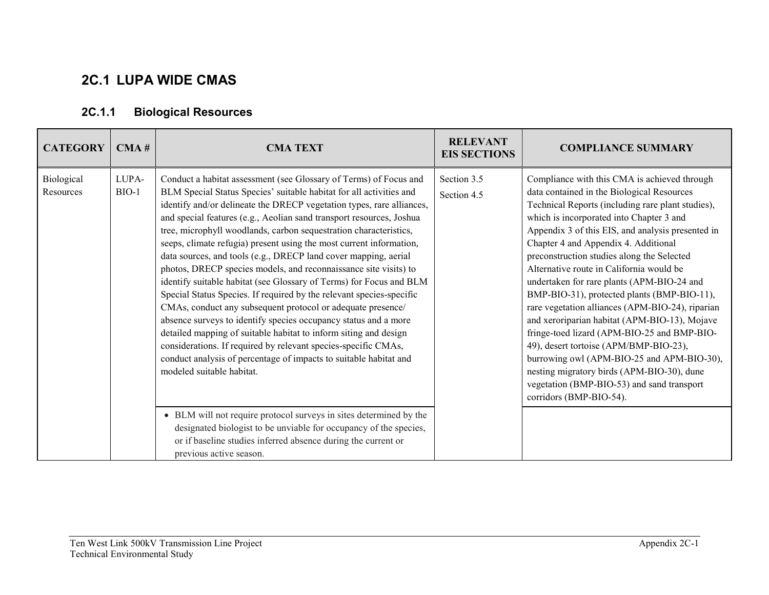## 2C.1 LUPA WIDE CMAS

### 2C.1.1 Biological Resources

| CATEGORY | CMA # | CMA TEXT | RELEVANT EIS SECTIONS | COMPLIANCE SUMMARY |
|---|---|---|---|---|
| Biological Resources | LUPA-BIO-1 | Conduct a habitat assessment (see Glossary of Terms) of Focus and BLM Special Status Species' suitable habitat for all activities and identify and/or delineate the DRECP vegetation types, rare alliances, and special features (e.g., Aeolian sand transport resources, Joshua tree, microphyll woodlands, carbon sequestration characteristics, seeps, climate refugia) present using the most current information, data sources, and tools (e.g., DRECP land cover mapping, aerial photos, DRECP species models, and reconnaissance site visits) to identify suitable habitat (see Glossary of Terms) for Focus and BLM Special Status Species. If required by the relevant species-specific CMAs, conduct any subsequent protocol or adequate presence/ absence surveys to identify species occupancy status and a more detailed mapping of suitable habitat to inform siting and design considerations. If required by relevant species-specific CMAs, conduct analysis of percentage of impacts to suitable habitat and modeled suitable habitat. | Section 3.5<br>Section 4.5 | Compliance with this CMA is achieved through data contained in the Biological Resources Technical Reports (including rare plant studies), which is incorporated into Chapter 3 and Appendix 3 of this EIS, and analysis presented in Chapter 4 and Appendix 4. Additional preconstruction studies along the Selected Alternative route in California would be undertaken for rare plants (APM-BIO-24 and BMP-BIO-31), protected plants (BMP-BIO-11), rare vegetation alliances (APM-BIO-24), riparian and xeroriparian habitat (APM-BIO-13), Mojave fringe-toed lizard (APM-BIO-25 and BMP-BIO-49), desert tortoise (APM/BMP-BIO-23), burrowing owl (APM-BIO-25 and APM-BIO-30), nesting migratory birds (APM-BIO-30), dune vegetation (BMP-BIO-53) and sand transport corridors (BMP-BIO-54). |
| | | • BLM will not require protocol surveys in sites determined by the designated biologist to be unviable for occupancy of the species, or if baseline studies inferred absence during the current or previous active season. | | |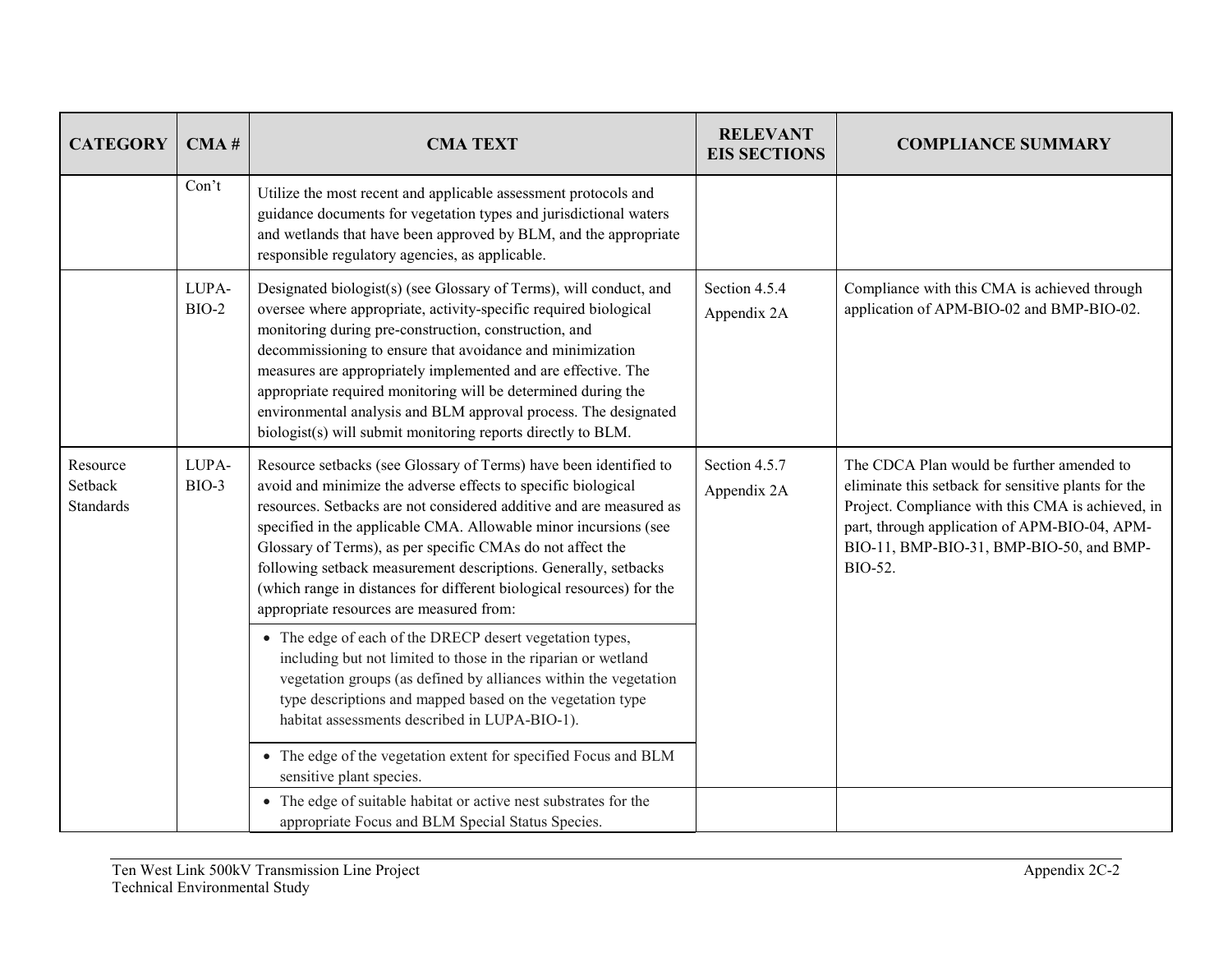| CATEGORY | CMA # | CMA TEXT | RELEVANT EIS SECTIONS | COMPLIANCE SUMMARY |
|---|---|---|---|---|
| | Con't | Utilize the most recent and applicable assessment protocols and guidance documents for vegetation types and jurisdictional waters and wetlands that have been approved by BLM, and the appropriate responsible regulatory agencies, as applicable. | | |
| | LUPA-BIO-2 | Designated biologist(s) (see Glossary of Terms), will conduct, and oversee where appropriate, activity-specific required biological monitoring during pre-construction, construction, and decommissioning to ensure that avoidance and minimization measures are appropriately implemented and are effective. The appropriate required monitoring will be determined during the environmental analysis and BLM approval process. The designated biologist(s) will submit monitoring reports directly to BLM. | Section 4.5.4<br>Appendix 2A | Compliance with this CMA is achieved through application of APM-BIO-02 and BMP-BIO-02. |
| Resource Setback Standards | LUPA-BIO-3 | Resource setbacks (see Glossary of Terms) have been identified to avoid and minimize the adverse effects to specific biological resources. Setbacks are not considered additive and are measured as specified in the applicable CMA. Allowable minor incursions (see Glossary of Terms), as per specific CMAs do not affect the following setback measurement descriptions. Generally, setbacks (which range in distances for different biological resources) for the appropriate resources are measured from: | Section 4.5.7<br>Appendix 2A | The CDCA Plan would be further amended to eliminate this setback for sensitive plants for the Project. Compliance with this CMA is achieved, in part, through application of APM-BIO-04, APM-BIO-11, BMP-BIO-31, BMP-BIO-50, and BMP-BIO-52. |
| | | • The edge of each of the DRECP desert vegetation types, including but not limited to those in the riparian or wetland vegetation groups (as defined by alliances within the vegetation type descriptions and mapped based on the vegetation type habitat assessments described in LUPA-BIO-1). | | |
| | | • The edge of the vegetation extent for specified Focus and BLM sensitive plant species. | | |
| | | • The edge of suitable habitat or active nest substrates for the appropriate Focus and BLM Special Status Species. | | |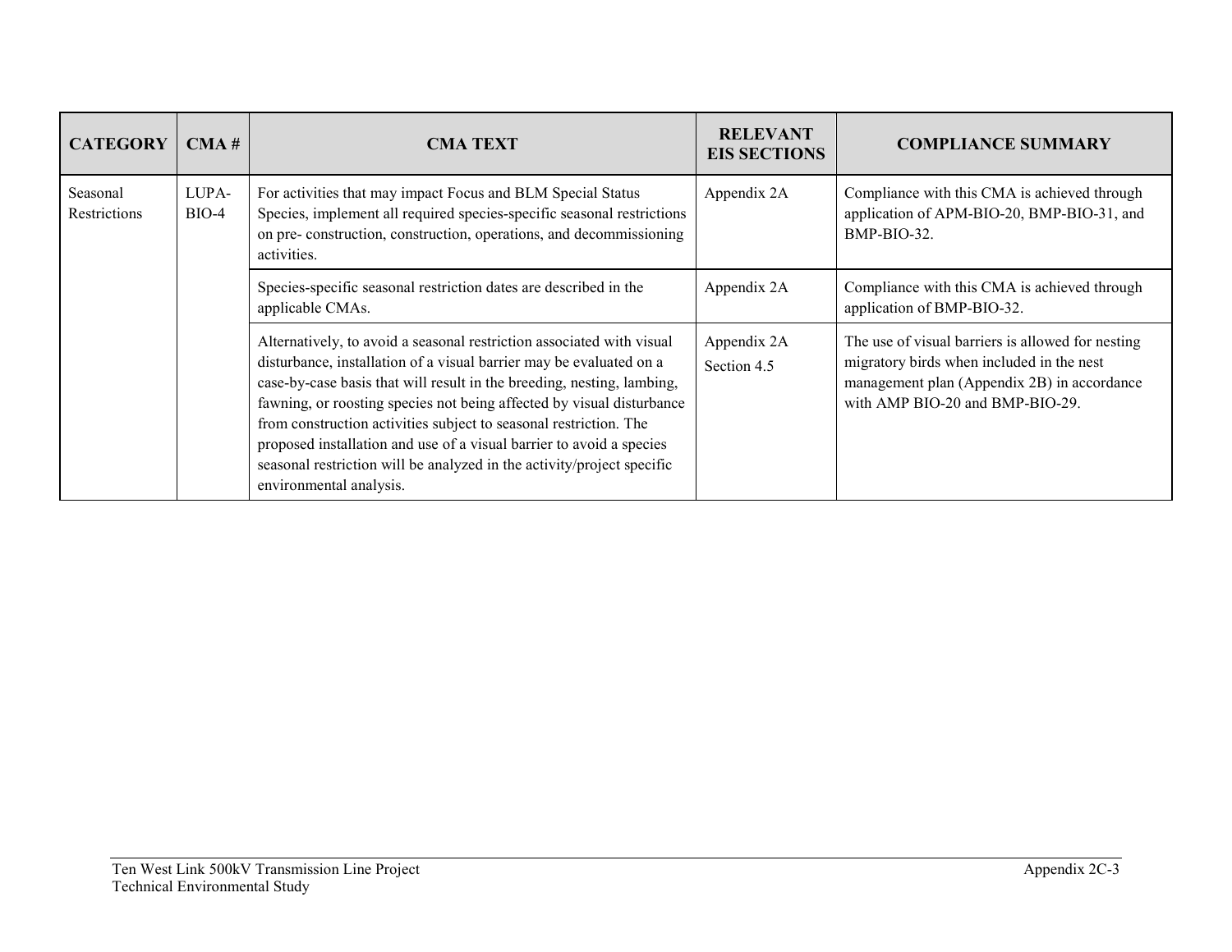| CATEGORY | CMA # | CMA TEXT | RELEVANT EIS SECTIONS | COMPLIANCE SUMMARY |
|---|---|---|---|---|
| Seasonal Restrictions | LUPA-BIO-4 | For activities that may impact Focus and BLM Special Status Species, implement all required species-specific seasonal restrictions on pre- construction, construction, operations, and decommissioning activities. | Appendix 2A | Compliance with this CMA is achieved through application of APM-BIO-20, BMP-BIO-31, and BMP-BIO-32. |
| | | Species-specific seasonal restriction dates are described in the applicable CMAs. | Appendix 2A | Compliance with this CMA is achieved through application of BMP-BIO-32. |
| | | Alternatively, to avoid a seasonal restriction associated with visual disturbance, installation of a visual barrier may be evaluated on a case-by-case basis that will result in the breeding, nesting, lambing, fawning, or roosting species not being affected by visual disturbance from construction activities subject to seasonal restriction. The proposed installation and use of a visual barrier to avoid a species seasonal restriction will be analyzed in the activity/project specific environmental analysis. | Appendix 2A Section 4.5 | The use of visual barriers is allowed for nesting migratory birds when included in the nest management plan (Appendix 2B) in accordance with AMP BIO-20 and BMP-BIO-29. |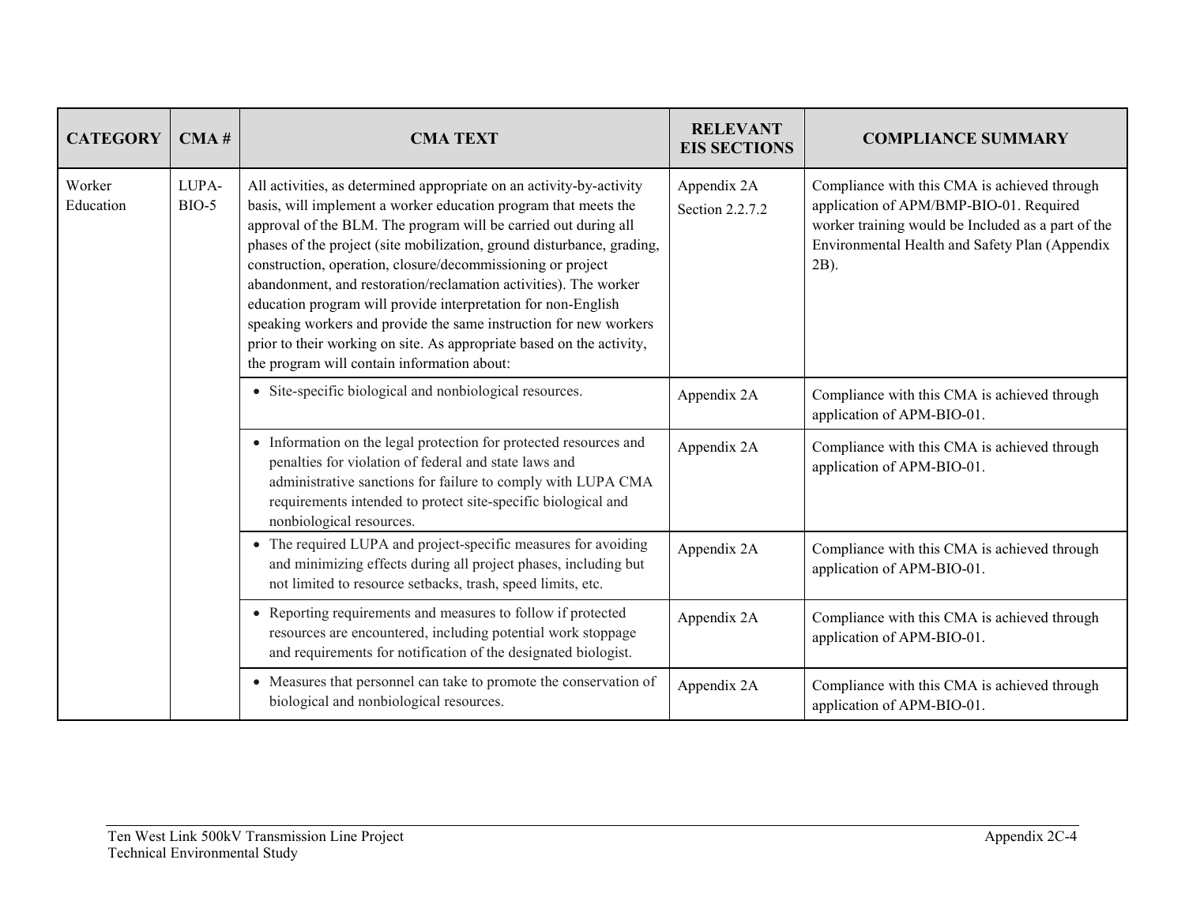| CATEGORY | CMA # | CMA TEXT | RELEVANT EIS SECTIONS | COMPLIANCE SUMMARY |
|---|---|---|---|---|
| Worker Education | LUPA-BIO-5 | All activities, as determined appropriate on an activity-by-activity basis, will implement a worker education program that meets the approval of the BLM. The program will be carried out during all phases of the project (site mobilization, ground disturbance, grading, construction, operation, closure/decommissioning or project abandonment, and restoration/reclamation activities). The worker education program will provide interpretation for non-English speaking workers and provide the same instruction for new workers prior to their working on site. As appropriate based on the activity, the program will contain information about: | Appendix 2A Section 2.2.7.2 | Compliance with this CMA is achieved through application of APM/BMP-BIO-01. Required worker training would be Included as a part of the Environmental Health and Safety Plan (Appendix 2B). |
| | | • Site-specific biological and nonbiological resources. | Appendix 2A | Compliance with this CMA is achieved through application of APM-BIO-01. |
| | | • Information on the legal protection for protected resources and penalties for violation of federal and state laws and administrative sanctions for failure to comply with LUPA CMA requirements intended to protect site-specific biological and nonbiological resources. | Appendix 2A | Compliance with this CMA is achieved through application of APM-BIO-01. |
| | | • The required LUPA and project-specific measures for avoiding and minimizing effects during all project phases, including but not limited to resource setbacks, trash, speed limits, etc. | Appendix 2A | Compliance with this CMA is achieved through application of APM-BIO-01. |
| | | • Reporting requirements and measures to follow if protected resources are encountered, including potential work stoppage and requirements for notification of the designated biologist. | Appendix 2A | Compliance with this CMA is achieved through application of APM-BIO-01. |
| | | • Measures that personnel can take to promote the conservation of biological and nonbiological resources. | Appendix 2A | Compliance with this CMA is achieved through application of APM-BIO-01. |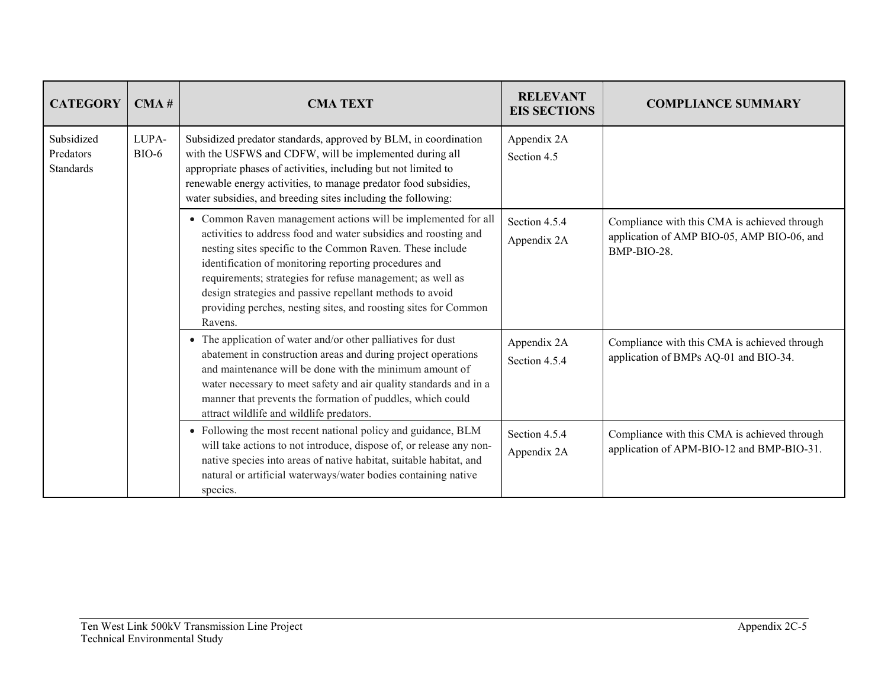| CATEGORY | CMA # | CMA TEXT | RELEVANT EIS SECTIONS | COMPLIANCE SUMMARY |
|---|---|---|---|---|
| Subsidized Predators Standards | LUPA-BIO-6 | Subsidized predator standards, approved by BLM, in coordination with the USFWS and CDFW, will be implemented during all appropriate phases of activities, including but not limited to renewable energy activities, to manage predator food subsidies, water subsidies, and breeding sites including the following: | Appendix 2A<br>Section 4.5 | |
| | | • Common Raven management actions will be implemented for all activities to address food and water subsidies and roosting and nesting sites specific to the Common Raven. These include identification of monitoring reporting procedures and requirements; strategies for refuse management; as well as design strategies and passive repellant methods to avoid providing perches, nesting sites, and roosting sites for Common Ravens. | Section 4.5.4<br>Appendix 2A | Compliance with this CMA is achieved through application of AMP BIO-05, AMP BIO-06, and BMP-BIO-28. |
| | | • The application of water and/or other palliatives for dust abatement in construction areas and during project operations and maintenance will be done with the minimum amount of water necessary to meet safety and air quality standards and in a manner that prevents the formation of puddles, which could attract wildlife and wildlife predators. | Appendix 2A<br>Section 4.5.4 | Compliance with this CMA is achieved through application of BMPs AQ-01 and BIO-34. |
| | | • Following the most recent national policy and guidance, BLM will take actions to not introduce, dispose of, or release any non-native species into areas of native habitat, suitable habitat, and natural or artificial waterways/water bodies containing native species. | Section 4.5.4<br>Appendix 2A | Compliance with this CMA is achieved through application of APM-BIO-12 and BMP-BIO-31. |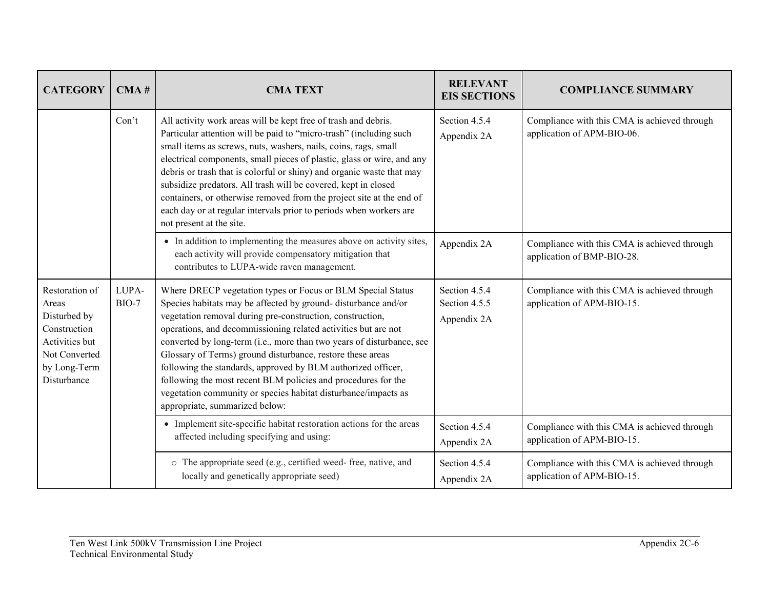| CATEGORY | CMA # | CMA TEXT | RELEVANT EIS SECTIONS | COMPLIANCE SUMMARY |
|---|---|---|---|---|
| | Con't | All activity work areas will be kept free of trash and debris. Particular attention will be paid to "micro-trash" (including such small items as screws, nuts, washers, nails, coins, rags, small electrical components, small pieces of plastic, glass or wire, and any debris or trash that is colorful or shiny) and organic waste that may subsidize predators. All trash will be covered, kept in closed containers, or otherwise removed from the project site at the end of each day or at regular intervals prior to periods when workers are not present at the site. | Section 4.5.4<br>Appendix 2A | Compliance with this CMA is achieved through application of APM-BIO-06. |
| | | • In addition to implementing the measures above on activity sites, each activity will provide compensatory mitigation that contributes to LUPA-wide raven management. | Appendix 2A | Compliance with this CMA is achieved through application of BMP-BIO-28. |
| Restoration of Areas Disturbed by Construction Activities but Not Converted by Long-Term Disturbance | LUPA-BIO-7 | Where DRECP vegetation types or Focus or BLM Special Status Species habitats may be affected by ground- disturbance and/or vegetation removal during pre-construction, construction, operations, and decommissioning related activities but are not converted by long-term (i.e., more than two years of disturbance, see Glossary of Terms) ground disturbance, restore these areas following the standards, approved by BLM authorized officer, following the most recent BLM policies and procedures for the vegetation community or species habitat disturbance/impacts as appropriate, summarized below: | Section 4.5.4<br>Section 4.5.5<br>Appendix 2A | Compliance with this CMA is achieved through application of APM-BIO-15. |
| | | • Implement site-specific habitat restoration actions for the areas affected including specifying and using: | Section 4.5.4<br>Appendix 2A | Compliance with this CMA is achieved through application of APM-BIO-15. |
| | | ○ The appropriate seed (e.g., certified weed- free, native, and locally and genetically appropriate seed) | Section 4.5.4<br>Appendix 2A | Compliance with this CMA is achieved through application of APM-BIO-15. |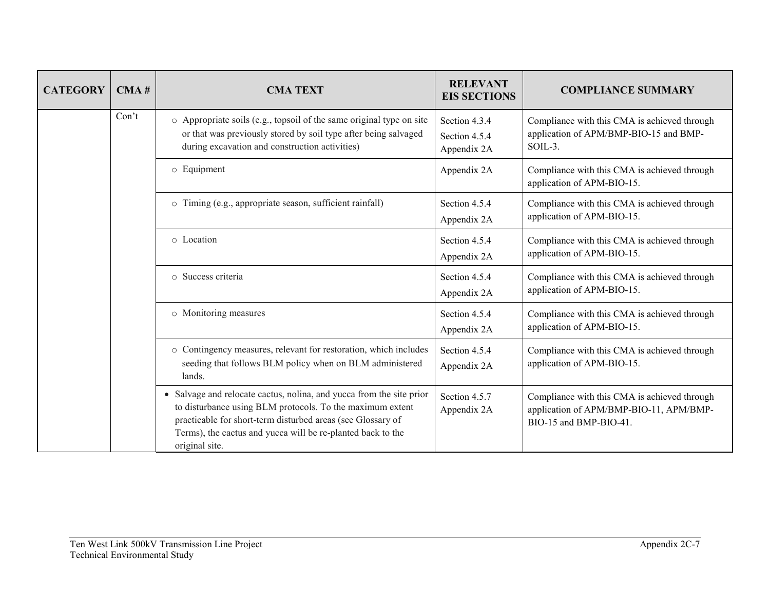| CATEGORY | CMA # | CMA TEXT | RELEVANT EIS SECTIONS | COMPLIANCE SUMMARY |
|---|---|---|---|---|
| | Con't | ○ Appropriate soils (e.g., topsoil of the same original type on site or that was previously stored by soil type after being salvaged during excavation and construction activities) | Section 4.3.4<br>Section 4.5.4<br>Appendix 2A | Compliance with this CMA is achieved through application of APM/BMP-BIO-15 and BMP-SOIL-3. |
| | | ○ Equipment | Appendix 2A | Compliance with this CMA is achieved through application of APM-BIO-15. |
| | | ○ Timing (e.g., appropriate season, sufficient rainfall) | Section 4.5.4<br>Appendix 2A | Compliance with this CMA is achieved through application of APM-BIO-15. |
| | | ○ Location | Section 4.5.4<br>Appendix 2A | Compliance with this CMA is achieved through application of APM-BIO-15. |
| | | ○ Success criteria | Section 4.5.4<br>Appendix 2A | Compliance with this CMA is achieved through application of APM-BIO-15. |
| | | ○ Monitoring measures | Section 4.5.4<br>Appendix 2A | Compliance with this CMA is achieved through application of APM-BIO-15. |
| | | ○ Contingency measures, relevant for restoration, which includes seeding that follows BLM policy when on BLM administered lands. | Section 4.5.4<br>Appendix 2A | Compliance with this CMA is achieved through application of APM-BIO-15. |
| | | • Salvage and relocate cactus, nolina, and yucca from the site prior to disturbance using BLM protocols. To the maximum extent practicable for short-term disturbed areas (see Glossary of Terms), the cactus and yucca will be re-planted back to the original site. | Section 4.5.7<br>Appendix 2A | Compliance with this CMA is achieved through application of APM/BMP-BIO-11, APM/BMP-BIO-15 and BMP-BIO-41. |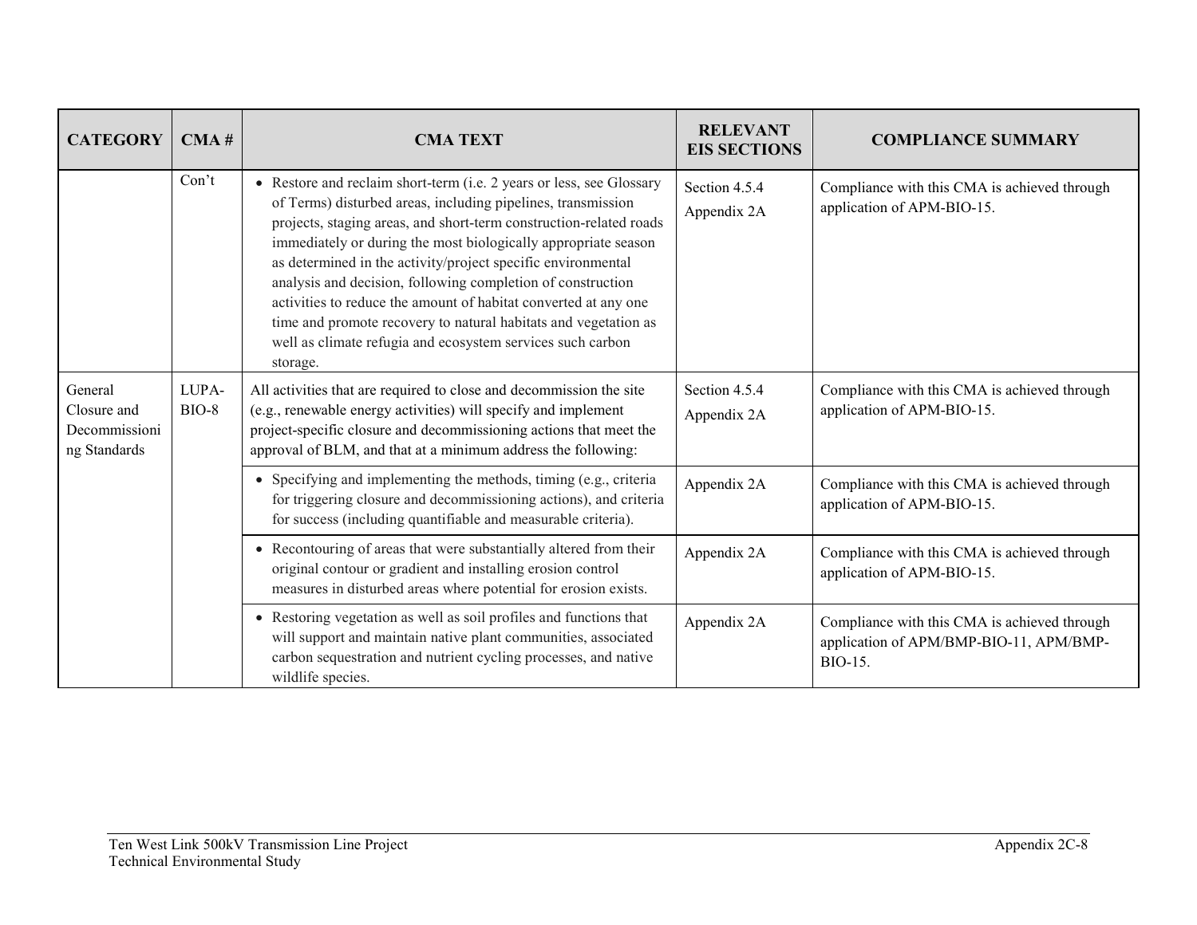| CATEGORY | CMA # | CMA TEXT | RELEVANT EIS SECTIONS | COMPLIANCE SUMMARY |
|---|---|---|---|---|
| | Con't | • Restore and reclaim short-term (i.e. 2 years or less, see Glossary of Terms) disturbed areas, including pipelines, transmission projects, staging areas, and short-term construction-related roads immediately or during the most biologically appropriate season as determined in the activity/project specific environmental analysis and decision, following completion of construction activities to reduce the amount of habitat converted at any one time and promote recovery to natural habitats and vegetation as well as climate refugia and ecosystem services such carbon storage. | Section 4.5.4<br>Appendix 2A | Compliance with this CMA is achieved through application of APM-BIO-15. |
| General Closure and Decommissioning Standards | LUPA-BIO-8 | All activities that are required to close and decommission the site (e.g., renewable energy activities) will specify and implement project-specific closure and decommissioning actions that meet the approval of BLM, and that at a minimum address the following: | Section 4.5.4<br>Appendix 2A | Compliance with this CMA is achieved through application of APM-BIO-15. |
| | | • Specifying and implementing the methods, timing (e.g., criteria for triggering closure and decommissioning actions), and criteria for success (including quantifiable and measurable criteria). | Appendix 2A | Compliance with this CMA is achieved through application of APM-BIO-15. |
| | | • Recontouring of areas that were substantially altered from their original contour or gradient and installing erosion control measures in disturbed areas where potential for erosion exists. | Appendix 2A | Compliance with this CMA is achieved through application of APM-BIO-15. |
| | | • Restoring vegetation as well as soil profiles and functions that will support and maintain native plant communities, associated carbon sequestration and nutrient cycling processes, and native wildlife species. | Appendix 2A | Compliance with this CMA is achieved through application of APM/BMP-BIO-11, APM/BMP-BIO-15. |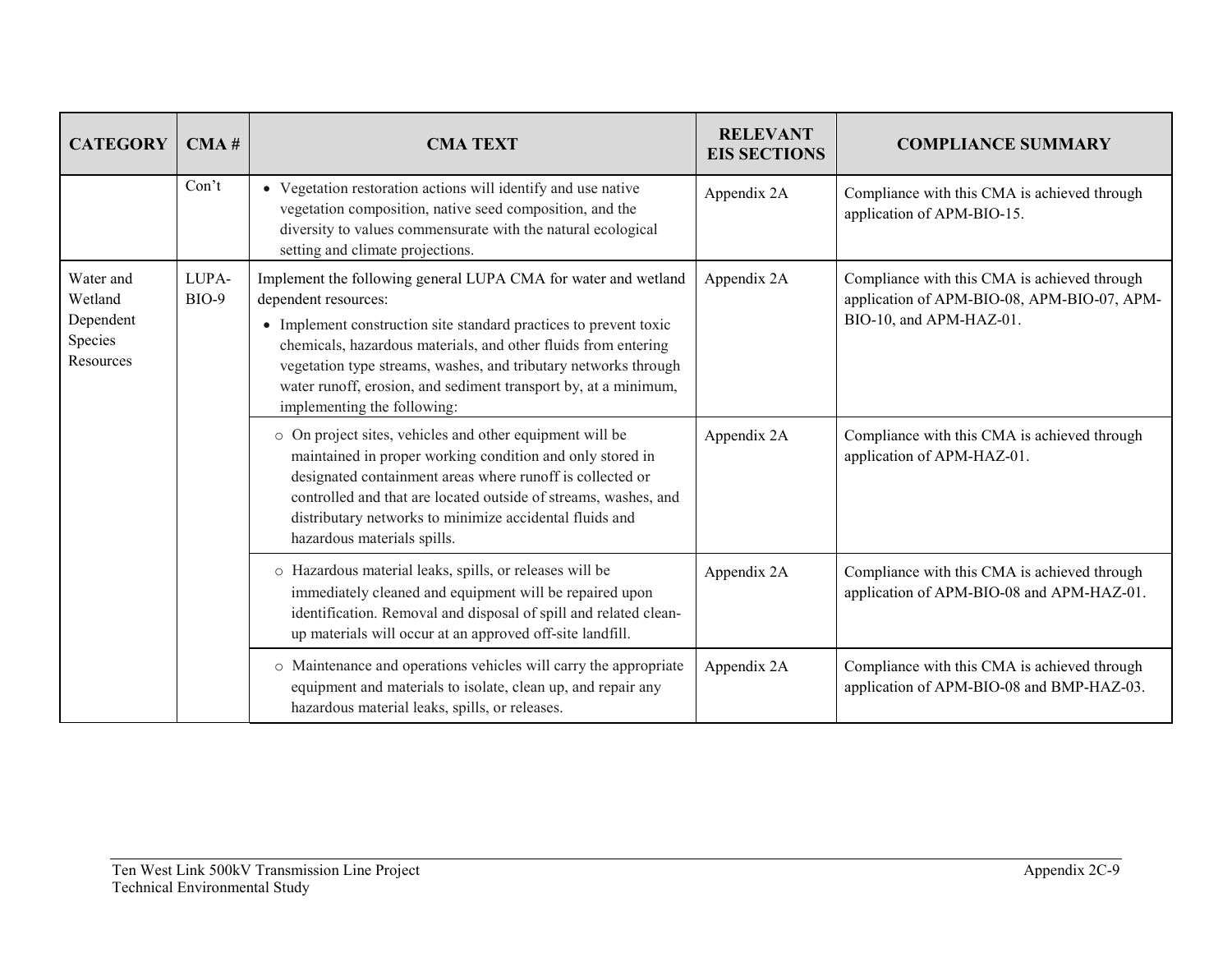| CATEGORY | CMA # | CMA TEXT | RELEVANT EIS SECTIONS | COMPLIANCE SUMMARY |
|---|---|---|---|---|
| | Con't | • Vegetation restoration actions will identify and use native vegetation composition, native seed composition, and the diversity to values commensurate with the natural ecological setting and climate projections. | Appendix 2A | Compliance with this CMA is achieved through application of APM-BIO-15. |
| Water and Wetland Dependent Species Resources | LUPA-BIO-9 | Implement the following general LUPA CMA for water and wetland dependent resources:<br>• Implement construction site standard practices to prevent toxic chemicals, hazardous materials, and other fluids from entering vegetation type streams, washes, and tributary networks through water runoff, erosion, and sediment transport by, at a minimum, implementing the following: | Appendix 2A | Compliance with this CMA is achieved through application of APM-BIO-08, APM-BIO-07, APM-BIO-10, and APM-HAZ-01. |
| | | ○ On project sites, vehicles and other equipment will be maintained in proper working condition and only stored in designated containment areas where runoff is collected or controlled and that are located outside of streams, washes, and distributary networks to minimize accidental fluids and hazardous materials spills. | Appendix 2A | Compliance with this CMA is achieved through application of APM-HAZ-01. |
| | | ○ Hazardous material leaks, spills, or releases will be immediately cleaned and equipment will be repaired upon identification. Removal and disposal of spill and related clean-up materials will occur at an approved off-site landfill. | Appendix 2A | Compliance with this CMA is achieved through application of APM-BIO-08 and APM-HAZ-01. |
| | | ○ Maintenance and operations vehicles will carry the appropriate equipment and materials to isolate, clean up, and repair any hazardous material leaks, spills, or releases. | Appendix 2A | Compliance with this CMA is achieved through application of APM-BIO-08 and BMP-HAZ-03. |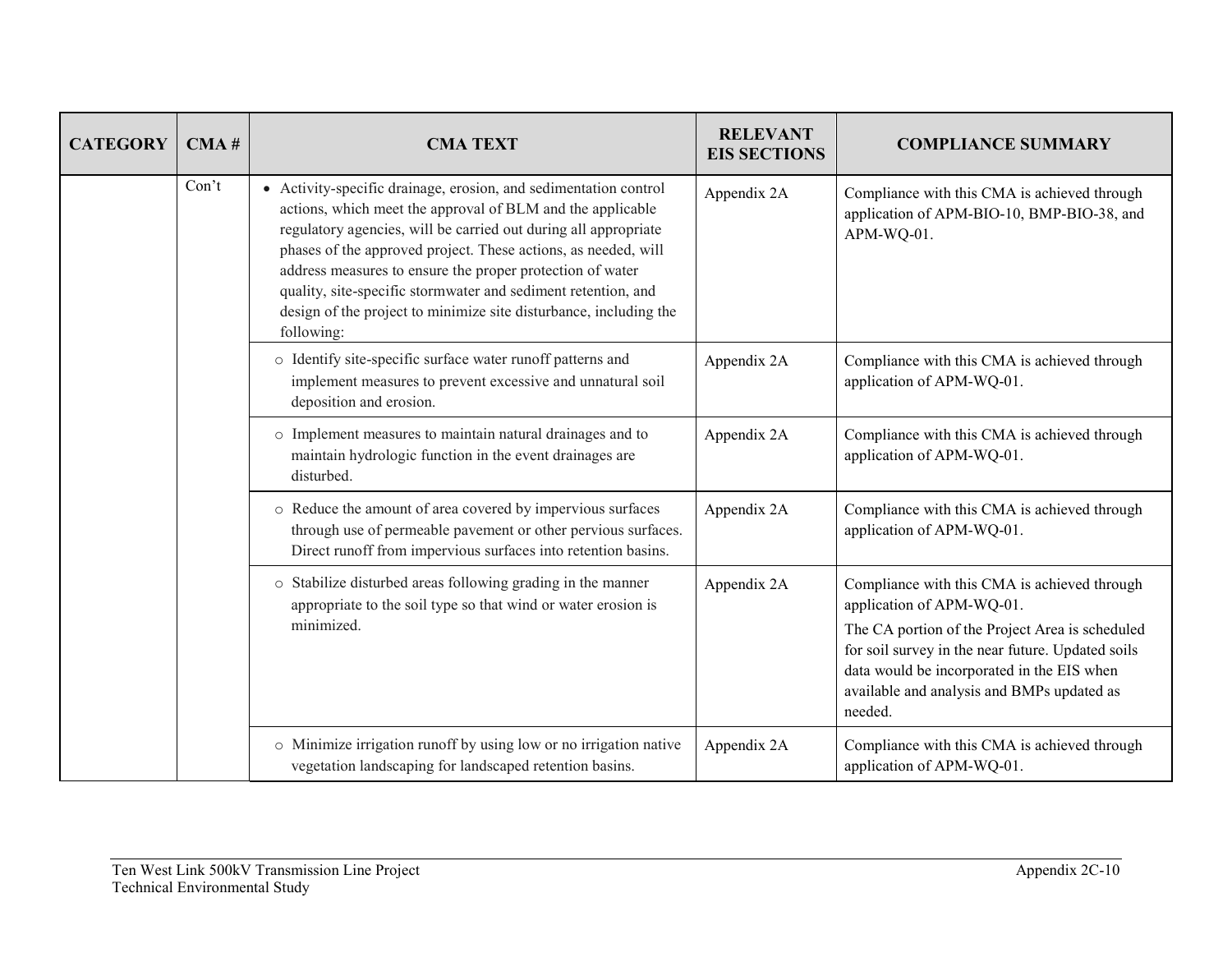| CATEGORY | CMA # | CMA TEXT | RELEVANT EIS SECTIONS | COMPLIANCE SUMMARY |
|---|---|---|---|---|
| | Con't | • Activity-specific drainage, erosion, and sedimentation control actions, which meet the approval of BLM and the applicable regulatory agencies, will be carried out during all appropriate phases of the approved project. These actions, as needed, will address measures to ensure the proper protection of water quality, site-specific stormwater and sediment retention, and design of the project to minimize site disturbance, including the following: | Appendix 2A | Compliance with this CMA is achieved through application of APM-BIO-10, BMP-BIO-38, and APM-WQ-01. |
| | | ○ Identify site-specific surface water runoff patterns and implement measures to prevent excessive and unnatural soil deposition and erosion. | Appendix 2A | Compliance with this CMA is achieved through application of APM-WQ-01. |
| | | ○ Implement measures to maintain natural drainages and to maintain hydrologic function in the event drainages are disturbed. | Appendix 2A | Compliance with this CMA is achieved through application of APM-WQ-01. |
| | | ○ Reduce the amount of area covered by impervious surfaces through use of permeable pavement or other pervious surfaces. Direct runoff from impervious surfaces into retention basins. | Appendix 2A | Compliance with this CMA is achieved through application of APM-WQ-01. |
| | | ○ Stabilize disturbed areas following grading in the manner appropriate to the soil type so that wind or water erosion is minimized. | Appendix 2A | Compliance with this CMA is achieved through application of APM-WQ-01. The CA portion of the Project Area is scheduled for soil survey in the near future. Updated soils data would be incorporated in the EIS when available and analysis and BMPs updated as needed. |
| | | ○ Minimize irrigation runoff by using low or no irrigation native vegetation landscaping for landscaped retention basins. | Appendix 2A | Compliance with this CMA is achieved through application of APM-WQ-01. |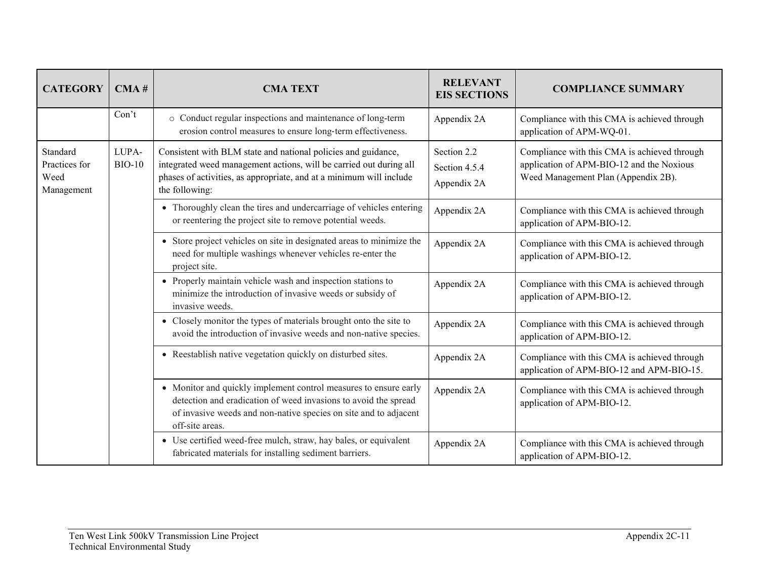| CATEGORY | CMA # | CMA TEXT | RELEVANT EIS SECTIONS | COMPLIANCE SUMMARY |
|---|---|---|---|---|
| | Con't | ○ Conduct regular inspections and maintenance of long-term erosion control measures to ensure long-term effectiveness. | Appendix 2A | Compliance with this CMA is achieved through application of APM-WQ-01. |
| Standard Practices for Weed Management | LUPA-BIO-10 | Consistent with BLM state and national policies and guidance, integrated weed management actions, will be carried out during all phases of activities, as appropriate, and at a minimum will include the following: | Section 2.2<br>Section 4.5.4<br>Appendix 2A | Compliance with this CMA is achieved through application of APM-BIO-12 and the Noxious Weed Management Plan (Appendix 2B). |
| | | • Thoroughly clean the tires and undercarriage of vehicles entering or reentering the project site to remove potential weeds. | Appendix 2A | Compliance with this CMA is achieved through application of APM-BIO-12. |
| | | • Store project vehicles on site in designated areas to minimize the need for multiple washings whenever vehicles re-enter the project site. | Appendix 2A | Compliance with this CMA is achieved through application of APM-BIO-12. |
| | | • Properly maintain vehicle wash and inspection stations to minimize the introduction of invasive weeds or subsidy of invasive weeds. | Appendix 2A | Compliance with this CMA is achieved through application of APM-BIO-12. |
| | | • Closely monitor the types of materials brought onto the site to avoid the introduction of invasive weeds and non-native species. | Appendix 2A | Compliance with this CMA is achieved through application of APM-BIO-12. |
| | | • Reestablish native vegetation quickly on disturbed sites. | Appendix 2A | Compliance with this CMA is achieved through application of APM-BIO-12 and APM-BIO-15. |
| | | • Monitor and quickly implement control measures to ensure early detection and eradication of weed invasions to avoid the spread of invasive weeds and non-native species on site and to adjacent off-site areas. | Appendix 2A | Compliance with this CMA is achieved through application of APM-BIO-12. |
| | | • Use certified weed-free mulch, straw, hay bales, or equivalent fabricated materials for installing sediment barriers. | Appendix 2A | Compliance with this CMA is achieved through application of APM-BIO-12. |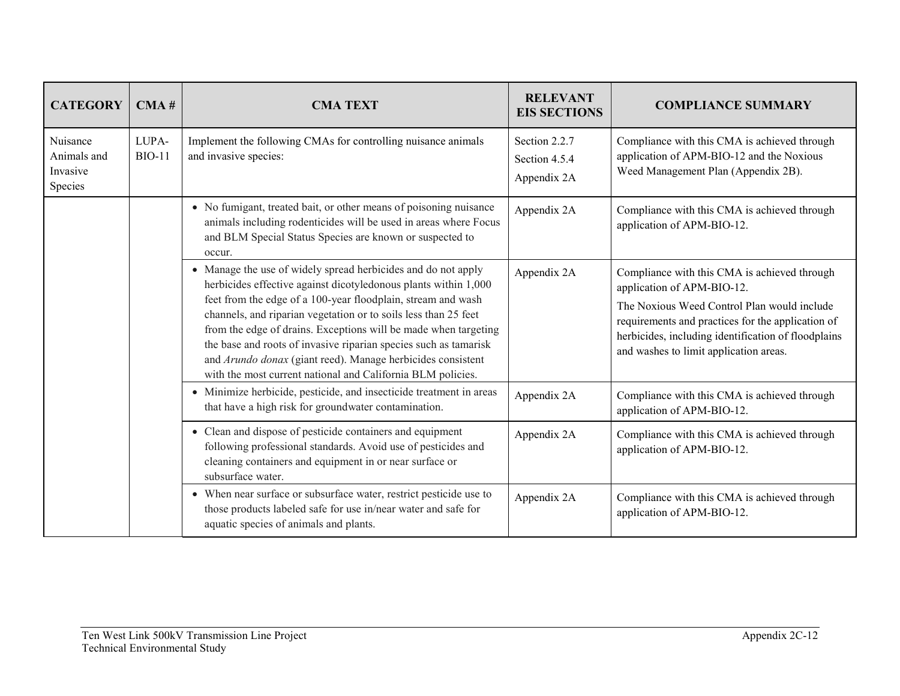| CATEGORY | CMA # | CMA TEXT | RELEVANT EIS SECTIONS | COMPLIANCE SUMMARY |
| --- | --- | --- | --- | --- |
| Nuisance Animals and Invasive Species | LUPA-BIO-11 | Implement the following CMAs for controlling nuisance animals and invasive species: | Section 2.2.7<br>Section 4.5.4<br>Appendix 2A | Compliance with this CMA is achieved through application of APM-BIO-12 and the Noxious Weed Management Plan (Appendix 2B). |
| | | • No fumigant, treated bait, or other means of poisoning nuisance animals including rodenticides will be used in areas where Focus and BLM Special Status Species are known or suspected to occur. | Appendix 2A | Compliance with this CMA is achieved through application of APM-BIO-12. |
| | | • Manage the use of widely spread herbicides and do not apply herbicides effective against dicotyledonous plants within 1,000 feet from the edge of a 100-year floodplain, stream and wash channels, and riparian vegetation or to soils less than 25 feet from the edge of drains. Exceptions will be made when targeting the base and roots of invasive riparian species such as tamarisk and *Arundo donax* (giant reed). Manage herbicides consistent with the most current national and California BLM policies. | Appendix 2A | Compliance with this CMA is achieved through application of APM-BIO-12.<br>The Noxious Weed Control Plan would include requirements and practices for the application of herbicides, including identification of floodplains and washes to limit application areas. |
| | | • Minimize herbicide, pesticide, and insecticide treatment in areas that have a high risk for groundwater contamination. | Appendix 2A | Compliance with this CMA is achieved through application of APM-BIO-12. |
| | | • Clean and dispose of pesticide containers and equipment following professional standards. Avoid use of pesticides and cleaning containers and equipment in or near surface or subsurface water. | Appendix 2A | Compliance with this CMA is achieved through application of APM-BIO-12. |
| | | • When near surface or subsurface water, restrict pesticide use to those products labeled safe for use in/near water and safe for aquatic species of animals and plants. | Appendix 2A | Compliance with this CMA is achieved through application of APM-BIO-12. |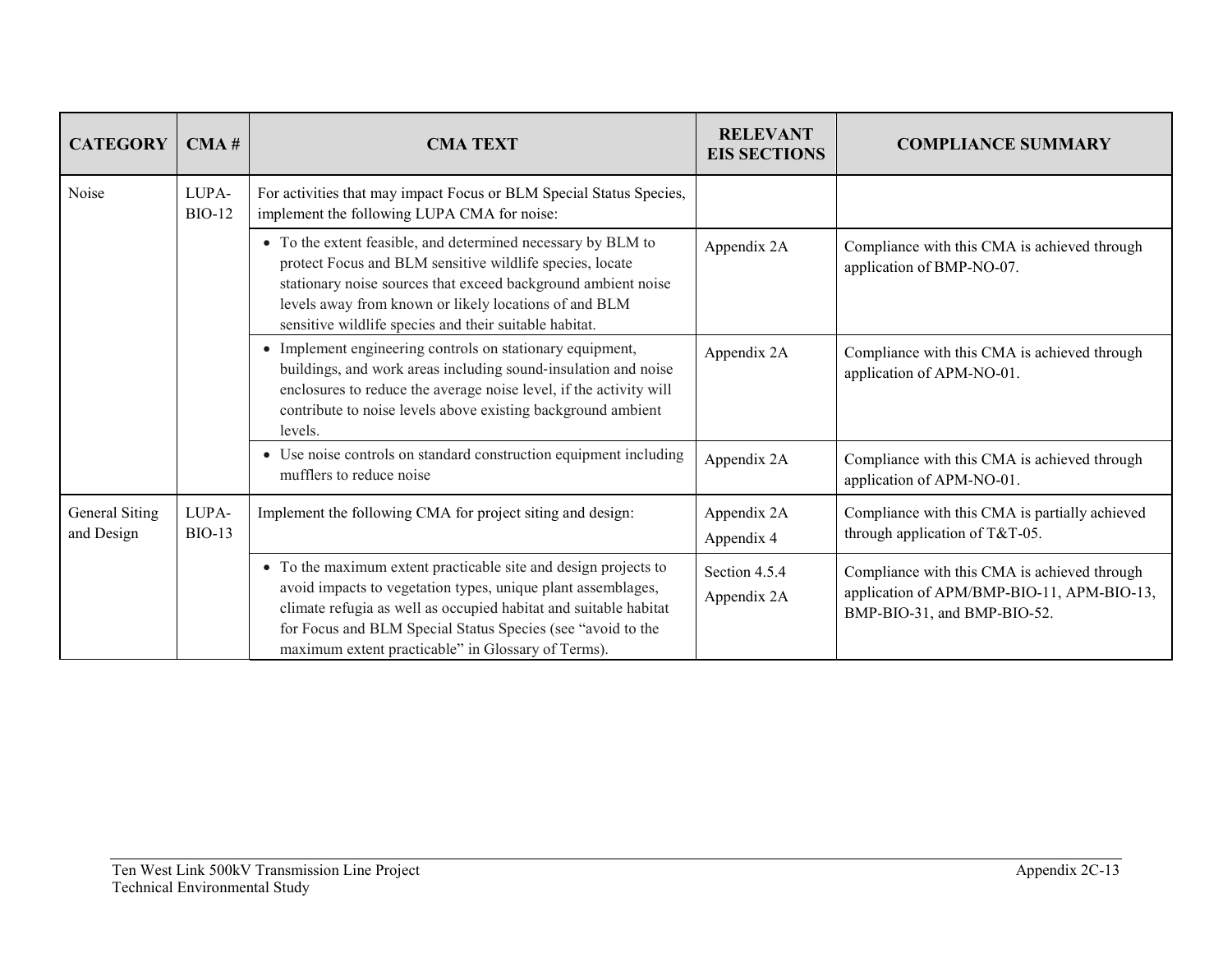| CATEGORY | CMA # | CMA TEXT | RELEVANT EIS SECTIONS | COMPLIANCE SUMMARY |
|---|---|---|---|---|
| Noise | LUPA-BIO-12 | For activities that may impact Focus or BLM Special Status Species, implement the following LUPA CMA for noise: | | |
| | | • To the extent feasible, and determined necessary by BLM to protect Focus and BLM sensitive wildlife species, locate stationary noise sources that exceed background ambient noise levels away from known or likely locations of and BLM sensitive wildlife species and their suitable habitat. | Appendix 2A | Compliance with this CMA is achieved through application of BMP-NO-07. |
| | | • Implement engineering controls on stationary equipment, buildings, and work areas including sound-insulation and noise enclosures to reduce the average noise level, if the activity will contribute to noise levels above existing background ambient levels. | Appendix 2A | Compliance with this CMA is achieved through application of APM-NO-01. |
| | | • Use noise controls on standard construction equipment including mufflers to reduce noise | Appendix 2A | Compliance with this CMA is achieved through application of APM-NO-01. |
| General Siting and Design | LUPA-BIO-13 | Implement the following CMA for project siting and design: | Appendix 2A<br>Appendix 4 | Compliance with this CMA is partially achieved through application of T&T-05. |
| | | • To the maximum extent practicable site and design projects to avoid impacts to vegetation types, unique plant assemblages, climate refugia as well as occupied habitat and suitable habitat for Focus and BLM Special Status Species (see "avoid to the maximum extent practicable" in Glossary of Terms). | Section 4.5.4<br>Appendix 2A | Compliance with this CMA is achieved through application of APM/BMP-BIO-11, APM-BIO-13, BMP-BIO-31, and BMP-BIO-52. |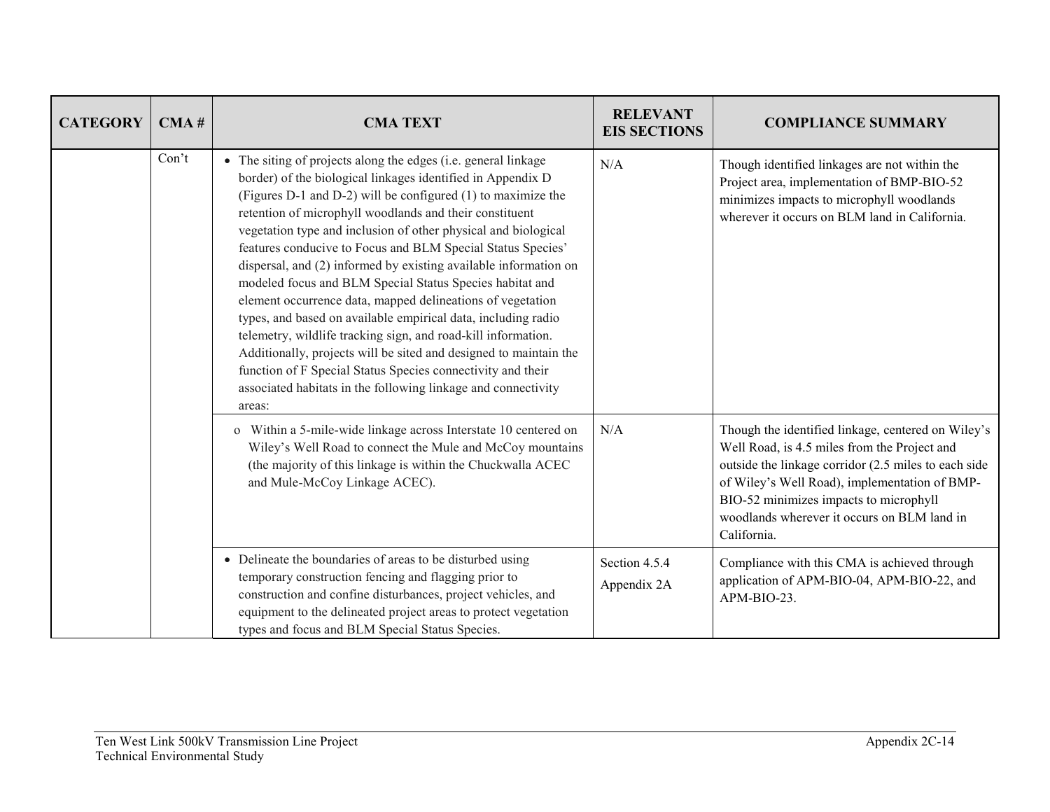| CATEGORY | CMA # | CMA TEXT | RELEVANT EIS SECTIONS | COMPLIANCE SUMMARY |
|---|---|---|---|---|
| | Con't | • The siting of projects along the edges (i.e. general linkage border) of the biological linkages identified in Appendix D (Figures D-1 and D-2) will be configured (1) to maximize the retention of microphyll woodlands and their constituent vegetation type and inclusion of other physical and biological features conducive to Focus and BLM Special Status Species' dispersal, and (2) informed by existing available information on modeled focus and BLM Special Status Species habitat and element occurrence data, mapped delineations of vegetation types, and based on available empirical data, including radio telemetry, wildlife tracking sign, and road-kill information. Additionally, projects will be sited and designed to maintain the function of F Special Status Species connectivity and their associated habitats in the following linkage and connectivity areas: | N/A | Though identified linkages are not within the Project area, implementation of BMP-BIO-52 minimizes impacts to microphyll woodlands wherever it occurs on BLM land in California. |
| | | o Within a 5-mile-wide linkage across Interstate 10 centered on Wiley's Well Road to connect the Mule and McCoy mountains (the majority of this linkage is within the Chuckwalla ACEC and Mule-McCoy Linkage ACEC). | N/A | Though the identified linkage, centered on Wiley's Well Road, is 4.5 miles from the Project and outside the linkage corridor (2.5 miles to each side of Wiley's Well Road), implementation of BMP-BIO-52 minimizes impacts to microphyll woodlands wherever it occurs on BLM land in California. |
| | | • Delineate the boundaries of areas to be disturbed using temporary construction fencing and flagging prior to construction and confine disturbances, project vehicles, and equipment to the delineated project areas to protect vegetation types and focus and BLM Special Status Species. | Section 4.5.4<br>Appendix 2A | Compliance with this CMA is achieved through application of APM-BIO-04, APM-BIO-22, and APM-BIO-23. |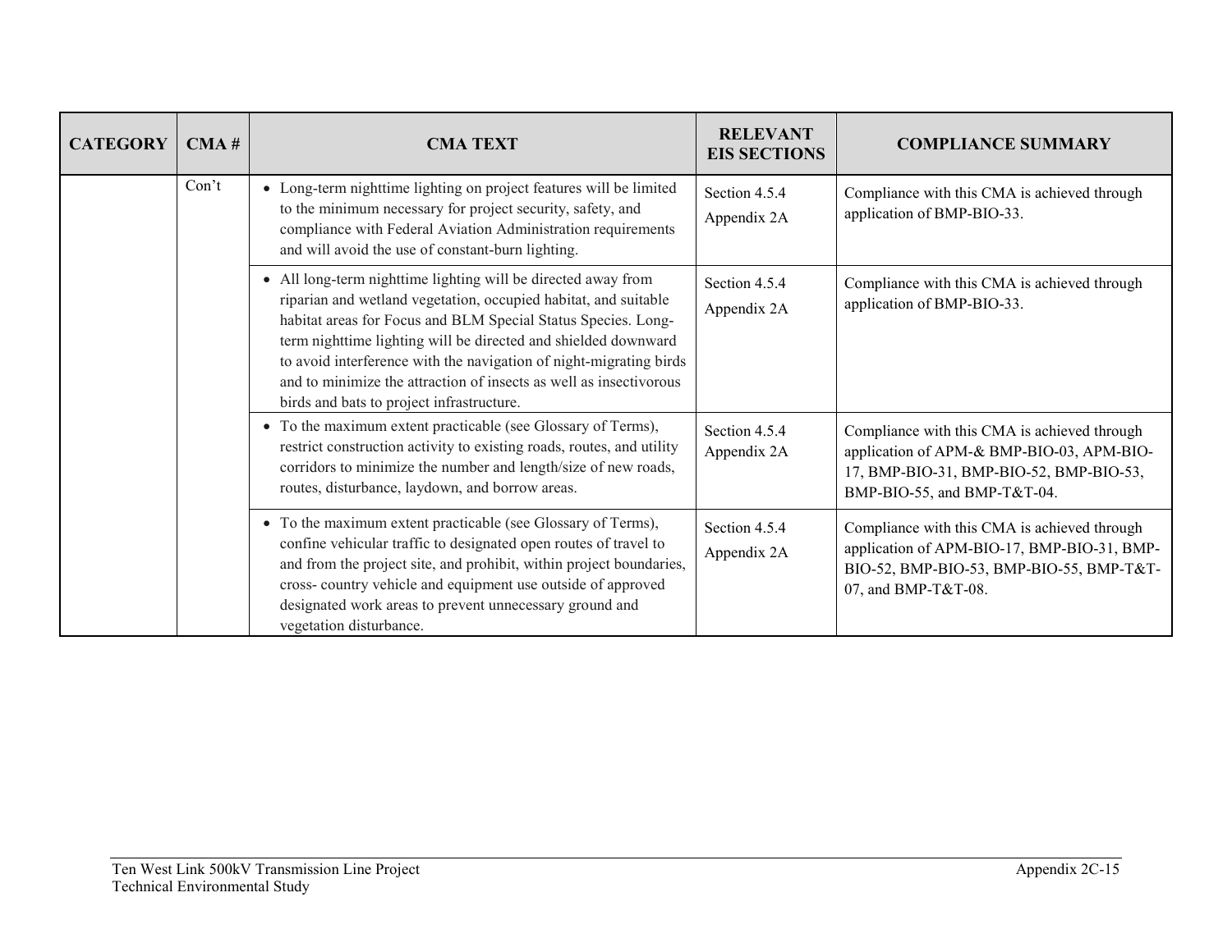| CATEGORY | CMA # | CMA TEXT | RELEVANT EIS SECTIONS | COMPLIANCE SUMMARY |
|---|---|---|---|---|
| | Con't | • Long-term nighttime lighting on project features will be limited to the minimum necessary for project security, safety, and compliance with Federal Aviation Administration requirements and will avoid the use of constant-burn lighting. | Section 4.5.4 Appendix 2A | Compliance with this CMA is achieved through application of BMP-BIO-33. |
| | | • All long-term nighttime lighting will be directed away from riparian and wetland vegetation, occupied habitat, and suitable habitat areas for Focus and BLM Special Status Species. Long-term nighttime lighting will be directed and shielded downward to avoid interference with the navigation of night-migrating birds and to minimize the attraction of insects as well as insectivorous birds and bats to project infrastructure. | Section 4.5.4 Appendix 2A | Compliance with this CMA is achieved through application of BMP-BIO-33. |
| | | • To the maximum extent practicable (see Glossary of Terms), restrict construction activity to existing roads, routes, and utility corridors to minimize the number and length/size of new roads, routes, disturbance, laydown, and borrow areas. | Section 4.5.4 Appendix 2A | Compliance with this CMA is achieved through application of APM-& BMP-BIO-03, APM-BIO-17, BMP-BIO-31, BMP-BIO-52, BMP-BIO-53, BMP-BIO-55, and BMP-T&T-04. |
| | | • To the maximum extent practicable (see Glossary of Terms), confine vehicular traffic to designated open routes of travel to and from the project site, and prohibit, within project boundaries, cross- country vehicle and equipment use outside of approved designated work areas to prevent unnecessary ground and vegetation disturbance. | Section 4.5.4 Appendix 2A | Compliance with this CMA is achieved through application of APM-BIO-17, BMP-BIO-31, BMP-BIO-52, BMP-BIO-53, BMP-BIO-55, BMP-T&T-07, and BMP-T&T-08. |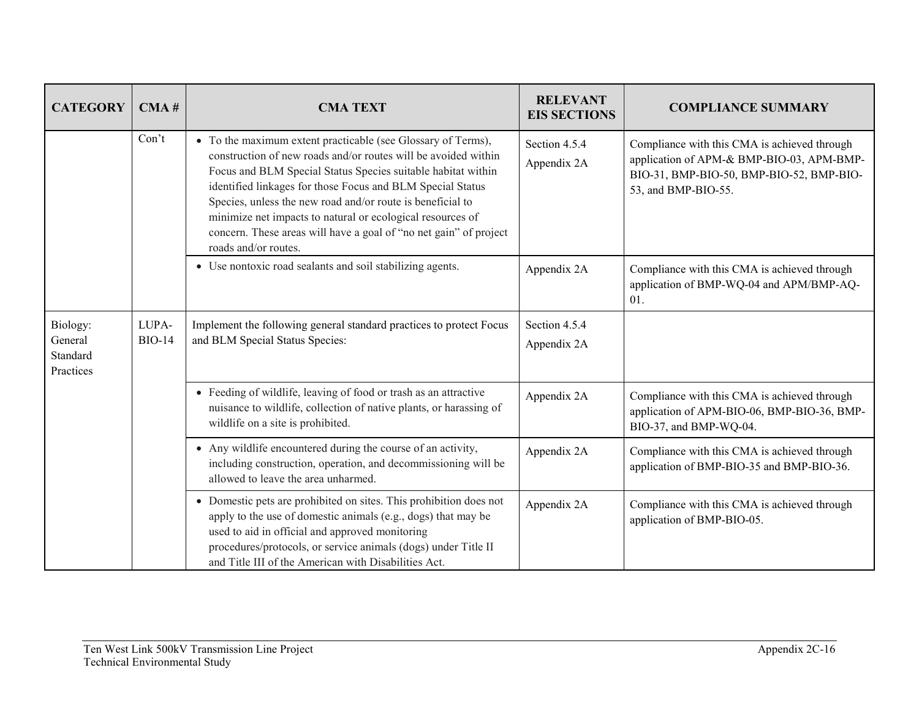| CATEGORY | CMA # | CMA TEXT | RELEVANT EIS SECTIONS | COMPLIANCE SUMMARY |
| --- | --- | --- | --- | --- |
| | Con't | • To the maximum extent practicable (see Glossary of Terms), construction of new roads and/or routes will be avoided within Focus and BLM Special Status Species suitable habitat within identified linkages for those Focus and BLM Special Status Species, unless the new road and/or route is beneficial to minimize net impacts to natural or ecological resources of concern. These areas will have a goal of "no net gain" of project roads and/or routes. | Section 4.5.4<br>Appendix 2A | Compliance with this CMA is achieved through application of APM-& BMP-BIO-03, APM-BMP-BIO-31, BMP-BIO-50, BMP-BIO-52, BMP-BIO-53, and BMP-BIO-55. |
| | | • Use nontoxic road sealants and soil stabilizing agents. | Appendix 2A | Compliance with this CMA is achieved through application of BMP-WQ-04 and APM/BMP-AQ-01. |
| Biology: General Standard Practices | LUPA-BIO-14 | Implement the following general standard practices to protect Focus and BLM Special Status Species: | Section 4.5.4<br>Appendix 2A | |
| | | • Feeding of wildlife, leaving of food or trash as an attractive nuisance to wildlife, collection of native plants, or harassing of wildlife on a site is prohibited. | Appendix 2A | Compliance with this CMA is achieved through application of APM-BIO-06, BMP-BIO-36, BMP-BIO-37, and BMP-WQ-04. |
| | | • Any wildlife encountered during the course of an activity, including construction, operation, and decommissioning will be allowed to leave the area unharmed. | Appendix 2A | Compliance with this CMA is achieved through application of BMP-BIO-35 and BMP-BIO-36. |
| | | • Domestic pets are prohibited on sites. This prohibition does not apply to the use of domestic animals (e.g., dogs) that may be used to aid in official and approved monitoring procedures/protocols, or service animals (dogs) under Title II and Title III of the American with Disabilities Act. | Appendix 2A | Compliance with this CMA is achieved through application of BMP-BIO-05. |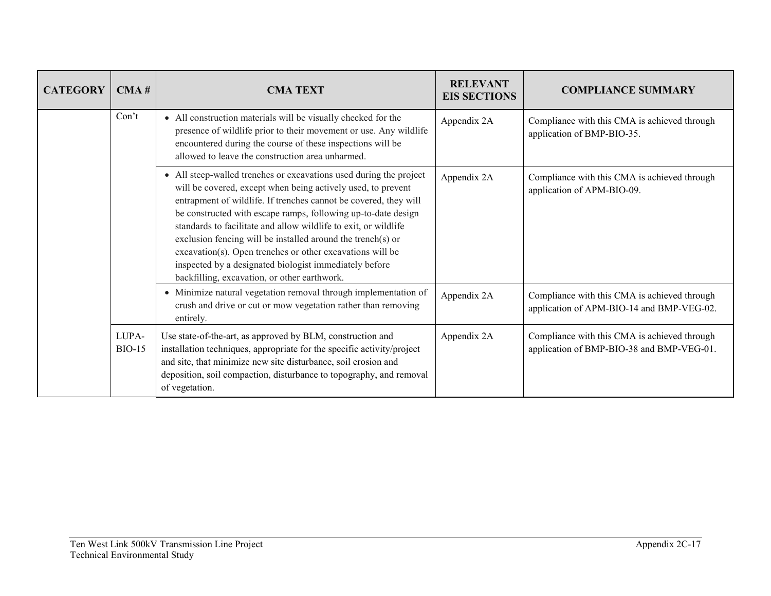| CATEGORY | CMA # | CMA TEXT | RELEVANT EIS SECTIONS | COMPLIANCE SUMMARY |
|---|---|---|---|---|
| | Con't | • All construction materials will be visually checked for the presence of wildlife prior to their movement or use. Any wildlife encountered during the course of these inspections will be allowed to leave the construction area unharmed. | Appendix 2A | Compliance with this CMA is achieved through application of BMP-BIO-35. |
| | | • All steep-walled trenches or excavations used during the project will be covered, except when being actively used, to prevent entrapment of wildlife. If trenches cannot be covered, they will be constructed with escape ramps, following up-to-date design standards to facilitate and allow wildlife to exit, or wildlife exclusion fencing will be installed around the trench(s) or excavation(s). Open trenches or other excavations will be inspected by a designated biologist immediately before backfilling, excavation, or other earthwork. | Appendix 2A | Compliance with this CMA is achieved through application of APM-BIO-09. |
| | | • Minimize natural vegetation removal through implementation of crush and drive or cut or mow vegetation rather than removing entirely. | Appendix 2A | Compliance with this CMA is achieved through application of APM-BIO-14 and BMP-VEG-02. |
| | LUPA-BIO-15 | Use state-of-the-art, as approved by BLM, construction and installation techniques, appropriate for the specific activity/project and site, that minimize new site disturbance, soil erosion and deposition, soil compaction, disturbance to topography, and removal of vegetation. | Appendix 2A | Compliance with this CMA is achieved through application of BMP-BIO-38 and BMP-VEG-01. |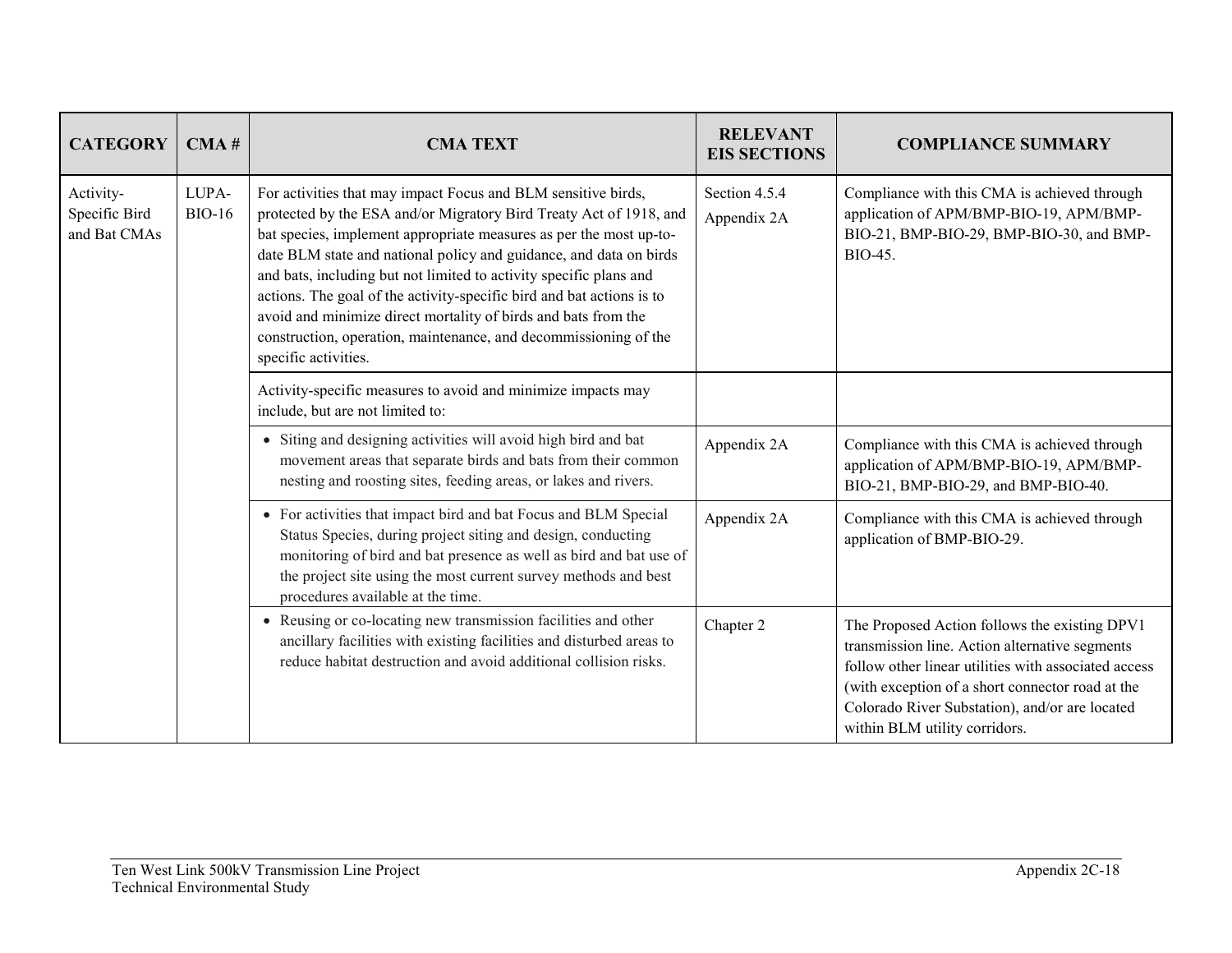| CATEGORY | CMA # | CMA TEXT | RELEVANT EIS SECTIONS | COMPLIANCE SUMMARY |
|---|---|---|---|---|
| Activity-Specific Bird and Bat CMAs | LUPA-BIO-16 | For activities that may impact Focus and BLM sensitive birds, protected by the ESA and/or Migratory Bird Treaty Act of 1918, and bat species, implement appropriate measures as per the most up-to-date BLM state and national policy and guidance, and data on birds and bats, including but not limited to activity specific plans and actions. The goal of the activity-specific bird and bat actions is to avoid and minimize direct mortality of birds and bats from the construction, operation, maintenance, and decommissioning of the specific activities. | Section 4.5.4<br>Appendix 2A | Compliance with this CMA is achieved through application of APM/BMP-BIO-19, APM/BMP-BIO-21, BMP-BIO-29, BMP-BIO-30, and BMP-BIO-45. |
| | | Activity-specific measures to avoid and minimize impacts may include, but are not limited to: | | |
| | | • Siting and designing activities will avoid high bird and bat movement areas that separate birds and bats from their common nesting and roosting sites, feeding areas, or lakes and rivers. | Appendix 2A | Compliance with this CMA is achieved through application of APM/BMP-BIO-19, APM/BMP-BIO-21, BMP-BIO-29, and BMP-BIO-40. |
| | | • For activities that impact bird and bat Focus and BLM Special Status Species, during project siting and design, conducting monitoring of bird and bat presence as well as bird and bat use of the project site using the most current survey methods and best procedures available at the time. | Appendix 2A | Compliance with this CMA is achieved through application of BMP-BIO-29. |
| | | • Reusing or co-locating new transmission facilities and other ancillary facilities with existing facilities and disturbed areas to reduce habitat destruction and avoid additional collision risks. | Chapter 2 | The Proposed Action follows the existing DPV1 transmission line. Action alternative segments follow other linear utilities with associated access (with exception of a short connector road at the Colorado River Substation), and/or are located within BLM utility corridors. |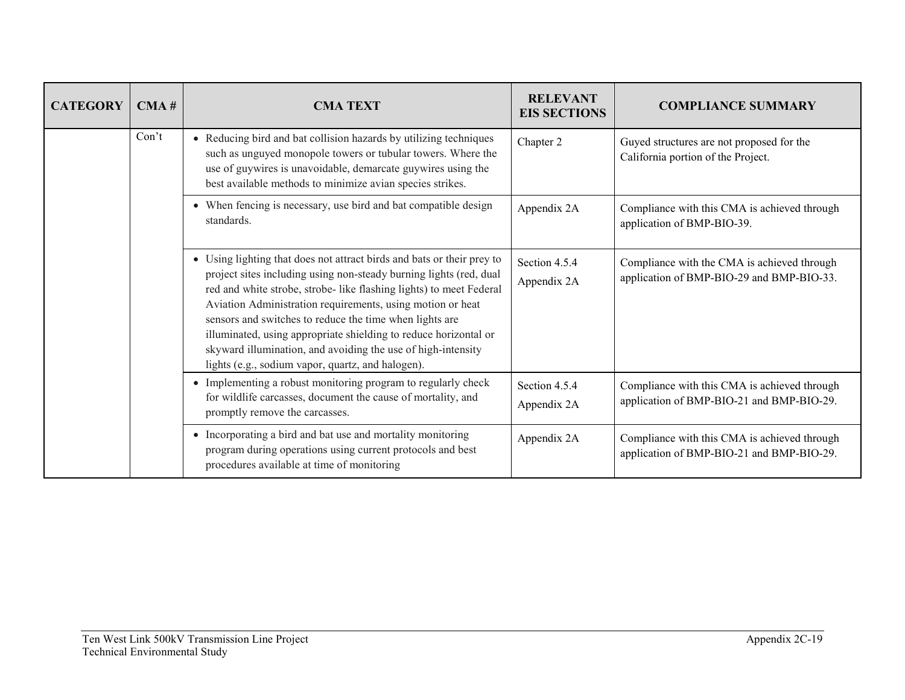| CATEGORY | CMA # | CMA TEXT | RELEVANT EIS SECTIONS | COMPLIANCE SUMMARY |
|---|---|---|---|---|
| | Con't | • Reducing bird and bat collision hazards by utilizing techniques such as unguyed monopole towers or tubular towers. Where the use of guywires is unavoidable, demarcate guywires using the best available methods to minimize avian species strikes. | Chapter 2 | Guyed structures are not proposed for the California portion of the Project. |
| | | • When fencing is necessary, use bird and bat compatible design standards. | Appendix 2A | Compliance with this CMA is achieved through application of BMP-BIO-39. |
| | | • Using lighting that does not attract birds and bats or their prey to project sites including using non-steady burning lights (red, dual red and white strobe, strobe- like flashing lights) to meet Federal Aviation Administration requirements, using motion or heat sensors and switches to reduce the time when lights are illuminated, using appropriate shielding to reduce horizontal or skyward illumination, and avoiding the use of high-intensity lights (e.g., sodium vapor, quartz, and halogen). | Section 4.5.4<br>Appendix 2A | Compliance with the CMA is achieved through application of BMP-BIO-29 and BMP-BIO-33. |
| | | • Implementing a robust monitoring program to regularly check for wildlife carcasses, document the cause of mortality, and promptly remove the carcasses. | Section 4.5.4<br>Appendix 2A | Compliance with this CMA is achieved through application of BMP-BIO-21 and BMP-BIO-29. |
| | | • Incorporating a bird and bat use and mortality monitoring program during operations using current protocols and best procedures available at time of monitoring | Appendix 2A | Compliance with this CMA is achieved through application of BMP-BIO-21 and BMP-BIO-29. |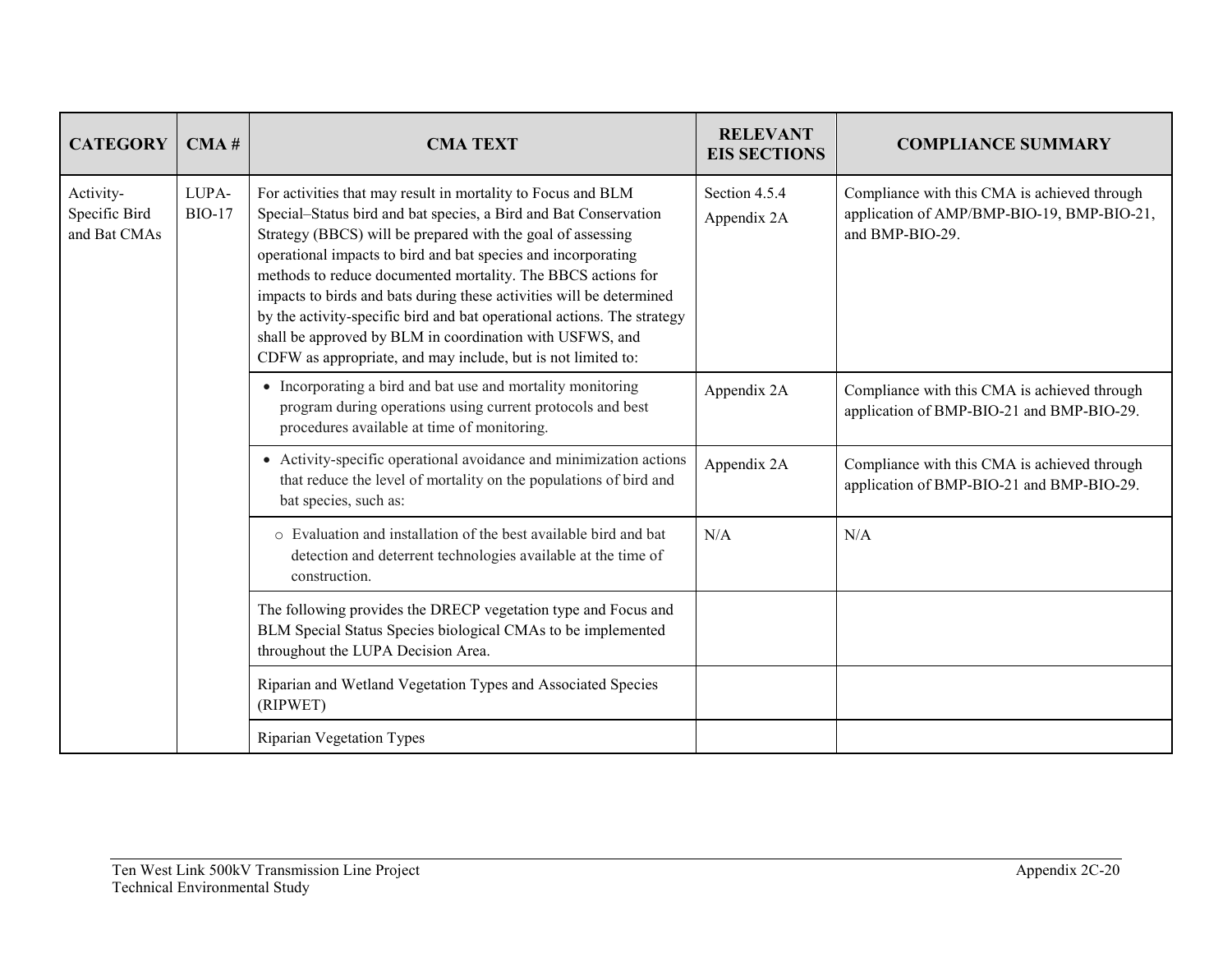| CATEGORY | CMA # | CMA TEXT | RELEVANT EIS SECTIONS | COMPLIANCE SUMMARY |
|---|---|---|---|---|
| Activity-Specific Bird and Bat CMAs | LUPA-BIO-17 | For activities that may result in mortality to Focus and BLM Special–Status bird and bat species, a Bird and Bat Conservation Strategy (BBCS) will be prepared with the goal of assessing operational impacts to bird and bat species and incorporating methods to reduce documented mortality. The BBCS actions for impacts to birds and bats during these activities will be determined by the activity-specific bird and bat operational actions. The strategy shall be approved by BLM in coordination with USFWS, and CDFW as appropriate, and may include, but is not limited to: | Section 4.5.4<br>Appendix 2A | Compliance with this CMA is achieved through application of AMP/BMP-BIO-19, BMP-BIO-21, and BMP-BIO-29. |
| | | • Incorporating a bird and bat use and mortality monitoring program during operations using current protocols and best procedures available at time of monitoring. | Appendix 2A | Compliance with this CMA is achieved through application of BMP-BIO-21 and BMP-BIO-29. |
| | | • Activity-specific operational avoidance and minimization actions that reduce the level of mortality on the populations of bird and bat species, such as: | Appendix 2A | Compliance with this CMA is achieved through application of BMP-BIO-21 and BMP-BIO-29. |
| | | ○ Evaluation and installation of the best available bird and bat detection and deterrent technologies available at the time of construction. | N/A | N/A |
| | | The following provides the DRECP vegetation type and Focus and BLM Special Status Species biological CMAs to be implemented throughout the LUPA Decision Area. | | |
| | | Riparian and Wetland Vegetation Types and Associated Species (RIPWET) | | |
| | | Riparian Vegetation Types | | |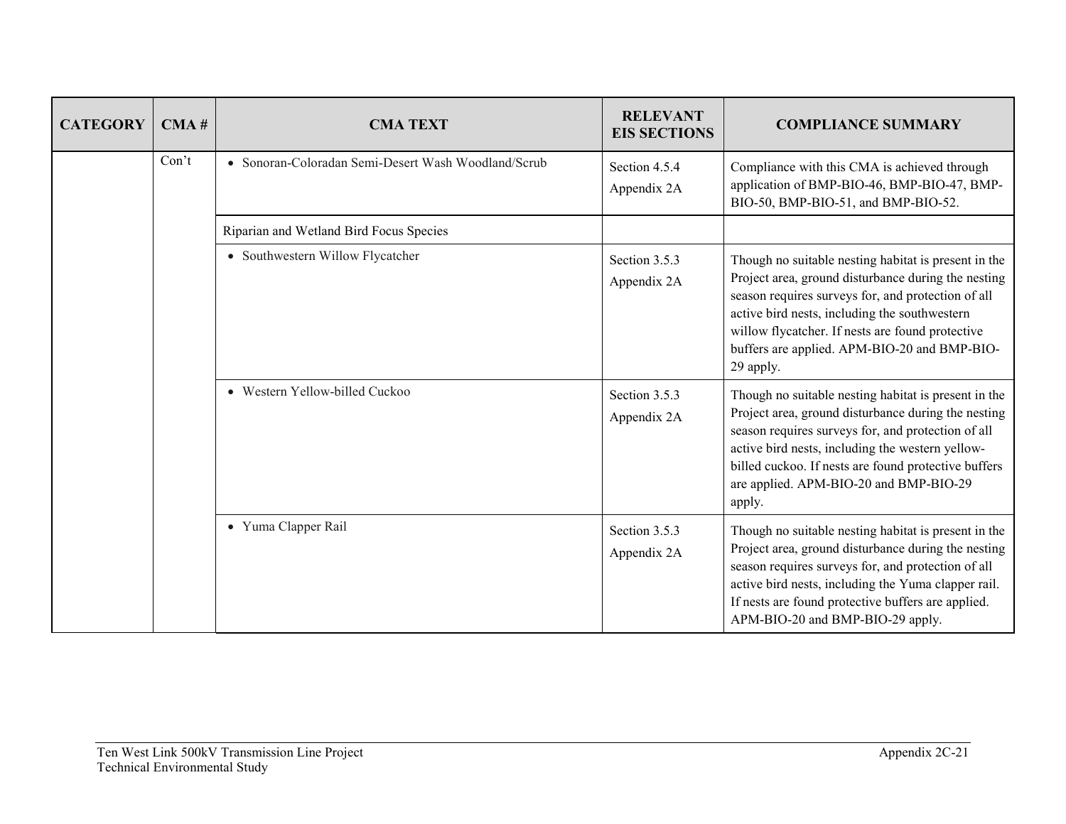| CATEGORY | CMA # | CMA TEXT | RELEVANT EIS SECTIONS | COMPLIANCE SUMMARY |
|---|---|---|---|---|
| | Con't | • Sonoran-Coloradan Semi-Desert Wash Woodland/Scrub | Section 4.5.4 Appendix 2A | Compliance with this CMA is achieved through application of BMP-BIO-46, BMP-BIO-47, BMP-BIO-50, BMP-BIO-51, and BMP-BIO-52. |
| | | Riparian and Wetland Bird Focus Species | | |
| | | • Southwestern Willow Flycatcher | Section 3.5.3 Appendix 2A | Though no suitable nesting habitat is present in the Project area, ground disturbance during the nesting season requires surveys for, and protection of all active bird nests, including the southwestern willow flycatcher. If nests are found protective buffers are applied. APM-BIO-20 and BMP-BIO-29 apply. |
| | | • Western Yellow-billed Cuckoo | Section 3.5.3 Appendix 2A | Though no suitable nesting habitat is present in the Project area, ground disturbance during the nesting season requires surveys for, and protection of all active bird nests, including the western yellow-billed cuckoo. If nests are found protective buffers are applied. APM-BIO-20 and BMP-BIO-29 apply. |
| | | • Yuma Clapper Rail | Section 3.5.3 Appendix 2A | Though no suitable nesting habitat is present in the Project area, ground disturbance during the nesting season requires surveys for, and protection of all active bird nests, including the Yuma clapper rail. If nests are found protective buffers are applied. APM-BIO-20 and BMP-BIO-29 apply. |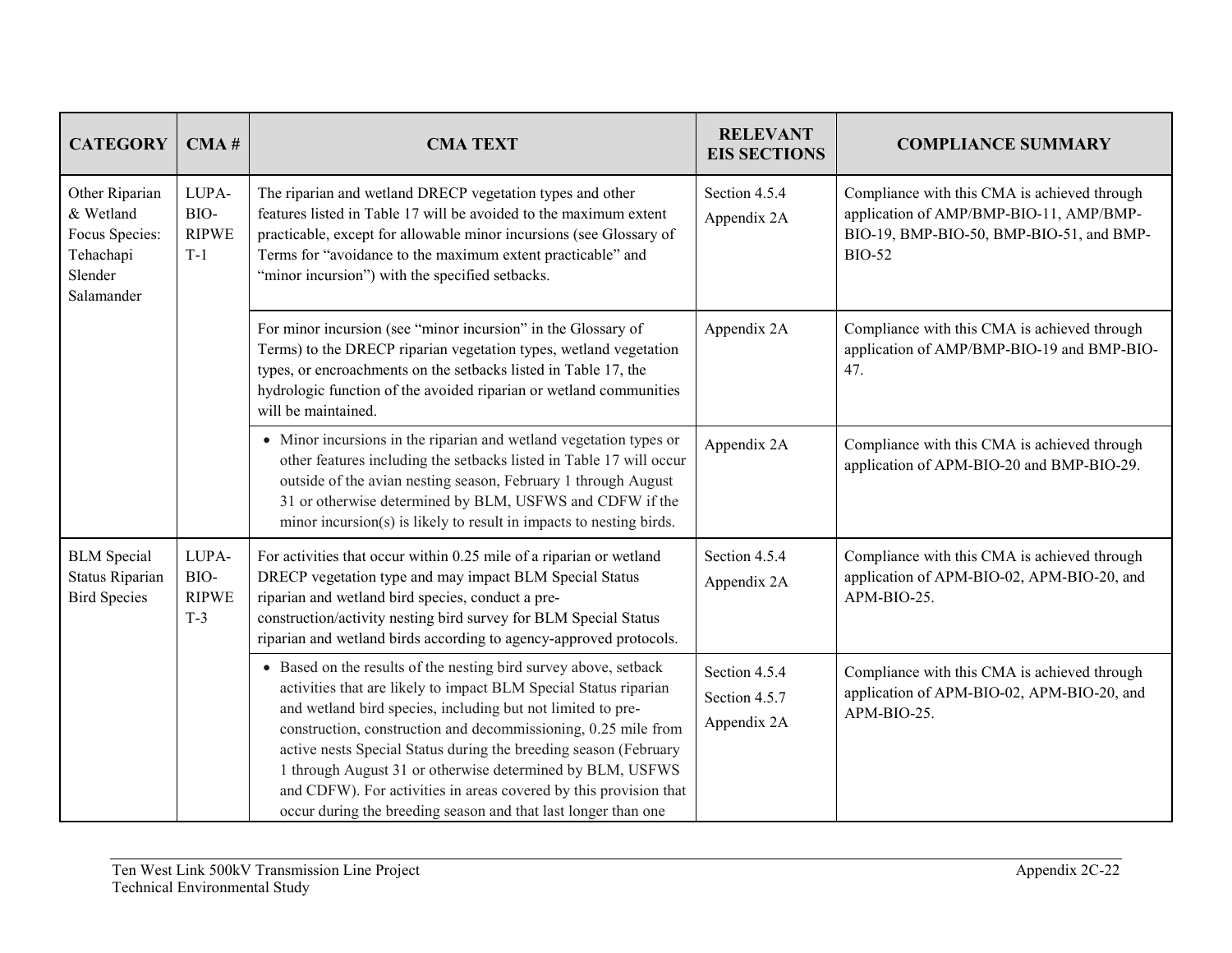| CATEGORY | CMA # | CMA TEXT | RELEVANT EIS SECTIONS | COMPLIANCE SUMMARY |
|---|---|---|---|---|
| Other Riparian & Wetland Focus Species: Tehachapi Slender Salamander | LUPA-BIO-RIPWET-1 | The riparian and wetland DRECP vegetation types and other features listed in Table 17 will be avoided to the maximum extent practicable, except for allowable minor incursions (see Glossary of Terms for "avoidance to the maximum extent practicable" and "minor incursion") with the specified setbacks. | Section 4.5.4<br>Appendix 2A | Compliance with this CMA is achieved through application of AMP/BMP-BIO-11, AMP/BMP-BIO-19, BMP-BIO-50, BMP-BIO-51, and BMP-BIO-52 |
| | | For minor incursion (see "minor incursion" in the Glossary of Terms) to the DRECP riparian vegetation types, wetland vegetation types, or encroachments on the setbacks listed in Table 17, the hydrologic function of the avoided riparian or wetland communities will be maintained. | Appendix 2A | Compliance with this CMA is achieved through application of AMP/BMP-BIO-19 and BMP-BIO-47. |
| | | • Minor incursions in the riparian and wetland vegetation types or other features including the setbacks listed in Table 17 will occur outside of the avian nesting season, February 1 through August 31 or otherwise determined by BLM, USFWS and CDFW if the minor incursion(s) is likely to result in impacts to nesting birds. | Appendix 2A | Compliance with this CMA is achieved through application of APM-BIO-20 and BMP-BIO-29. |
| BLM Special Status Riparian Bird Species | LUPA-BIO-RIPWET-3 | For activities that occur within 0.25 mile of a riparian or wetland DRECP vegetation type and may impact BLM Special Status riparian and wetland bird species, conduct a pre-construction/activity nesting bird survey for BLM Special Status riparian and wetland birds according to agency-approved protocols. | Section 4.5.4<br>Appendix 2A | Compliance with this CMA is achieved through application of APM-BIO-02, APM-BIO-20, and APM-BIO-25. |
| | | • Based on the results of the nesting bird survey above, setback activities that are likely to impact BLM Special Status riparian and wetland bird species, including but not limited to pre-construction, construction and decommissioning, 0.25 mile from active nests Special Status during the breeding season (February 1 through August 31 or otherwise determined by BLM, USFWS and CDFW). For activities in areas covered by this provision that occur during the breeding season and that last longer than one | Section 4.5.4<br>Section 4.5.7<br>Appendix 2A | Compliance with this CMA is achieved through application of APM-BIO-02, APM-BIO-20, and APM-BIO-25. |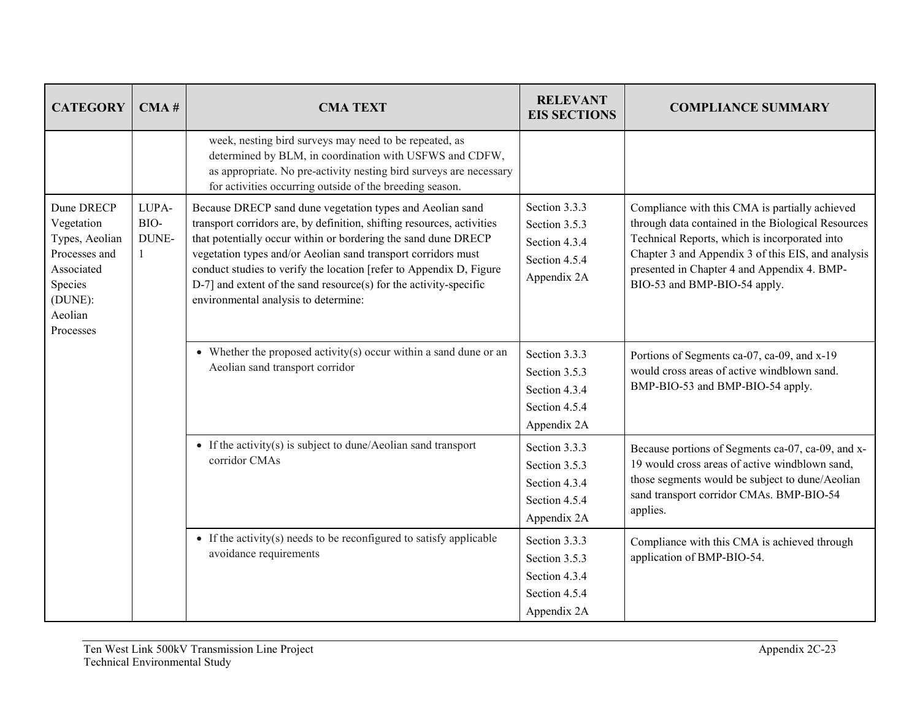| CATEGORY | CMA # | CMA TEXT | RELEVANT EIS SECTIONS | COMPLIANCE SUMMARY |
|---|---|---|---|---|
| | | week, nesting bird surveys may need to be repeated, as determined by BLM, in coordination with USFWS and CDFW, as appropriate. No pre-activity nesting bird surveys are necessary for activities occurring outside of the breeding season. | | |
| Dune DRECP Vegetation Types, Aeolian Processes and Associated Species (DUNE): Aeolian Processes | LUPA-BIO-DUNE-1 | Because DRECP sand dune vegetation types and Aeolian sand transport corridors are, by definition, shifting resources, activities that potentially occur within or bordering the sand dune DRECP vegetation types and/or Aeolian sand transport corridors must conduct studies to verify the location [refer to Appendix D, Figure D-7] and extent of the sand resource(s) for the activity-specific environmental analysis to determine: | Section 3.3.3<br>Section 3.5.3<br>Section 4.3.4<br>Section 4.5.4<br>Appendix 2A | Compliance with this CMA is partially achieved through data contained in the Biological Resources Technical Reports, which is incorporated into Chapter 3 and Appendix 3 of this EIS, and analysis presented in Chapter 4 and Appendix 4. BMP-BIO-53 and BMP-BIO-54 apply. |
| | | • Whether the proposed activity(s) occur within a sand dune or an Aeolian sand transport corridor | Section 3.3.3<br>Section 3.5.3<br>Section 4.3.4<br>Section 4.5.4<br>Appendix 2A | Portions of Segments ca-07, ca-09, and x-19 would cross areas of active windblown sand. BMP-BIO-53 and BMP-BIO-54 apply. |
| | | • If the activity(s) is subject to dune/Aeolian sand transport corridor CMAs | Section 3.3.3<br>Section 3.5.3<br>Section 4.3.4<br>Section 4.5.4<br>Appendix 2A | Because portions of Segments ca-07, ca-09, and x-19 would cross areas of active windblown sand, those segments would be subject to dune/Aeolian sand transport corridor CMAs. BMP-BIO-54 applies. |
| | | • If the activity(s) needs to be reconfigured to satisfy applicable avoidance requirements | Section 3.3.3<br>Section 3.5.3<br>Section 4.3.4<br>Section 4.5.4<br>Appendix 2A | Compliance with this CMA is achieved through application of BMP-BIO-54. |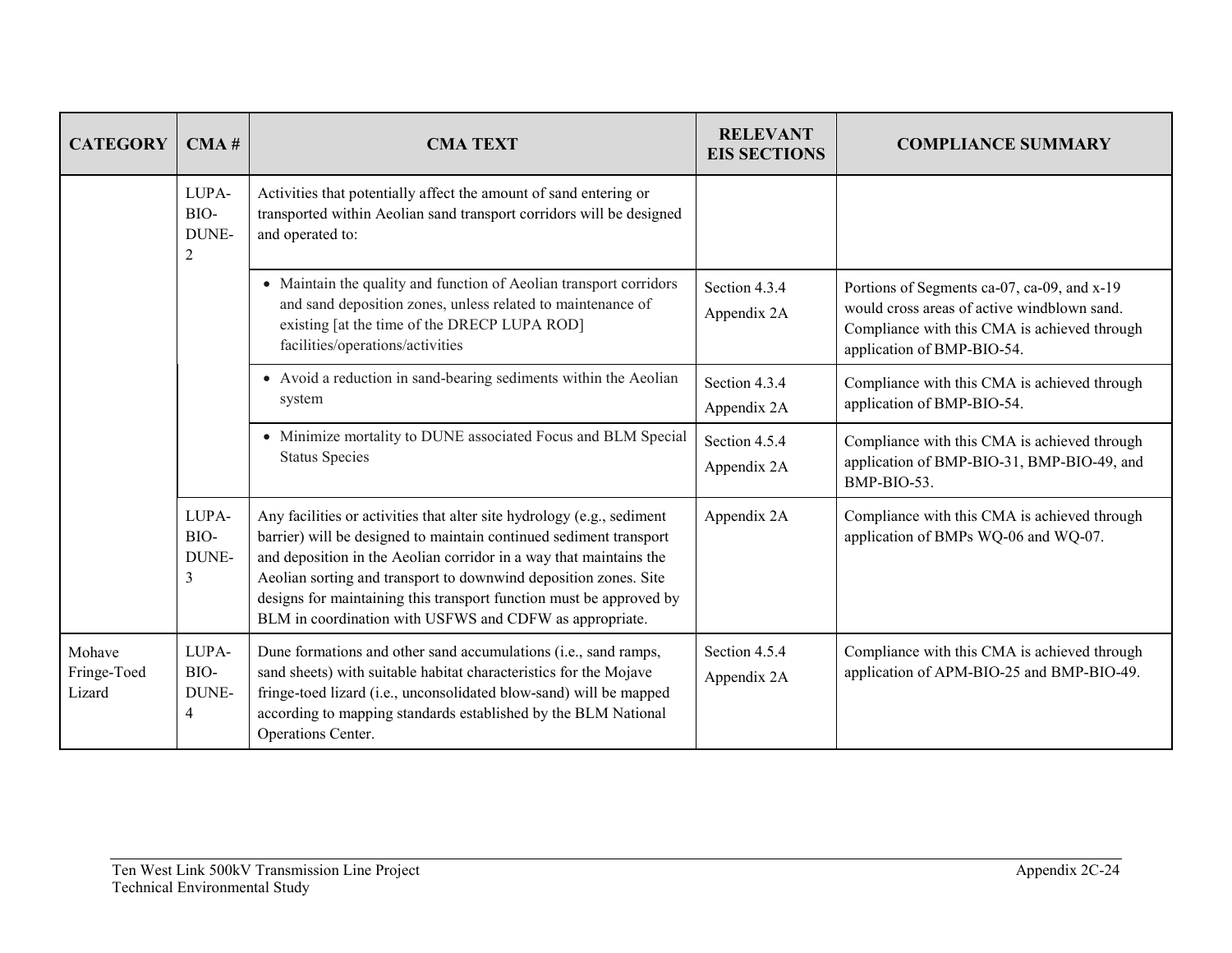| CATEGORY | CMA # | CMA TEXT | RELEVANT EIS SECTIONS | COMPLIANCE SUMMARY |
| --- | --- | --- | --- | --- |
| | LUPA-BIO-DUNE-2 | Activities that potentially affect the amount of sand entering or transported within Aeolian sand transport corridors will be designed and operated to: | | |
| | | • Maintain the quality and function of Aeolian transport corridors and sand deposition zones, unless related to maintenance of existing [at the time of the DRECP LUPA ROD] facilities/operations/activities | Section 4.3.4<br>Appendix 2A | Portions of Segments ca-07, ca-09, and x-19 would cross areas of active windblown sand. Compliance with this CMA is achieved through application of BMP-BIO-54. |
| | | • Avoid a reduction in sand-bearing sediments within the Aeolian system | Section 4.3.4<br>Appendix 2A | Compliance with this CMA is achieved through application of BMP-BIO-54. |
| | | • Minimize mortality to DUNE associated Focus and BLM Special Status Species | Section 4.5.4<br>Appendix 2A | Compliance with this CMA is achieved through application of BMP-BIO-31, BMP-BIO-49, and BMP-BIO-53. |
| | LUPA-BIO-DUNE-3 | Any facilities or activities that alter site hydrology (e.g., sediment barrier) will be designed to maintain continued sediment transport and deposition in the Aeolian corridor in a way that maintains the Aeolian sorting and transport to downwind deposition zones. Site designs for maintaining this transport function must be approved by BLM in coordination with USFWS and CDFW as appropriate. | Appendix 2A | Compliance with this CMA is achieved through application of BMPs WQ-06 and WQ-07. |
| Mohave Fringe-Toed Lizard | LUPA-BIO-DUNE-4 | Dune formations and other sand accumulations (i.e., sand ramps, sand sheets) with suitable habitat characteristics for the Mojave fringe-toed lizard (i.e., unconsolidated blow-sand) will be mapped according to mapping standards established by the BLM National Operations Center. | Section 4.5.4<br>Appendix 2A | Compliance with this CMA is achieved through application of APM-BIO-25 and BMP-BIO-49. |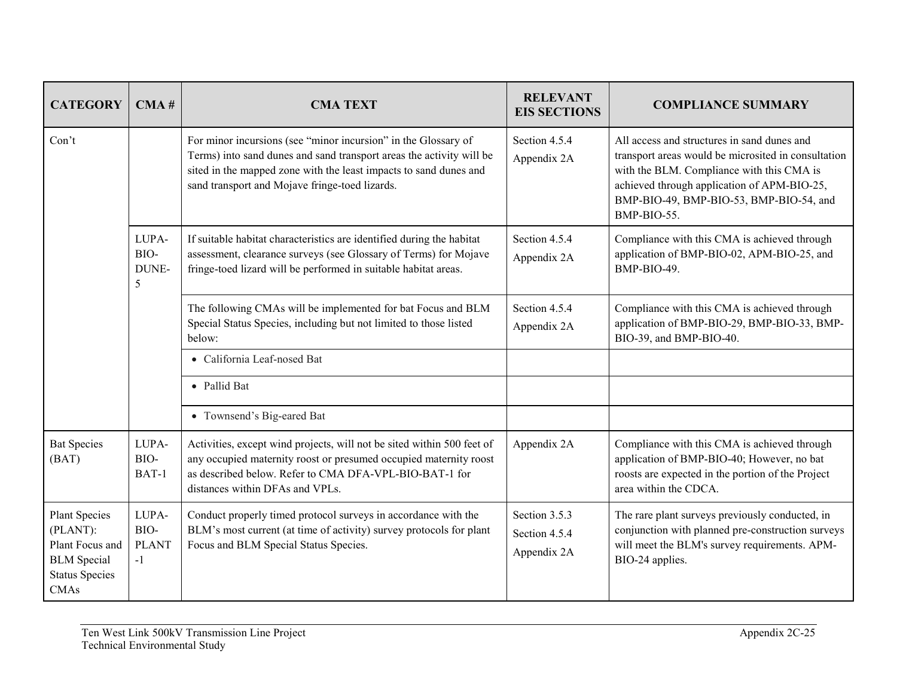| CATEGORY | CMA # | CMA TEXT | RELEVANT EIS SECTIONS | COMPLIANCE SUMMARY |
|---|---|---|---|---|
| Con't | | For minor incursions (see "minor incursion" in the Glossary of Terms) into sand dunes and sand transport areas the activity will be sited in the mapped zone with the least impacts to sand dunes and sand transport and Mojave fringe-toed lizards. | Section 4.5.4<br>Appendix 2A | All access and structures in sand dunes and transport areas would be microsited in consultation with the BLM. Compliance with this CMA is achieved through application of APM-BIO-25, BMP-BIO-49, BMP-BIO-53, BMP-BIO-54, and BMP-BIO-55. |
| | LUPA-BIO-DUNE-5 | If suitable habitat characteristics are identified during the habitat assessment, clearance surveys (see Glossary of Terms) for Mojave fringe-toed lizard will be performed in suitable habitat areas. | Section 4.5.4<br>Appendix 2A | Compliance with this CMA is achieved through application of BMP-BIO-02, APM-BIO-25, and BMP-BIO-49. |
| | | The following CMAs will be implemented for bat Focus and BLM Special Status Species, including but not limited to those listed below: | Section 4.5.4<br>Appendix 2A | Compliance with this CMA is achieved through application of BMP-BIO-29, BMP-BIO-33, BMP-BIO-39, and BMP-BIO-40. |
| | | • California Leaf-nosed Bat | | |
| | | • Pallid Bat | | |
| | | • Townsend's Big-eared Bat | | |
| Bat Species (BAT) | LUPA-BIO-BAT-1 | Activities, except wind projects, will not be sited within 500 feet of any occupied maternity roost or presumed occupied maternity roost as described below. Refer to CMA DFA-VPL-BIO-BAT-1 for distances within DFAs and VPLs. | Appendix 2A | Compliance with this CMA is achieved through application of BMP-BIO-40; However, no bat roosts are expected in the portion of the Project area within the CDCA. |
| Plant Species (PLANT): Plant Focus and BLM Special Status Species CMAs | LUPA-BIO-PLANT-1 | Conduct properly timed protocol surveys in accordance with the BLM's most current (at time of activity) survey protocols for plant Focus and BLM Special Status Species. | Section 3.5.3<br>Section 4.5.4<br>Appendix 2A | The rare plant surveys previously conducted, in conjunction with planned pre-construction surveys will meet the BLM's survey requirements. APM-BIO-24 applies. |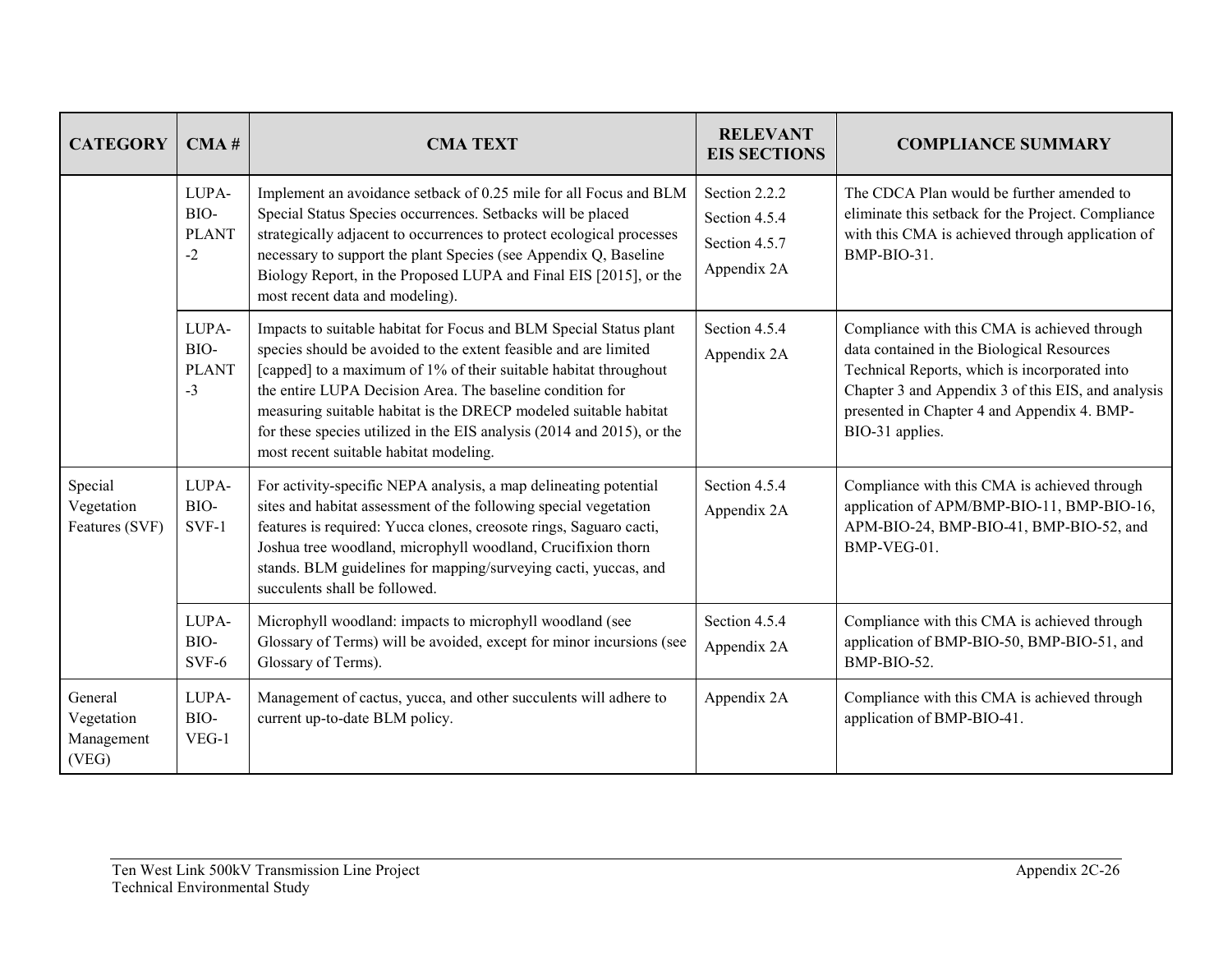| CATEGORY | CMA # | CMA TEXT | RELEVANT EIS SECTIONS | COMPLIANCE SUMMARY |
|---|---|---|---|---|
| | LUPA-BIO-PLANT-2 | Implement an avoidance setback of 0.25 mile for all Focus and BLM Special Status Species occurrences. Setbacks will be placed strategically adjacent to occurrences to protect ecological processes necessary to support the plant Species (see Appendix Q, Baseline Biology Report, in the Proposed LUPA and Final EIS [2015], or the most recent data and modeling). | Section 2.2.2<br>Section 4.5.4<br>Section 4.5.7<br>Appendix 2A | The CDCA Plan would be further amended to eliminate this setback for the Project. Compliance with this CMA is achieved through application of BMP-BIO-31. |
| | LUPA-BIO-PLANT-3 | Impacts to suitable habitat for Focus and BLM Special Status plant species should be avoided to the extent feasible and are limited [capped] to a maximum of 1% of their suitable habitat throughout the entire LUPA Decision Area. The baseline condition for measuring suitable habitat is the DRECP modeled suitable habitat for these species utilized in the EIS analysis (2014 and 2015), or the most recent suitable habitat modeling. | Section 4.5.4<br>Appendix 2A | Compliance with this CMA is achieved through data contained in the Biological Resources Technical Reports, which is incorporated into Chapter 3 and Appendix 3 of this EIS, and analysis presented in Chapter 4 and Appendix 4. BMP-BIO-31 applies. |
| Special Vegetation Features (SVF) | LUPA-BIO-SVF-1 | For activity-specific NEPA analysis, a map delineating potential sites and habitat assessment of the following special vegetation features is required: Yucca clones, creosote rings, Saguaro cacti, Joshua tree woodland, microphyll woodland, Crucifixion thorn stands. BLM guidelines for mapping/surveying cacti, yuccas, and succulents shall be followed. | Section 4.5.4<br>Appendix 2A | Compliance with this CMA is achieved through application of APM/BMP-BIO-11, BMP-BIO-16, APM-BIO-24, BMP-BIO-41, BMP-BIO-52, and BMP-VEG-01. |
| | LUPA-BIO-SVF-6 | Microphyll woodland: impacts to microphyll woodland (see Glossary of Terms) will be avoided, except for minor incursions (see Glossary of Terms). | Section 4.5.4<br>Appendix 2A | Compliance with this CMA is achieved through application of BMP-BIO-50, BMP-BIO-51, and BMP-BIO-52. |
| General Vegetation Management (VEG) | LUPA-BIO-VEG-1 | Management of cactus, yucca, and other succulents will adhere to current up-to-date BLM policy. | Appendix 2A | Compliance with this CMA is achieved through application of BMP-BIO-41. |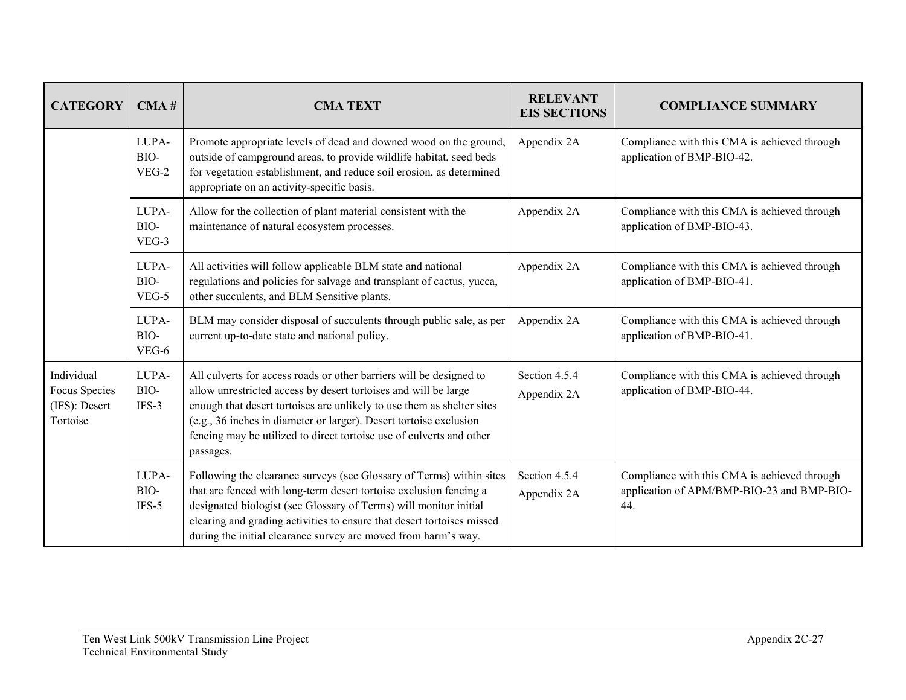| CATEGORY | CMA # | CMA TEXT | RELEVANT EIS SECTIONS | COMPLIANCE SUMMARY |
| --- | --- | --- | --- | --- |
| | LUPA-BIO-VEG-2 | Promote appropriate levels of dead and downed wood on the ground, outside of campground areas, to provide wildlife habitat, seed beds for vegetation establishment, and reduce soil erosion, as determined appropriate on an activity-specific basis. | Appendix 2A | Compliance with this CMA is achieved through application of BMP-BIO-42. |
| | LUPA-BIO-VEG-3 | Allow for the collection of plant material consistent with the maintenance of natural ecosystem processes. | Appendix 2A | Compliance with this CMA is achieved through application of BMP-BIO-43. |
| | LUPA-BIO-VEG-5 | All activities will follow applicable BLM state and national regulations and policies for salvage and transplant of cactus, yucca, other succulents, and BLM Sensitive plants. | Appendix 2A | Compliance with this CMA is achieved through application of BMP-BIO-41. |
| | LUPA-BIO-VEG-6 | BLM may consider disposal of succulents through public sale, as per current up-to-date state and national policy. | Appendix 2A | Compliance with this CMA is achieved through application of BMP-BIO-41. |
| Individual Focus Species (IFS): Desert Tortoise | LUPA-BIO-IFS-3 | All culverts for access roads or other barriers will be designed to allow unrestricted access by desert tortoises and will be large enough that desert tortoises are unlikely to use them as shelter sites (e.g., 36 inches in diameter or larger). Desert tortoise exclusion fencing may be utilized to direct tortoise use of culverts and other passages. | Section 4.5.4<br>Appendix 2A | Compliance with this CMA is achieved through application of BMP-BIO-44. |
| | LUPA-BIO-IFS-5 | Following the clearance surveys (see Glossary of Terms) within sites that are fenced with long-term desert tortoise exclusion fencing a designated biologist (see Glossary of Terms) will monitor initial clearing and grading activities to ensure that desert tortoises missed during the initial clearance survey are moved from harm's way. | Section 4.5.4<br>Appendix 2A | Compliance with this CMA is achieved through application of APM/BMP-BIO-23 and BMP-BIO-44. |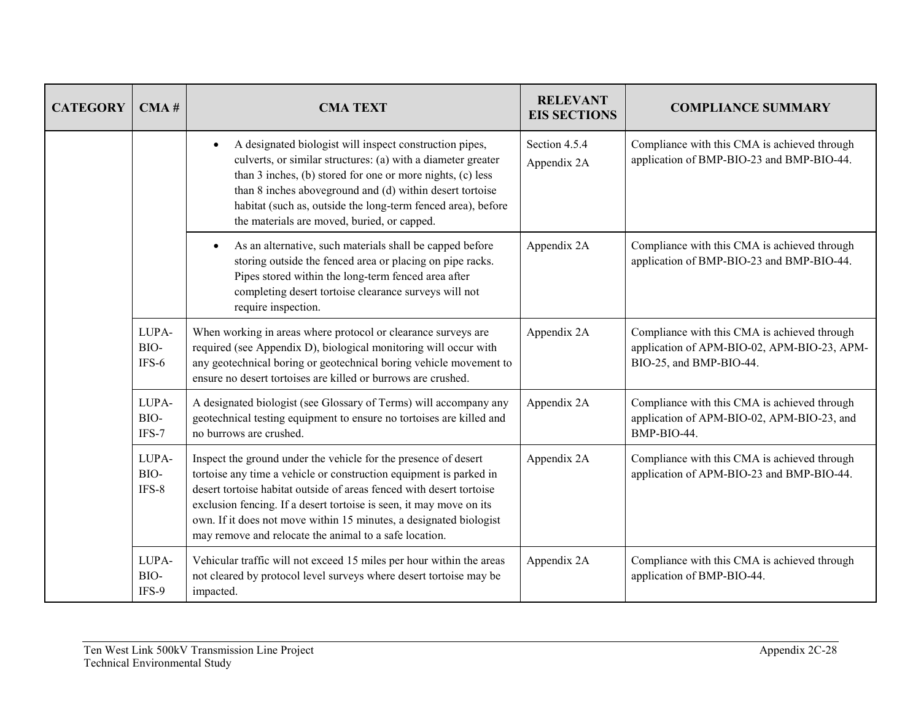| CATEGORY | CMA # | CMA TEXT | RELEVANT EIS SECTIONS | COMPLIANCE SUMMARY |
|---|---|---|---|---|
| | | • A designated biologist will inspect construction pipes, culverts, or similar structures: (a) with a diameter greater than 3 inches, (b) stored for one or more nights, (c) less than 8 inches aboveground and (d) within desert tortoise habitat (such as, outside the long-term fenced area), before the materials are moved, buried, or capped. | Section 4.5.4<br>Appendix 2A | Compliance with this CMA is achieved through application of BMP-BIO-23 and BMP-BIO-44. |
| | | • As an alternative, such materials shall be capped before storing outside the fenced area or placing on pipe racks. Pipes stored within the long-term fenced area after completing desert tortoise clearance surveys will not require inspection. | Appendix 2A | Compliance with this CMA is achieved through application of BMP-BIO-23 and BMP-BIO-44. |
| | LUPA-BIO-IFS-6 | When working in areas where protocol or clearance surveys are required (see Appendix D), biological monitoring will occur with any geotechnical boring or geotechnical boring vehicle movement to ensure no desert tortoises are killed or burrows are crushed. | Appendix 2A | Compliance with this CMA is achieved through application of APM-BIO-02, APM-BIO-23, APM-BIO-25, and BMP-BIO-44. |
| | LUPA-BIO-IFS-7 | A designated biologist (see Glossary of Terms) will accompany any geotechnical testing equipment to ensure no tortoises are killed and no burrows are crushed. | Appendix 2A | Compliance with this CMA is achieved through application of APM-BIO-02, APM-BIO-23, and BMP-BIO-44. |
| | LUPA-BIO-IFS-8 | Inspect the ground under the vehicle for the presence of desert tortoise any time a vehicle or construction equipment is parked in desert tortoise habitat outside of areas fenced with desert tortoise exclusion fencing. If a desert tortoise is seen, it may move on its own. If it does not move within 15 minutes, a designated biologist may remove and relocate the animal to a safe location. | Appendix 2A | Compliance with this CMA is achieved through application of APM-BIO-23 and BMP-BIO-44. |
| | LUPA-BIO-IFS-9 | Vehicular traffic will not exceed 15 miles per hour within the areas not cleared by protocol level surveys where desert tortoise may be impacted. | Appendix 2A | Compliance with this CMA is achieved through application of BMP-BIO-44. |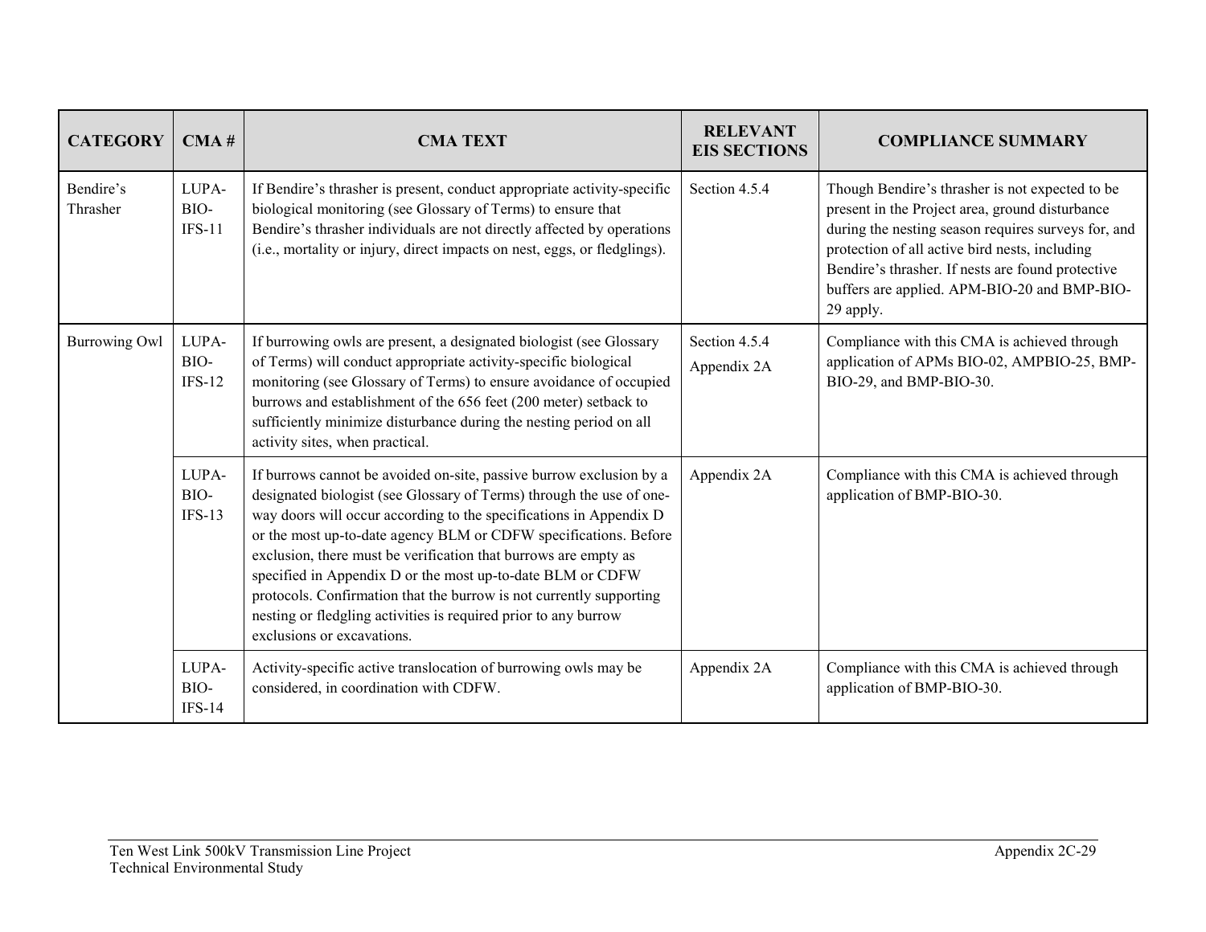| CATEGORY | CMA # | CMA TEXT | RELEVANT EIS SECTIONS | COMPLIANCE SUMMARY |
|---|---|---|---|---|
| Bendire's Thrasher | LUPA-BIO-IFS-11 | If Bendire's thrasher is present, conduct appropriate activity-specific biological monitoring (see Glossary of Terms) to ensure that Bendire's thrasher individuals are not directly affected by operations (i.e., mortality or injury, direct impacts on nest, eggs, or fledglings). | Section 4.5.4 | Though Bendire's thrasher is not expected to be present in the Project area, ground disturbance during the nesting season requires surveys for, and protection of all active bird nests, including Bendire's thrasher. If nests are found protective buffers are applied. APM-BIO-20 and BMP-BIO-29 apply. |
| Burrowing Owl | LUPA-BIO-IFS-12 | If burrowing owls are present, a designated biologist (see Glossary of Terms) will conduct appropriate activity-specific biological monitoring (see Glossary of Terms) to ensure avoidance of occupied burrows and establishment of the 656 feet (200 meter) setback to sufficiently minimize disturbance during the nesting period on all activity sites, when practical. | Section 4.5.4<br>Appendix 2A | Compliance with this CMA is achieved through application of APMs BIO-02, AMPBIO-25, BMP-BIO-29, and BMP-BIO-30. |
| | LUPA-BIO-IFS-13 | If burrows cannot be avoided on-site, passive burrow exclusion by a designated biologist (see Glossary of Terms) through the use of one-way doors will occur according to the specifications in Appendix D or the most up-to-date agency BLM or CDFW specifications. Before exclusion, there must be verification that burrows are empty as specified in Appendix D or the most up-to-date BLM or CDFW protocols. Confirmation that the burrow is not currently supporting nesting or fledgling activities is required prior to any burrow exclusions or excavations. | Appendix 2A | Compliance with this CMA is achieved through application of BMP-BIO-30. |
| | LUPA-BIO-IFS-14 | Activity-specific active translocation of burrowing owls may be considered, in coordination with CDFW. | Appendix 2A | Compliance with this CMA is achieved through application of BMP-BIO-30. |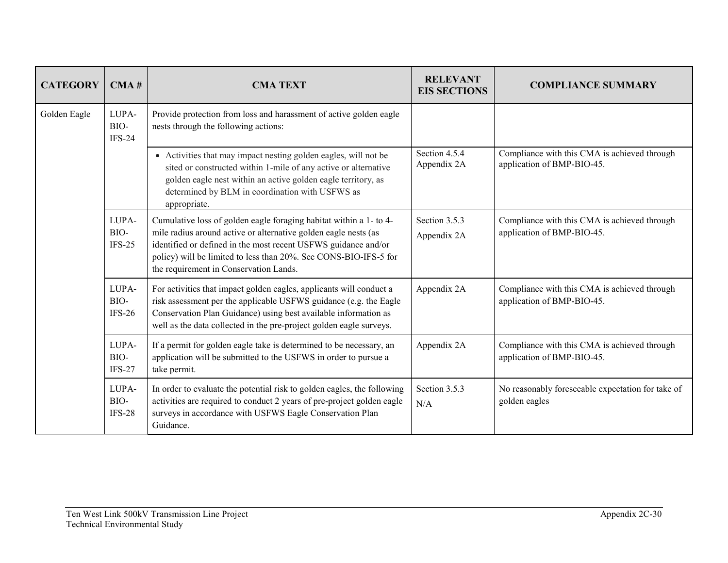| CATEGORY | CMA # | CMA TEXT | RELEVANT EIS SECTIONS | COMPLIANCE SUMMARY |
|---|---|---|---|---|
| Golden Eagle | LUPA-BIO-IFS-24 | Provide protection from loss and harassment of active golden eagle nests through the following actions: | | |
| | | • Activities that may impact nesting golden eagles, will not be sited or constructed within 1-mile of any active or alternative golden eagle nest within an active golden eagle territory, as determined by BLM in coordination with USFWS as appropriate. | Section 4.5.4<br>Appendix 2A | Compliance with this CMA is achieved through application of BMP-BIO-45. |
| | LUPA-BIO-IFS-25 | Cumulative loss of golden eagle foraging habitat within a 1- to 4-mile radius around active or alternative golden eagle nests (as identified or defined in the most recent USFWS guidance and/or policy) will be limited to less than 20%. See CONS-BIO-IFS-5 for the requirement in Conservation Lands. | Section 3.5.3<br>Appendix 2A | Compliance with this CMA is achieved through application of BMP-BIO-45. |
| | LUPA-BIO-IFS-26 | For activities that impact golden eagles, applicants will conduct a risk assessment per the applicable USFWS guidance (e.g. the Eagle Conservation Plan Guidance) using best available information as well as the data collected in the pre-project golden eagle surveys. | Appendix 2A | Compliance with this CMA is achieved through application of BMP-BIO-45. |
| | LUPA-BIO-IFS-27 | If a permit for golden eagle take is determined to be necessary, an application will be submitted to the USFWS in order to pursue a take permit. | Appendix 2A | Compliance with this CMA is achieved through application of BMP-BIO-45. |
| | LUPA-BIO-IFS-28 | In order to evaluate the potential risk to golden eagles, the following activities are required to conduct 2 years of pre-project golden eagle surveys in accordance with USFWS Eagle Conservation Plan Guidance. | Section 3.5.3<br>N/A | No reasonably foreseeable expectation for take of golden eagles |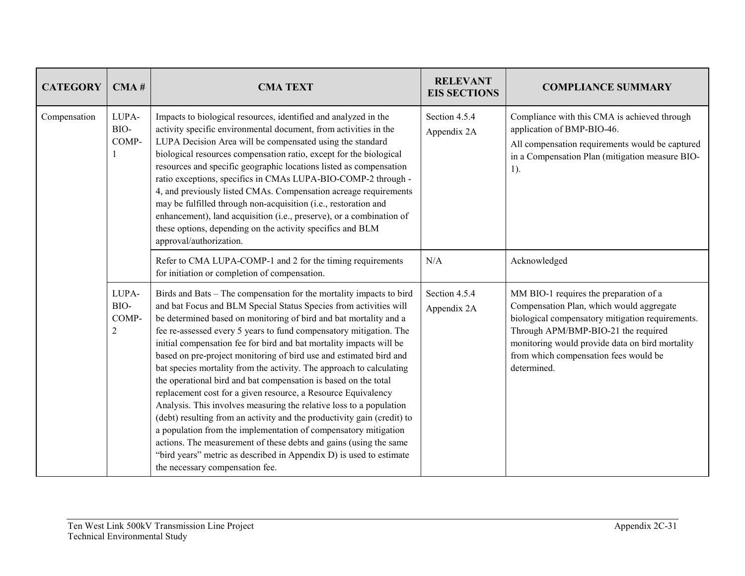| CATEGORY | CMA # | CMA TEXT | RELEVANT EIS SECTIONS | COMPLIANCE SUMMARY |
|---|---|---|---|---|
| Compensation | LUPA-BIO-COMP-1 | Impacts to biological resources, identified and analyzed in the activity specific environmental document, from activities in the LUPA Decision Area will be compensated using the standard biological resources compensation ratio, except for the biological resources and specific geographic locations listed as compensation ratio exceptions, specifics in CMAs LUPA-BIO-COMP-2 through -4, and previously listed CMAs. Compensation acreage requirements may be fulfilled through non-acquisition (i.e., restoration and enhancement), land acquisition (i.e., preserve), or a combination of these options, depending on the activity specifics and BLM approval/authorization. | Section 4.5.4<br>Appendix 2A | Compliance with this CMA is achieved through application of BMP-BIO-46.<br>All compensation requirements would be captured in a Compensation Plan (mitigation measure BIO-1). |
| | | Refer to CMA LUPA-COMP-1 and 2 for the timing requirements for initiation or completion of compensation. | N/A | Acknowledged |
| | LUPA-BIO-COMP-2 | Birds and Bats – The compensation for the mortality impacts to bird and bat Focus and BLM Special Status Species from activities will be determined based on monitoring of bird and bat mortality and a fee re-assessed every 5 years to fund compensatory mitigation. The initial compensation fee for bird and bat mortality impacts will be based on pre-project monitoring of bird use and estimated bird and bat species mortality from the activity. The approach to calculating the operational bird and bat compensation is based on the total replacement cost for a given resource, a Resource Equivalency Analysis. This involves measuring the relative loss to a population (debt) resulting from an activity and the productivity gain (credit) to a population from the implementation of compensatory mitigation actions. The measurement of these debts and gains (using the same "bird years" metric as described in Appendix D) is used to estimate the necessary compensation fee. | Section 4.5.4<br>Appendix 2A | MM BIO-1 requires the preparation of a Compensation Plan, which would aggregate biological compensatory mitigation requirements. Through APM/BMP-BIO-21 the required monitoring would provide data on bird mortality from which compensation fees would be determined. |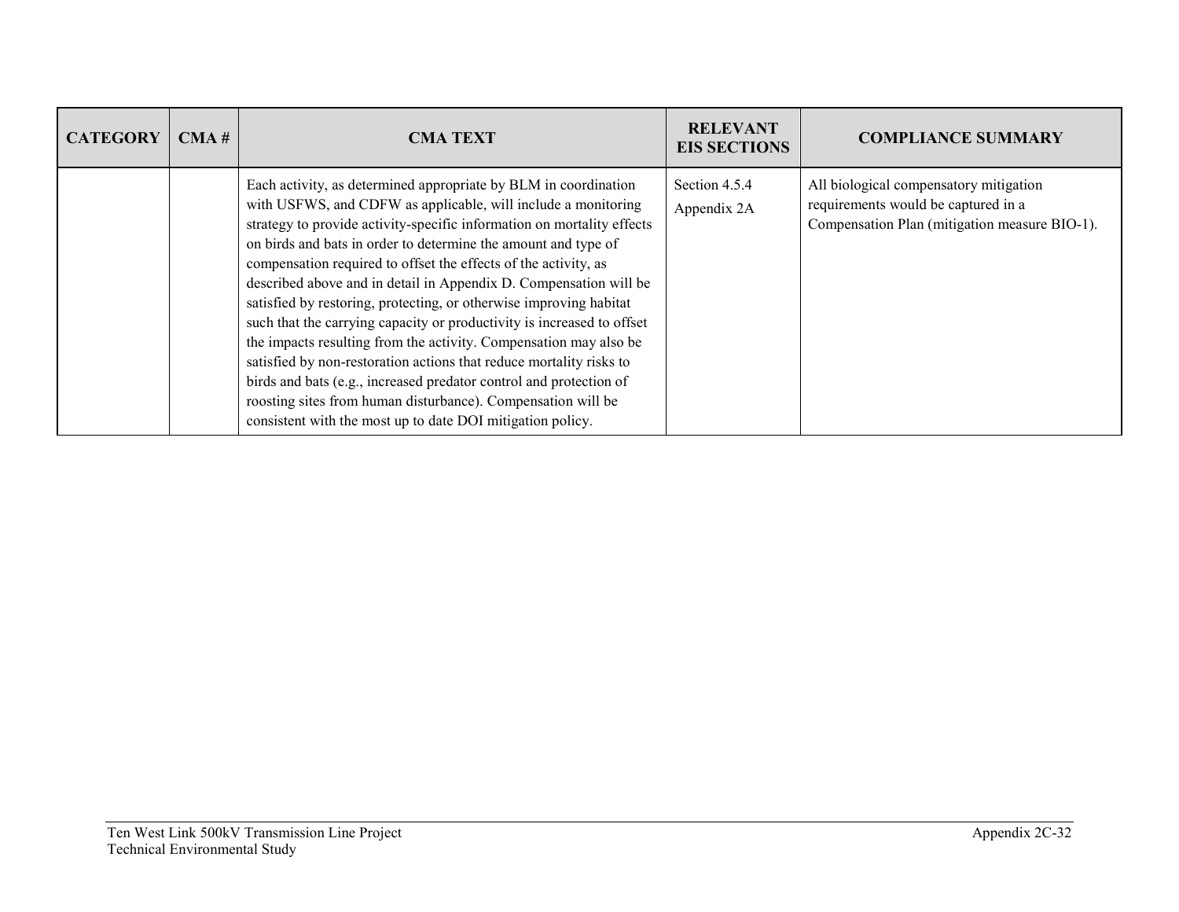| CATEGORY | CMA # | CMA TEXT | RELEVANT EIS SECTIONS | COMPLIANCE SUMMARY |
|---|---|---|---|---|
| | | Each activity, as determined appropriate by BLM in coordination with USFWS, and CDFW as applicable, will include a monitoring strategy to provide activity-specific information on mortality effects on birds and bats in order to determine the amount and type of compensation required to offset the effects of the activity, as described above and in detail in Appendix D. Compensation will be satisfied by restoring, protecting, or otherwise improving habitat such that the carrying capacity or productivity is increased to offset the impacts resulting from the activity. Compensation may also be satisfied by non-restoration actions that reduce mortality risks to birds and bats (e.g., increased predator control and protection of roosting sites from human disturbance). Compensation will be consistent with the most up to date DOI mitigation policy. | Section 4.5.4<br>Appendix 2A | All biological compensatory mitigation requirements would be captured in a Compensation Plan (mitigation measure BIO-1). |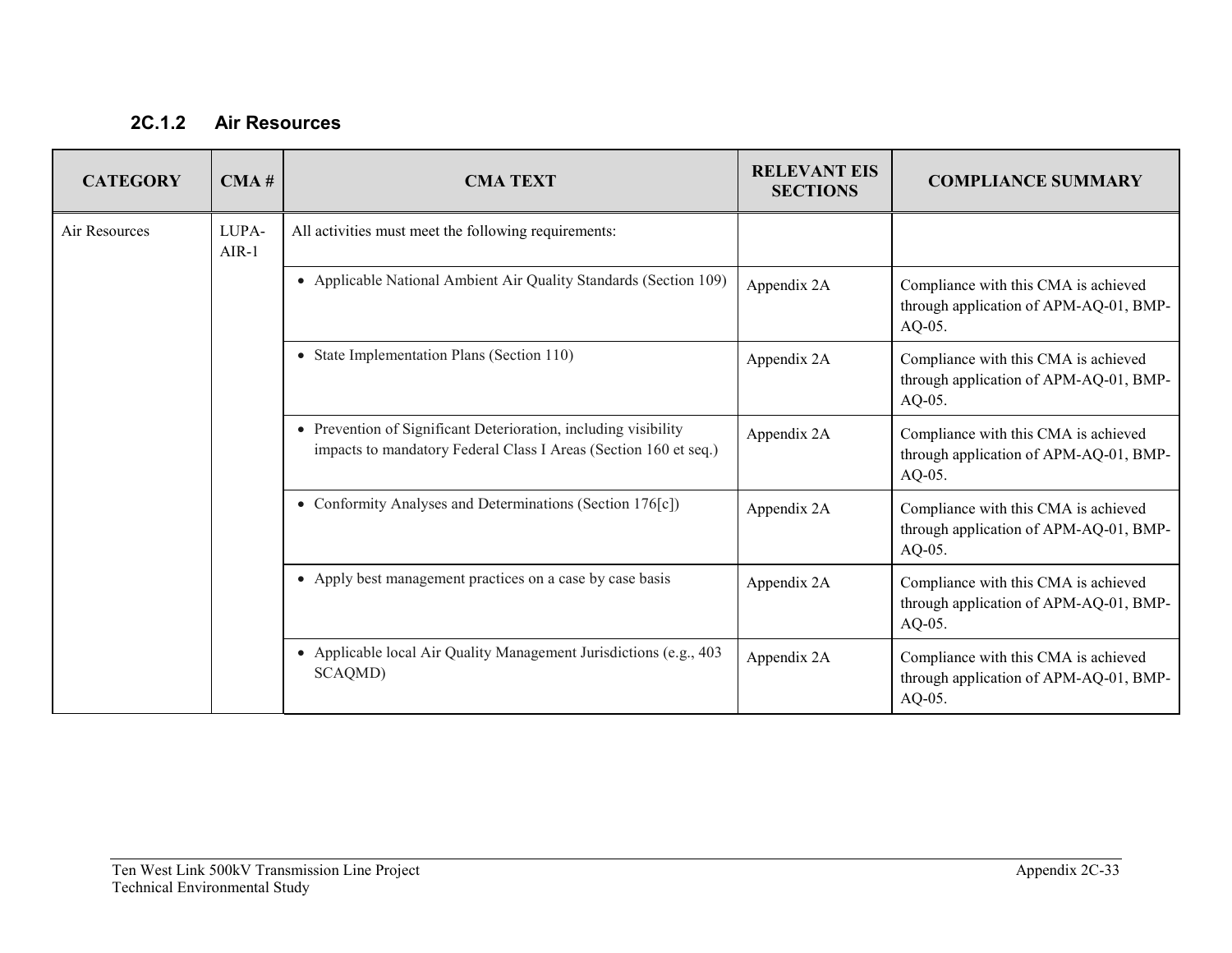### 2C.1.2 Air Resources

| CATEGORY | CMA # | CMA TEXT | RELEVANT EIS SECTIONS | COMPLIANCE SUMMARY |
|---|---|---|---|---|
| Air Resources | LUPA-AIR-1 | All activities must meet the following requirements: | | |
| | | • Applicable National Ambient Air Quality Standards (Section 109) | Appendix 2A | Compliance with this CMA is achieved through application of APM-AQ-01, BMP-AQ-05. |
| | | • State Implementation Plans (Section 110) | Appendix 2A | Compliance with this CMA is achieved through application of APM-AQ-01, BMP-AQ-05. |
| | | • Prevention of Significant Deterioration, including visibility impacts to mandatory Federal Class I Areas (Section 160 et seq.) | Appendix 2A | Compliance with this CMA is achieved through application of APM-AQ-01, BMP-AQ-05. |
| | | • Conformity Analyses and Determinations (Section 176[c]) | Appendix 2A | Compliance with this CMA is achieved through application of APM-AQ-01, BMP-AQ-05. |
| | | • Apply best management practices on a case by case basis | Appendix 2A | Compliance with this CMA is achieved through application of APM-AQ-01, BMP-AQ-05. |
| | | • Applicable local Air Quality Management Jurisdictions (e.g., 403 SCAQMD) | Appendix 2A | Compliance with this CMA is achieved through application of APM-AQ-01, BMP-AQ-05. |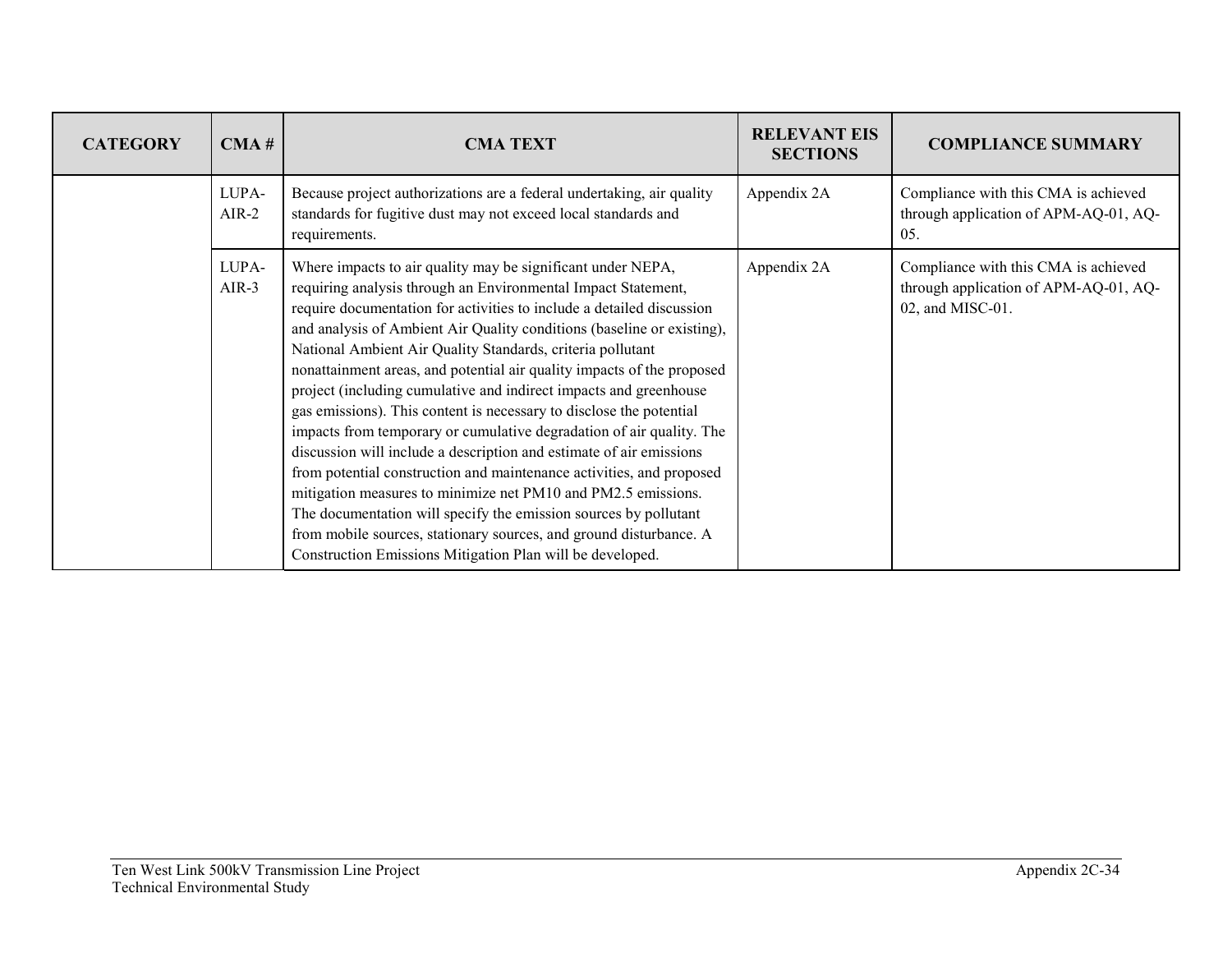| CATEGORY | CMA # | CMA TEXT | RELEVANT EIS SECTIONS | COMPLIANCE SUMMARY |
|---|---|---|---|---|
| | LUPA-AIR-2 | Because project authorizations are a federal undertaking, air quality standards for fugitive dust may not exceed local standards and requirements. | Appendix 2A | Compliance with this CMA is achieved through application of APM-AQ-01, AQ-05. |
| | LUPA-AIR-3 | Where impacts to air quality may be significant under NEPA, requiring analysis through an Environmental Impact Statement, require documentation for activities to include a detailed discussion and analysis of Ambient Air Quality conditions (baseline or existing), National Ambient Air Quality Standards, criteria pollutant nonattainment areas, and potential air quality impacts of the proposed project (including cumulative and indirect impacts and greenhouse gas emissions). This content is necessary to disclose the potential impacts from temporary or cumulative degradation of air quality. The discussion will include a description and estimate of air emissions from potential construction and maintenance activities, and proposed mitigation measures to minimize net PM10 and PM2.5 emissions. The documentation will specify the emission sources by pollutant from mobile sources, stationary sources, and ground disturbance. A Construction Emissions Mitigation Plan will be developed. | Appendix 2A | Compliance with this CMA is achieved through application of APM-AQ-01, AQ-02, and MISC-01. |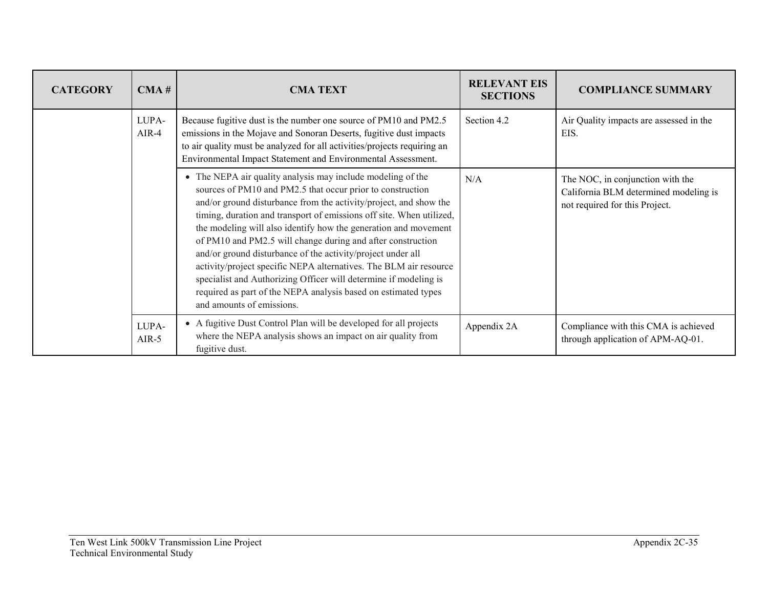| CATEGORY | CMA # | CMA TEXT | RELEVANT EIS SECTIONS | COMPLIANCE SUMMARY |
|---|---|---|---|---|
| | LUPA-AIR-4 | Because fugitive dust is the number one source of PM10 and PM2.5 emissions in the Mojave and Sonoran Deserts, fugitive dust impacts to air quality must be analyzed for all activities/projects requiring an Environmental Impact Statement and Environmental Assessment. | Section 4.2 | Air Quality impacts are assessed in the EIS. |
| | | • The NEPA air quality analysis may include modeling of the sources of PM10 and PM2.5 that occur prior to construction and/or ground disturbance from the activity/project, and show the timing, duration and transport of emissions off site. When utilized, the modeling will also identify how the generation and movement of PM10 and PM2.5 will change during and after construction and/or ground disturbance of the activity/project under all activity/project specific NEPA alternatives. The BLM air resource specialist and Authorizing Officer will determine if modeling is required as part of the NEPA analysis based on estimated types and amounts of emissions. | N/A | The NOC, in conjunction with the California BLM determined modeling is not required for this Project. |
| | LUPA-AIR-5 | • A fugitive Dust Control Plan will be developed for all projects where the NEPA analysis shows an impact on air quality from fugitive dust. | Appendix 2A | Compliance with this CMA is achieved through application of APM-AQ-01. |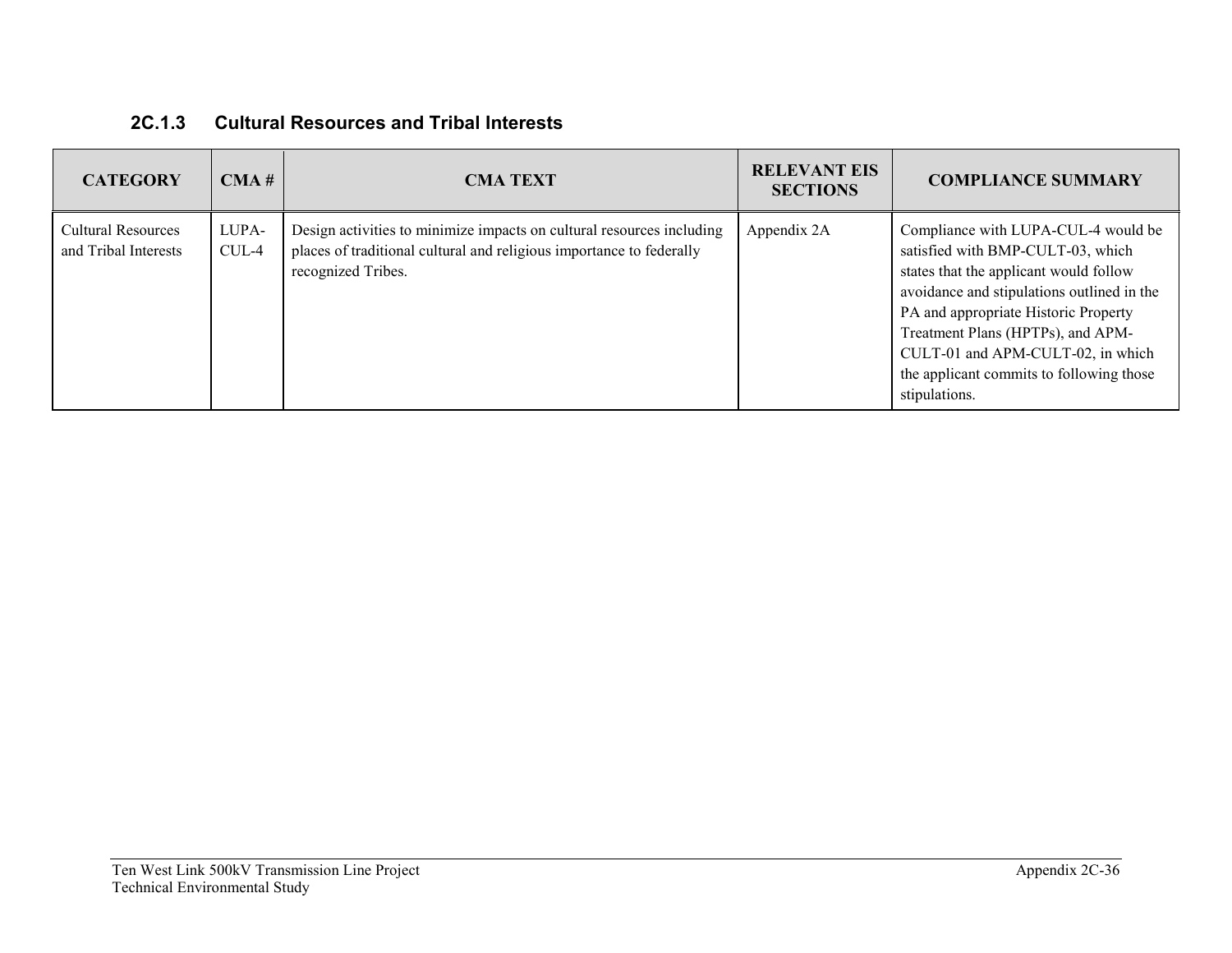### 2C.1.3 Cultural Resources and Tribal Interests

| CATEGORY | CMA # | CMA TEXT | RELEVANT EIS SECTIONS | COMPLIANCE SUMMARY |
|---|---|---|---|---|
| Cultural Resources and Tribal Interests | LUPA-CUL-4 | Design activities to minimize impacts on cultural resources including places of traditional cultural and religious importance to federally recognized Tribes. | Appendix 2A | Compliance with LUPA-CUL-4 would be satisfied with BMP-CULT-03, which states that the applicant would follow avoidance and stipulations outlined in the PA and appropriate Historic Property Treatment Plans (HPTPs), and APM-CULT-01 and APM-CULT-02, in which the applicant commits to following those stipulations. |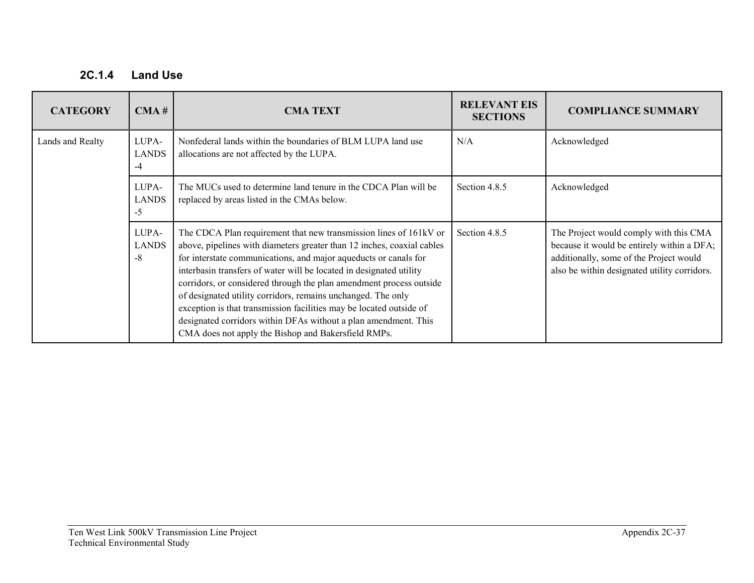### 2C.1.4 Land Use

| CATEGORY | CMA # | CMA TEXT | RELEVANT EIS SECTIONS | COMPLIANCE SUMMARY |
|---|---|---|---|---|
| Lands and Realty | LUPA-LANDS-4 | Nonfederal lands within the boundaries of BLM LUPA land use allocations are not affected by the LUPA. | N/A | Acknowledged |
| | LUPA-LANDS-5 | The MUCs used to determine land tenure in the CDCA Plan will be replaced by areas listed in the CMAs below. | Section 4.8.5 | Acknowledged |
| | LUPA-LANDS-8 | The CDCA Plan requirement that new transmission lines of 161kV or above, pipelines with diameters greater than 12 inches, coaxial cables for interstate communications, and major aqueducts or canals for interbasin transfers of water will be located in designated utility corridors, or considered through the plan amendment process outside of designated utility corridors, remains unchanged. The only exception is that transmission facilities may be located outside of designated corridors within DFAs without a plan amendment. This CMA does not apply the Bishop and Bakersfield RMPs. | Section 4.8.5 | The Project would comply with this CMA because it would be entirely within a DFA; additionally, some of the Project would also be within designated utility corridors. |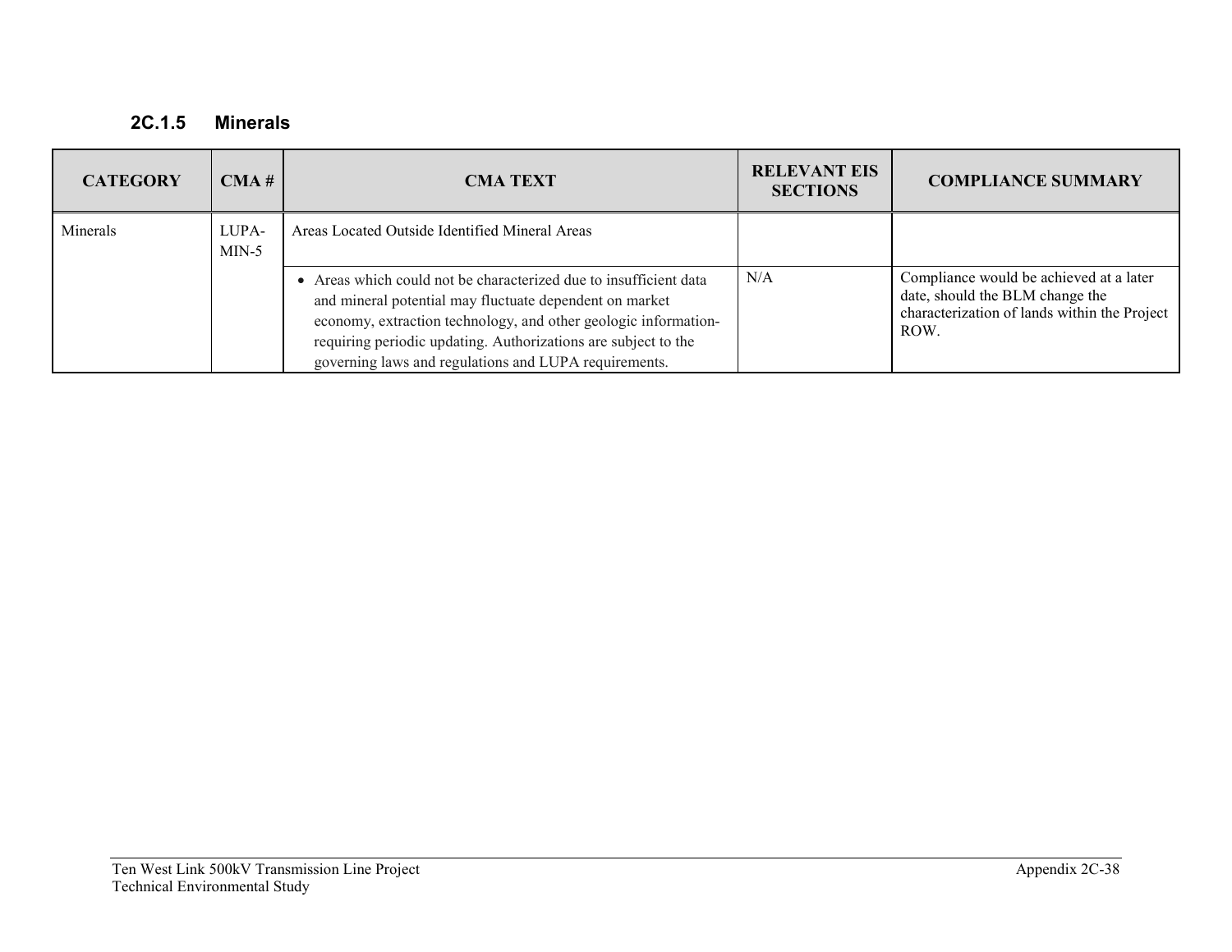### 2C.1.5 Minerals

| CATEGORY | CMA # | CMA TEXT | RELEVANT EIS SECTIONS | COMPLIANCE SUMMARY |
|---|---|---|---|---|
| Minerals | LUPA-MIN-5 | Areas Located Outside Identified Mineral Areas | | |
| | | • Areas which could not be characterized due to insufficient data and mineral potential may fluctuate dependent on market economy, extraction technology, and other geologic information-requiring periodic updating. Authorizations are subject to the governing laws and regulations and LUPA requirements. | N/A | Compliance would be achieved at a later date, should the BLM change the characterization of lands within the Project ROW. |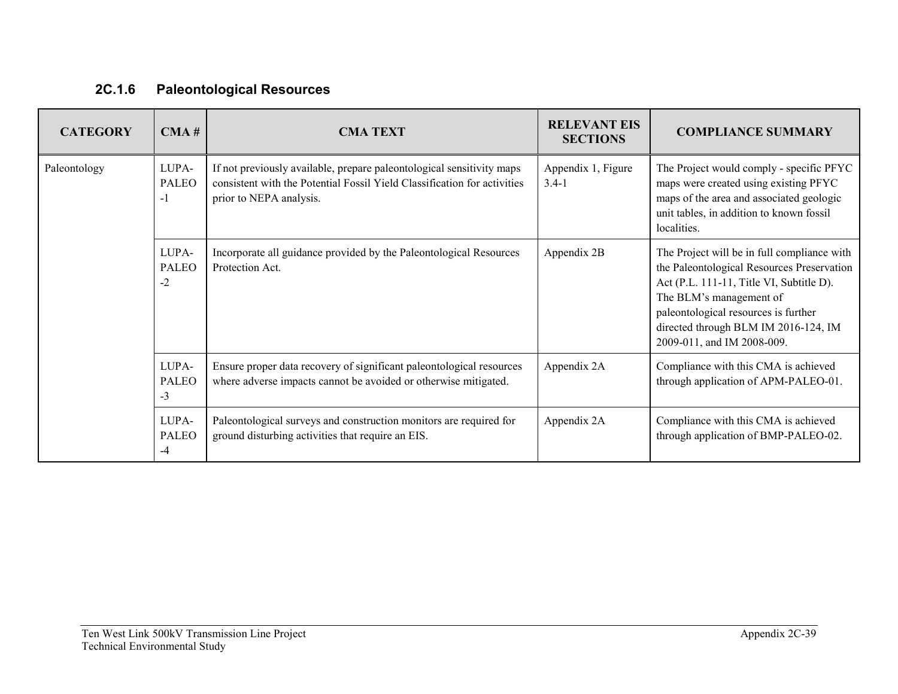### 2C.1.6 Paleontological Resources

| CATEGORY | CMA # | CMA TEXT | RELEVANT EIS SECTIONS | COMPLIANCE SUMMARY |
|---|---|---|---|---|
| Paleontology | LUPA-PALEO-1 | If not previously available, prepare paleontological sensitivity maps consistent with the Potential Fossil Yield Classification for activities prior to NEPA analysis. | Appendix 1, Figure 3.4-1 | The Project would comply - specific PFYC maps were created using existing PFYC maps of the area and associated geologic unit tables, in addition to known fossil localities. |
| | LUPA-PALEO-2 | Incorporate all guidance provided by the Paleontological Resources Protection Act. | Appendix 2B | The Project will be in full compliance with the Paleontological Resources Preservation Act (P.L. 111-11, Title VI, Subtitle D). The BLM's management of paleontological resources is further directed through BLM IM 2016-124, IM 2009-011, and IM 2008-009. |
| | LUPA-PALEO-3 | Ensure proper data recovery of significant paleontological resources where adverse impacts cannot be avoided or otherwise mitigated. | Appendix 2A | Compliance with this CMA is achieved through application of APM-PALEO-01. |
| | LUPA-PALEO-4 | Paleontological surveys and construction monitors are required for ground disturbing activities that require an EIS. | Appendix 2A | Compliance with this CMA is achieved through application of BMP-PALEO-02. |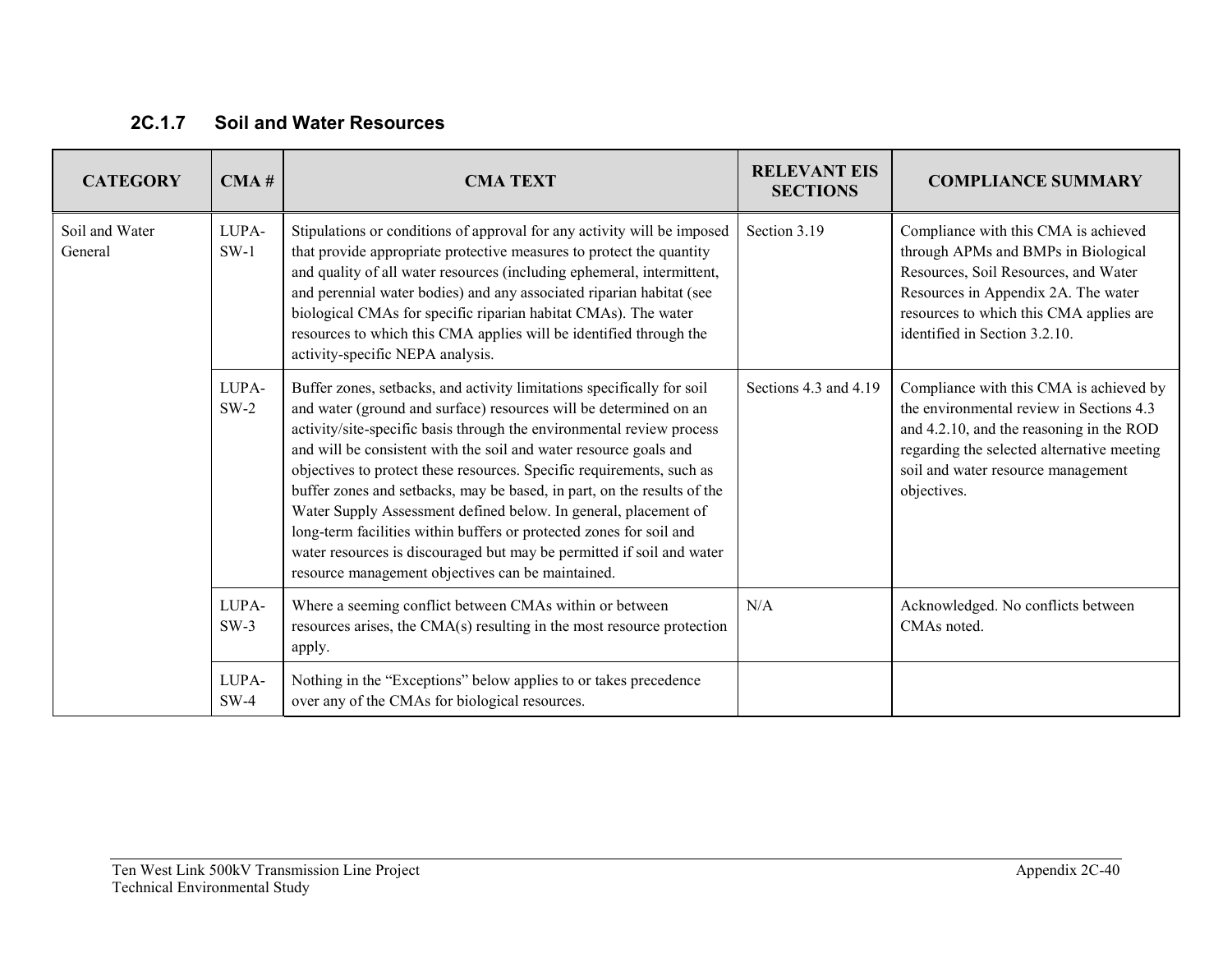### 2C.1.7 Soil and Water Resources

| CATEGORY | CMA # | CMA TEXT | RELEVANT EIS SECTIONS | COMPLIANCE SUMMARY |
|---|---|---|---|---|
| Soil and Water General | LUPA-SW-1 | Stipulations or conditions of approval for any activity will be imposed that provide appropriate protective measures to protect the quantity and quality of all water resources (including ephemeral, intermittent, and perennial water bodies) and any associated riparian habitat (see biological CMAs for specific riparian habitat CMAs). The water resources to which this CMA applies will be identified through the activity-specific NEPA analysis. | Section 3.19 | Compliance with this CMA is achieved through APMs and BMPs in Biological Resources, Soil Resources, and Water Resources in Appendix 2A. The water resources to which this CMA applies are identified in Section 3.2.10. |
| | LUPA-SW-2 | Buffer zones, setbacks, and activity limitations specifically for soil and water (ground and surface) resources will be determined on an activity/site-specific basis through the environmental review process and will be consistent with the soil and water resource goals and objectives to protect these resources. Specific requirements, such as buffer zones and setbacks, may be based, in part, on the results of the Water Supply Assessment defined below. In general, placement of long-term facilities within buffers or protected zones for soil and water resources is discouraged but may be permitted if soil and water resource management objectives can be maintained. | Sections 4.3 and 4.19 | Compliance with this CMA is achieved by the environmental review in Sections 4.3 and 4.2.10, and the reasoning in the ROD regarding the selected alternative meeting soil and water resource management objectives. |
| | LUPA-SW-3 | Where a seeming conflict between CMAs within or between resources arises, the CMA(s) resulting in the most resource protection apply. | N/A | Acknowledged. No conflicts between CMAs noted. |
| | LUPA-SW-4 | Nothing in the "Exceptions" below applies to or takes precedence over any of the CMAs for biological resources. | | |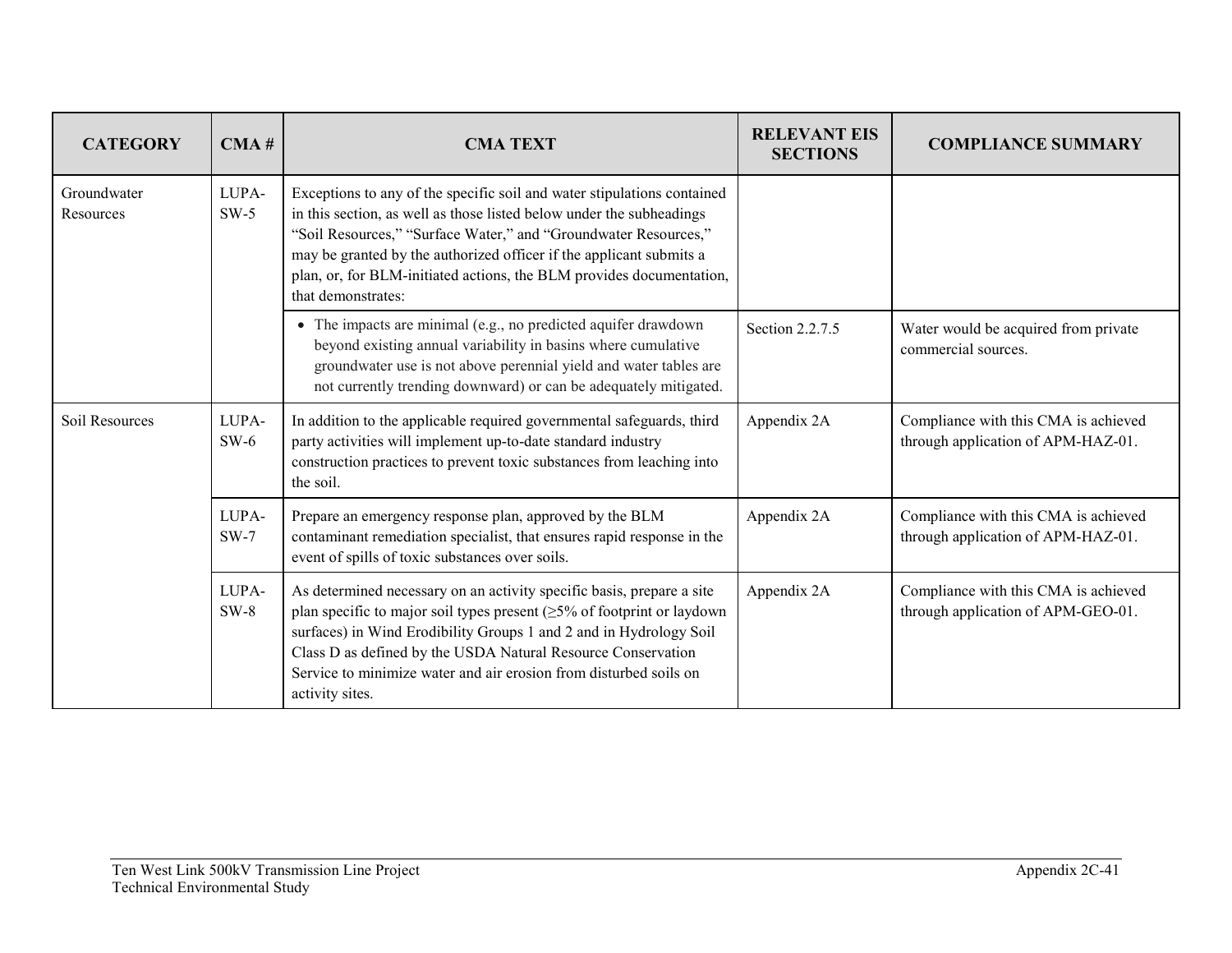| CATEGORY | CMA # | CMA TEXT | RELEVANT EIS SECTIONS | COMPLIANCE SUMMARY |
|---|---|---|---|---|
| Groundwater Resources | LUPA-SW-5 | Exceptions to any of the specific soil and water stipulations contained in this section, as well as those listed below under the subheadings “Soil Resources,” “Surface Water,” and “Groundwater Resources,” may be granted by the authorized officer if the applicant submits a plan, or, for BLM-initiated actions, the BLM provides documentation, that demonstrates: | | |
| | | • The impacts are minimal (e.g., no predicted aquifer drawdown beyond existing annual variability in basins where cumulative groundwater use is not above perennial yield and water tables are not currently trending downward) or can be adequately mitigated. | Section 2.2.7.5 | Water would be acquired from private commercial sources. |
| Soil Resources | LUPA-SW-6 | In addition to the applicable required governmental safeguards, third party activities will implement up-to-date standard industry construction practices to prevent toxic substances from leaching into the soil. | Appendix 2A | Compliance with this CMA is achieved through application of APM-HAZ-01. |
| | LUPA-SW-7 | Prepare an emergency response plan, approved by the BLM contaminant remediation specialist, that ensures rapid response in the event of spills of toxic substances over soils. | Appendix 2A | Compliance with this CMA is achieved through application of APM-HAZ-01. |
| | LUPA-SW-8 | As determined necessary on an activity specific basis, prepare a site plan specific to major soil types present (≥5% of footprint or laydown surfaces) in Wind Erodibility Groups 1 and 2 and in Hydrology Soil Class D as defined by the USDA Natural Resource Conservation Service to minimize water and air erosion from disturbed soils on activity sites. | Appendix 2A | Compliance with this CMA is achieved through application of APM-GEO-01. |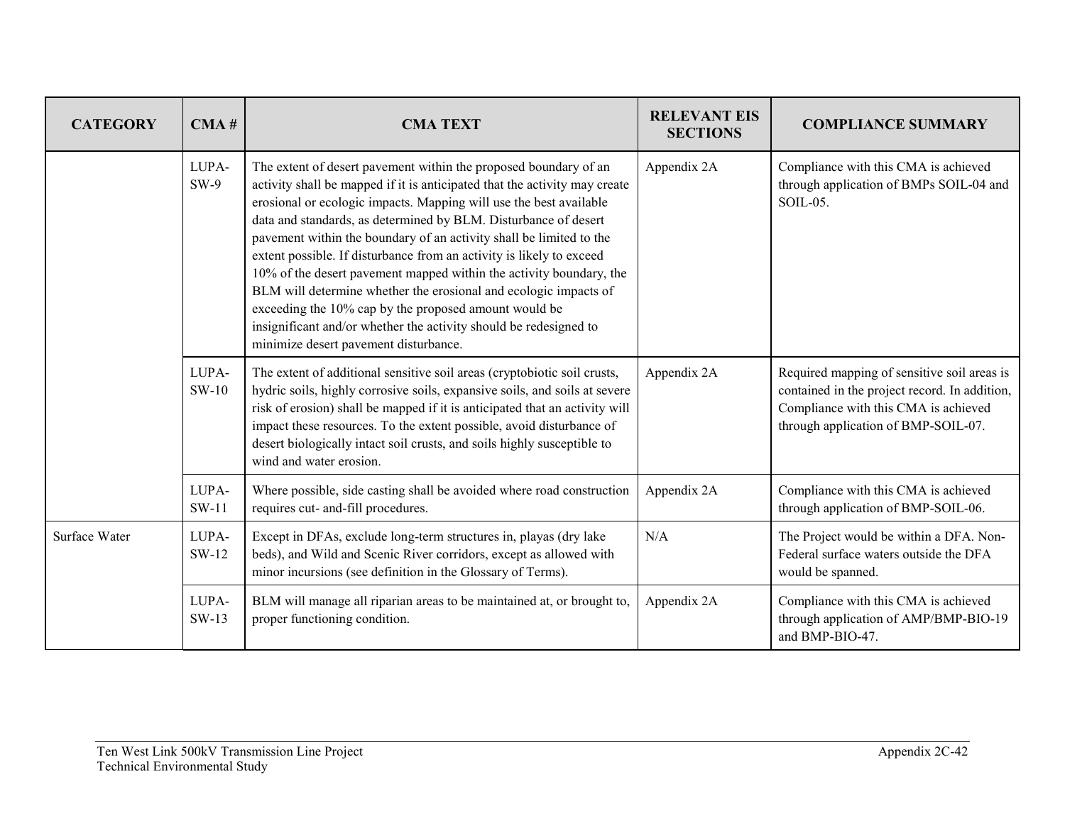| CATEGORY | CMA # | CMA TEXT | RELEVANT EIS SECTIONS | COMPLIANCE SUMMARY |
| --- | --- | --- | --- | --- |
| | LUPA-SW-9 | The extent of desert pavement within the proposed boundary of an activity shall be mapped if it is anticipated that the activity may create erosional or ecologic impacts. Mapping will use the best available data and standards, as determined by BLM. Disturbance of desert pavement within the boundary of an activity shall be limited to the extent possible. If disturbance from an activity is likely to exceed 10% of the desert pavement mapped within the activity boundary, the BLM will determine whether the erosional and ecologic impacts of exceeding the 10% cap by the proposed amount would be insignificant and/or whether the activity should be redesigned to minimize desert pavement disturbance. | Appendix 2A | Compliance with this CMA is achieved through application of BMPs SOIL-04 and SOIL-05. |
| | LUPA-SW-10 | The extent of additional sensitive soil areas (cryptobiotic soil crusts, hydric soils, highly corrosive soils, expansive soils, and soils at severe risk of erosion) shall be mapped if it is anticipated that an activity will impact these resources. To the extent possible, avoid disturbance of desert biologically intact soil crusts, and soils highly susceptible to wind and water erosion. | Appendix 2A | Required mapping of sensitive soil areas is contained in the project record. In addition, Compliance with this CMA is achieved through application of BMP-SOIL-07. |
| | LUPA-SW-11 | Where possible, side casting shall be avoided where road construction requires cut- and-fill procedures. | Appendix 2A | Compliance with this CMA is achieved through application of BMP-SOIL-06. |
| Surface Water | LUPA-SW-12 | Except in DFAs, exclude long-term structures in, playas (dry lake beds), and Wild and Scenic River corridors, except as allowed with minor incursions (see definition in the Glossary of Terms). | N/A | The Project would be within a DFA. Non-Federal surface waters outside the DFA would be spanned. |
| | LUPA-SW-13 | BLM will manage all riparian areas to be maintained at, or brought to, proper functioning condition. | Appendix 2A | Compliance with this CMA is achieved through application of AMP/BMP-BIO-19 and BMP-BIO-47. |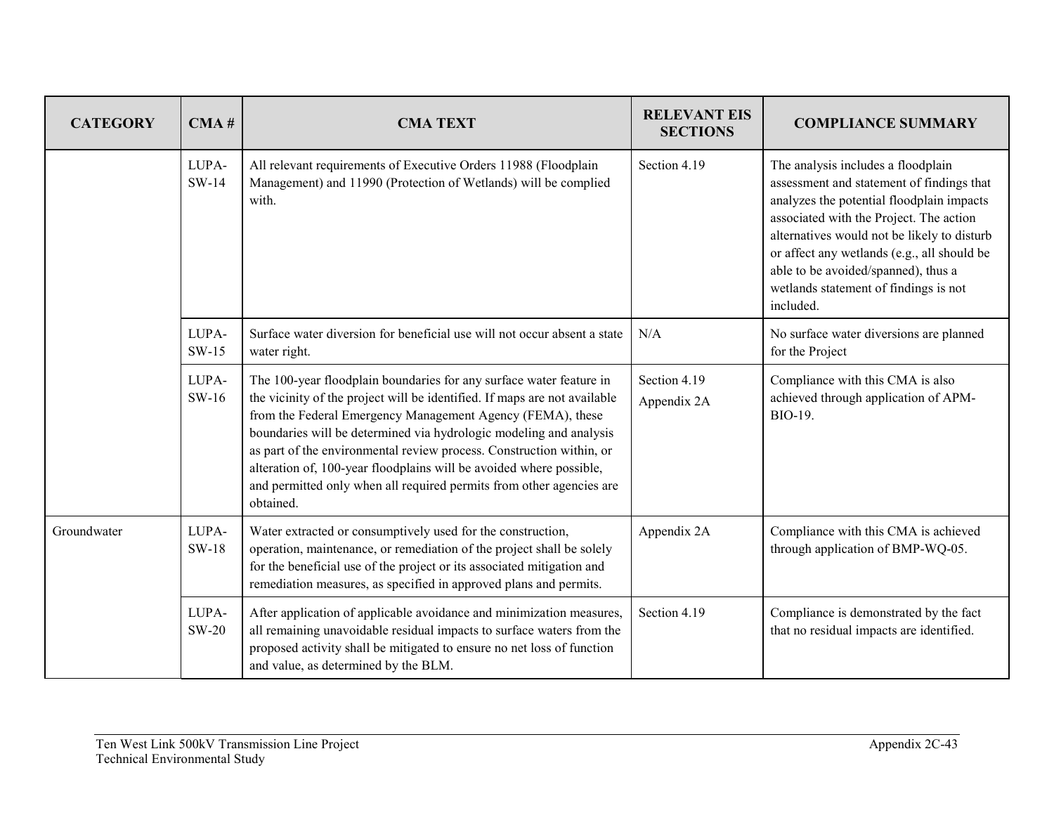| CATEGORY | CMA # | CMA TEXT | RELEVANT EIS SECTIONS | COMPLIANCE SUMMARY |
|---|---|---|---|---|
| | LUPA-SW-14 | All relevant requirements of Executive Orders 11988 (Floodplain Management) and 11990 (Protection of Wetlands) will be complied with. | Section 4.19 | The analysis includes a floodplain assessment and statement of findings that analyzes the potential floodplain impacts associated with the Project. The action alternatives would not be likely to disturb or affect any wetlands (e.g., all should be able to be avoided/spanned), thus a wetlands statement of findings is not included. |
| | LUPA-SW-15 | Surface water diversion for beneficial use will not occur absent a state water right. | N/A | No surface water diversions are planned for the Project |
| | LUPA-SW-16 | The 100-year floodplain boundaries for any surface water feature in the vicinity of the project will be identified. If maps are not available from the Federal Emergency Management Agency (FEMA), these boundaries will be determined via hydrologic modeling and analysis as part of the environmental review process. Construction within, or alteration of, 100-year floodplains will be avoided where possible, and permitted only when all required permits from other agencies are obtained. | Section 4.19<br>Appendix 2A | Compliance with this CMA is also achieved through application of APM-BIO-19. |
| Groundwater | LUPA-SW-18 | Water extracted or consumptively used for the construction, operation, maintenance, or remediation of the project shall be solely for the beneficial use of the project or its associated mitigation and remediation measures, as specified in approved plans and permits. | Appendix 2A | Compliance with this CMA is achieved through application of BMP-WQ-05. |
| | LUPA-SW-20 | After application of applicable avoidance and minimization measures, all remaining unavoidable residual impacts to surface waters from the proposed activity shall be mitigated to ensure no net loss of function and value, as determined by the BLM. | Section 4.19 | Compliance is demonstrated by the fact that no residual impacts are identified. |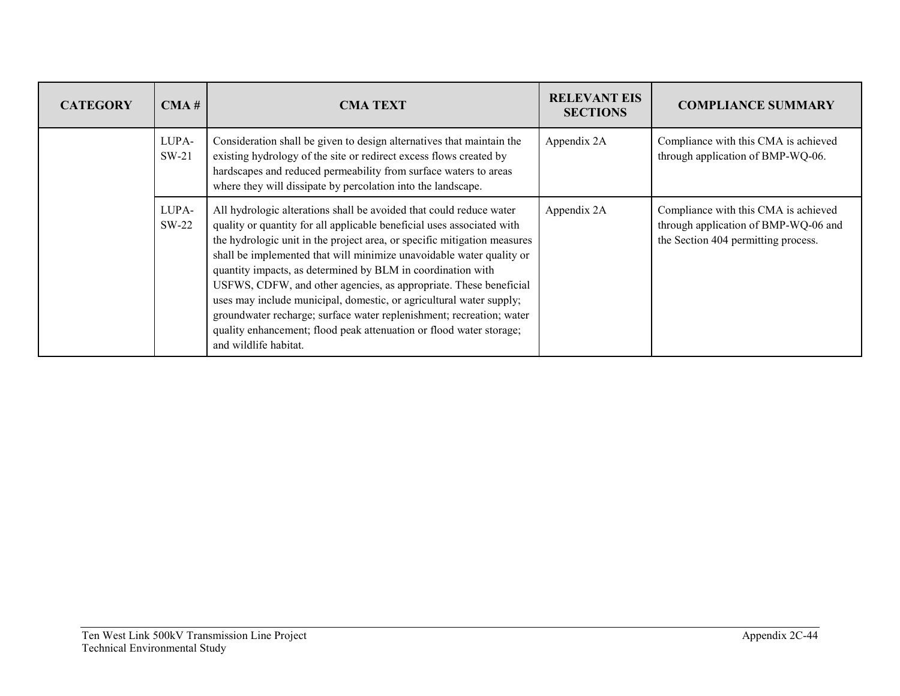| CATEGORY | CMA # | CMA TEXT | RELEVANT EIS SECTIONS | COMPLIANCE SUMMARY |
| --- | --- | --- | --- | --- |
| | LUPA-SW-21 | Consideration shall be given to design alternatives that maintain the existing hydrology of the site or redirect excess flows created by hardscapes and reduced permeability from surface waters to areas where they will dissipate by percolation into the landscape. | Appendix 2A | Compliance with this CMA is achieved through application of BMP-WQ-06. |
| | LUPA-SW-22 | All hydrologic alterations shall be avoided that could reduce water quality or quantity for all applicable beneficial uses associated with the hydrologic unit in the project area, or specific mitigation measures shall be implemented that will minimize unavoidable water quality or quantity impacts, as determined by BLM in coordination with USFWS, CDFW, and other agencies, as appropriate. These beneficial uses may include municipal, domestic, or agricultural water supply; groundwater recharge; surface water replenishment; recreation; water quality enhancement; flood peak attenuation or flood water storage; and wildlife habitat. | Appendix 2A | Compliance with this CMA is achieved through application of BMP-WQ-06 and the Section 404 permitting process. |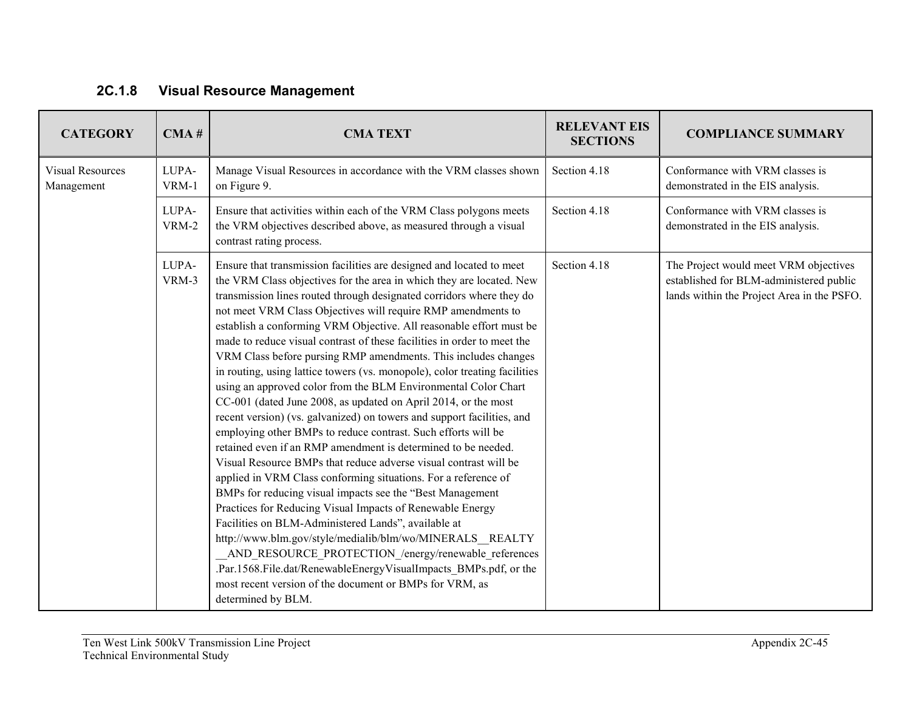### 2C.1.8 Visual Resource Management

| CATEGORY | CMA # | CMA TEXT | RELEVANT EIS SECTIONS | COMPLIANCE SUMMARY |
|---|---|---|---|---|
| Visual Resources Management | LUPA-VRM-1 | Manage Visual Resources in accordance with the VRM classes shown on Figure 9. | Section 4.18 | Conformance with VRM classes is demonstrated in the EIS analysis. |
| | LUPA-VRM-2 | Ensure that activities within each of the VRM Class polygons meets the VRM objectives described above, as measured through a visual contrast rating process. | Section 4.18 | Conformance with VRM classes is demonstrated in the EIS analysis. |
| | LUPA-VRM-3 | Ensure that transmission facilities are designed and located to meet the VRM Class objectives for the area in which they are located. New transmission lines routed through designated corridors where they do not meet VRM Class Objectives will require RMP amendments to establish a conforming VRM Objective. All reasonable effort must be made to reduce visual contrast of these facilities in order to meet the VRM Class before pursing RMP amendments. This includes changes in routing, using lattice towers (vs. monopole), color treating facilities using an approved color from the BLM Environmental Color Chart CC-001 (dated June 2008, as updated on April 2014, or the most recent version) (vs. galvanized) on towers and support facilities, and employing other BMPs to reduce contrast. Such efforts will be retained even if an RMP amendment is determined to be needed. Visual Resource BMPs that reduce adverse visual contrast will be applied in VRM Class conforming situations. For a reference of BMPs for reducing visual impacts see the "Best Management Practices for Reducing Visual Impacts of Renewable Energy Facilities on BLM-Administered Lands", available at http://www.blm.gov/style/medialib/blm/wo/MINERALS__REALTY__AND_RESOURCE_PROTECTION_/energy/renewable_references.Par.1568.File.dat/RenewableEnergyVisualImpacts_BMPs.pdf, or the most recent version of the document or BMPs for VRM, as determined by BLM. | Section 4.18 | The Project would meet VRM objectives established for BLM-administered public lands within the Project Area in the PSFO. |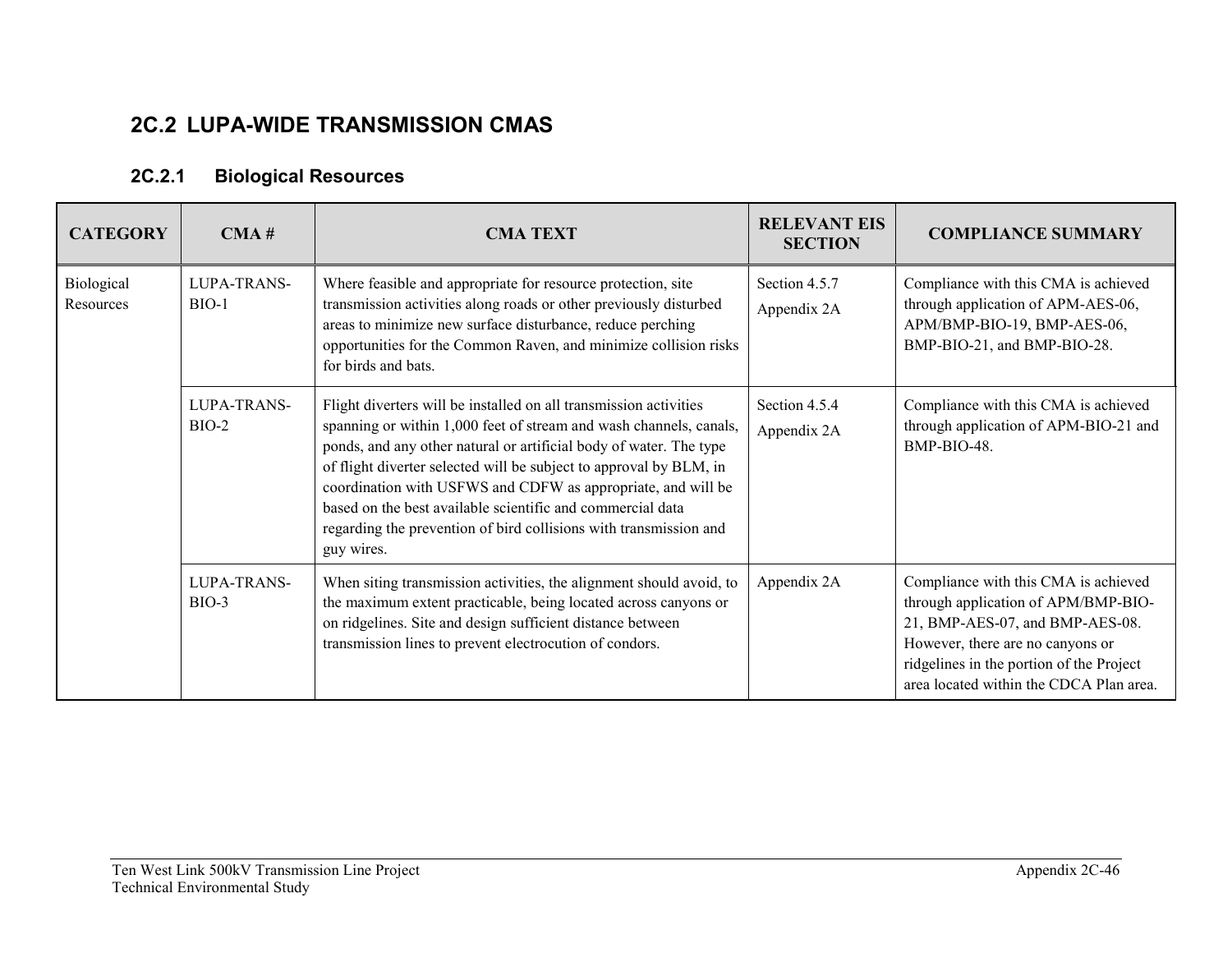## 2C.2 LUPA-WIDE TRANSMISSION CMAS

### 2C.2.1 Biological Resources

| CATEGORY | CMA # | CMA TEXT | RELEVANT EIS SECTION | COMPLIANCE SUMMARY |
|---|---|---|---|---|
| Biological Resources | LUPA-TRANS-BIO-1 | Where feasible and appropriate for resource protection, site transmission activities along roads or other previously disturbed areas to minimize new surface disturbance, reduce perching opportunities for the Common Raven, and minimize collision risks for birds and bats. | Section 4.5.7<br>Appendix 2A | Compliance with this CMA is achieved through application of APM-AES-06, APM/BMP-BIO-19, BMP-AES-06, BMP-BIO-21, and BMP-BIO-28. |
| | LUPA-TRANS-BIO-2 | Flight diverters will be installed on all transmission activities spanning or within 1,000 feet of stream and wash channels, canals, ponds, and any other natural or artificial body of water. The type of flight diverter selected will be subject to approval by BLM, in coordination with USFWS and CDFW as appropriate, and will be based on the best available scientific and commercial data regarding the prevention of bird collisions with transmission and guy wires. | Section 4.5.4<br>Appendix 2A | Compliance with this CMA is achieved through application of APM-BIO-21 and BMP-BIO-48. |
| | LUPA-TRANS-BIO-3 | When siting transmission activities, the alignment should avoid, to the maximum extent practicable, being located across canyons or on ridgelines. Site and design sufficient distance between transmission lines to prevent electrocution of condors. | Appendix 2A | Compliance with this CMA is achieved through application of APM/BMP-BIO-21, BMP-AES-07, and BMP-AES-08. However, there are no canyons or ridgelines in the portion of the Project area located within the CDCA Plan area. |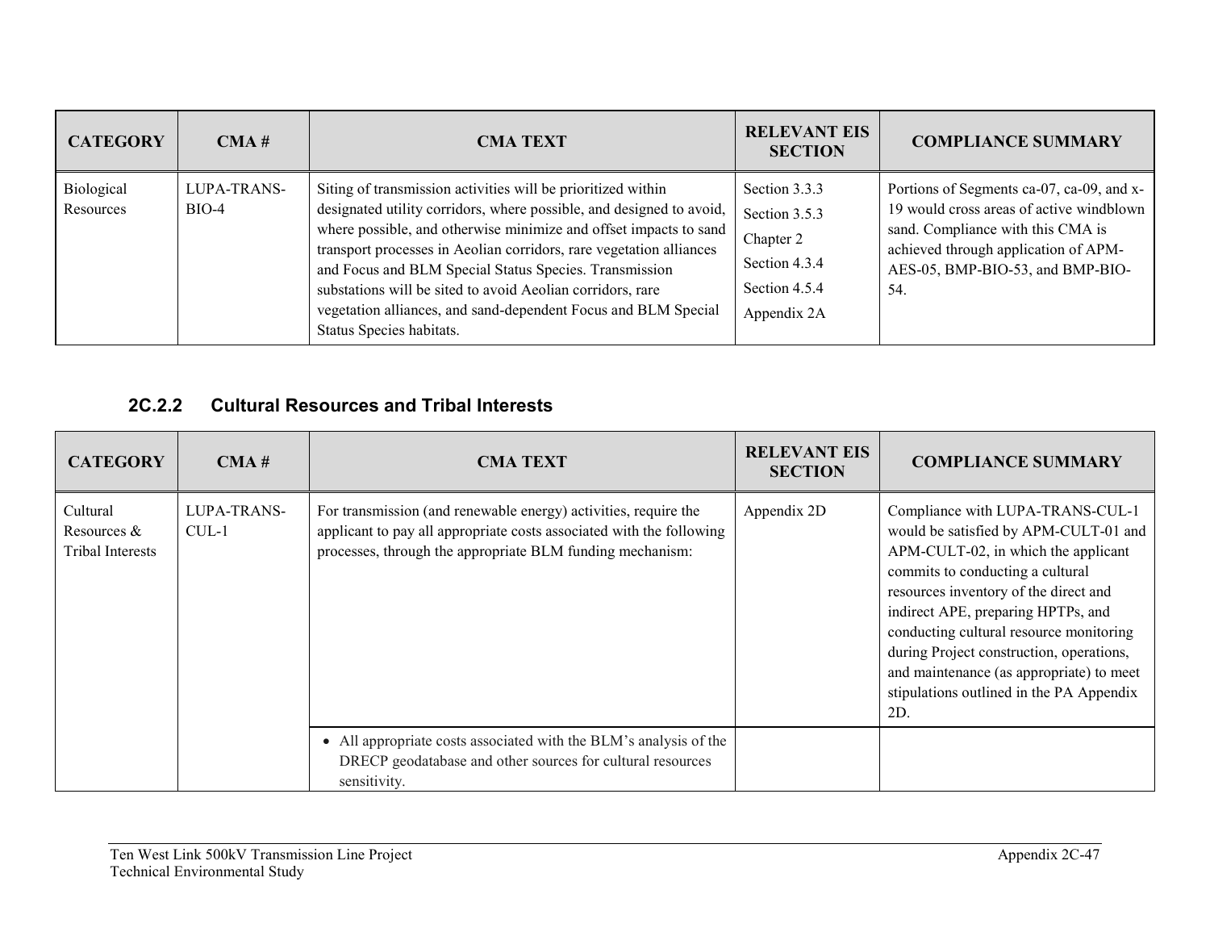| CATEGORY | CMA # | CMA TEXT | RELEVANT EIS SECTION | COMPLIANCE SUMMARY |
|---|---|---|---|---|
| Biological Resources | LUPA-TRANS-BIO-4 | Siting of transmission activities will be prioritized within designated utility corridors, where possible, and designed to avoid, where possible, and otherwise minimize and offset impacts to sand transport processes in Aeolian corridors, rare vegetation alliances and Focus and BLM Special Status Species. Transmission substations will be sited to avoid Aeolian corridors, rare vegetation alliances, and sand-dependent Focus and BLM Special Status Species habitats. | Section 3.3.3<br>Section 3.5.3<br>Chapter 2<br>Section 4.3.4<br>Section 4.5.4<br>Appendix 2A | Portions of Segments ca-07, ca-09, and x-19 would cross areas of active windblown sand. Compliance with this CMA is achieved through application of APM-AES-05, BMP-BIO-53, and BMP-BIO-54. |

### 2C.2.2 Cultural Resources and Tribal Interests

| CATEGORY | CMA # | CMA TEXT | RELEVANT EIS SECTION | COMPLIANCE SUMMARY |
|---|---|---|---|---|
| Cultural Resources & Tribal Interests | LUPA-TRANS-CUL-1 | For transmission (and renewable energy) activities, require the applicant to pay all appropriate costs associated with the following processes, through the appropriate BLM funding mechanism: | Appendix 2D | Compliance with LUPA-TRANS-CUL-1 would be satisfied by APM-CULT-01 and APM-CULT-02, in which the applicant commits to conducting a cultural resources inventory of the direct and indirect APE, preparing HPTPs, and conducting cultural resource monitoring during Project construction, operations, and maintenance (as appropriate) to meet stipulations outlined in the PA Appendix 2D. |
| | | • All appropriate costs associated with the BLM's analysis of the DRECP geodatabase and other sources for cultural resources sensitivity. | | |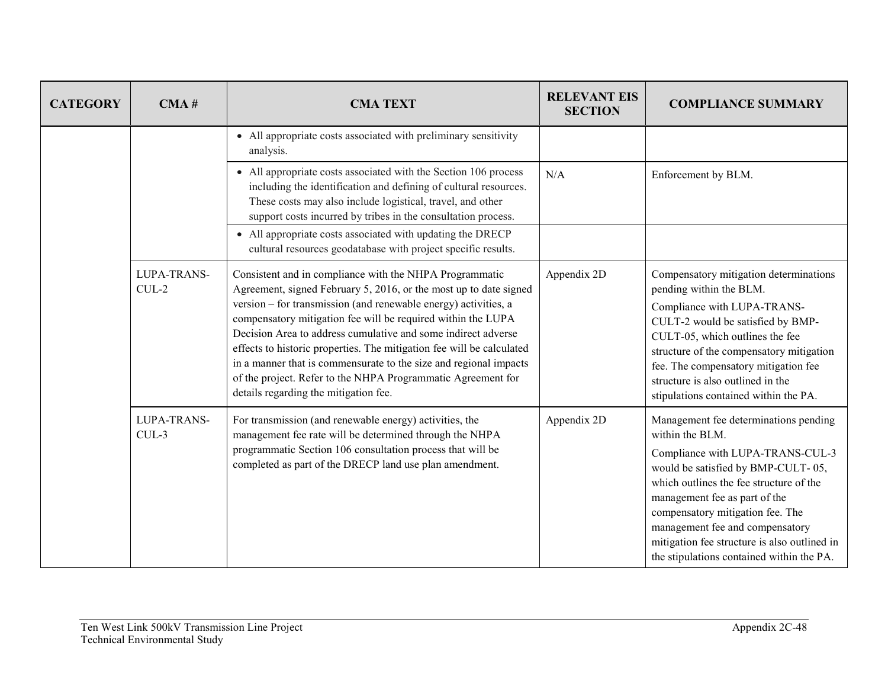| CATEGORY | CMA # | CMA TEXT | RELEVANT EIS SECTION | COMPLIANCE SUMMARY |
|---|---|---|---|---|
| | | • All appropriate costs associated with preliminary sensitivity analysis. | | |
| | | • All appropriate costs associated with the Section 106 process including the identification and defining of cultural resources. These costs may also include logistical, travel, and other support costs incurred by tribes in the consultation process. | N/A | Enforcement by BLM. |
| | | • All appropriate costs associated with updating the DRECP cultural resources geodatabase with project specific results. | | |
| | LUPA-TRANS-CUL-2 | Consistent and in compliance with the NHPA Programmatic Agreement, signed February 5, 2016, or the most up to date signed version – for transmission (and renewable energy) activities, a compensatory mitigation fee will be required within the LUPA Decision Area to address cumulative and some indirect adverse effects to historic properties. The mitigation fee will be calculated in a manner that is commensurate to the size and regional impacts of the project. Refer to the NHPA Programmatic Agreement for details regarding the mitigation fee. | Appendix 2D | Compensatory mitigation determinations pending within the BLM.<br>Compliance with LUPA-TRANS-CULT-2 would be satisfied by BMP-CULT-05, which outlines the fee structure of the compensatory mitigation fee. The compensatory mitigation fee structure is also outlined in the stipulations contained within the PA. |
| | LUPA-TRANS-CUL-3 | For transmission (and renewable energy) activities, the management fee rate will be determined through the NHPA programmatic Section 106 consultation process that will be completed as part of the DRECP land use plan amendment. | Appendix 2D | Management fee determinations pending within the BLM.<br>Compliance with LUPA-TRANS-CUL-3 would be satisfied by BMP-CULT- 05, which outlines the fee structure of the management fee as part of the compensatory mitigation fee. The management fee and compensatory mitigation fee structure is also outlined in the stipulations contained within the PA. |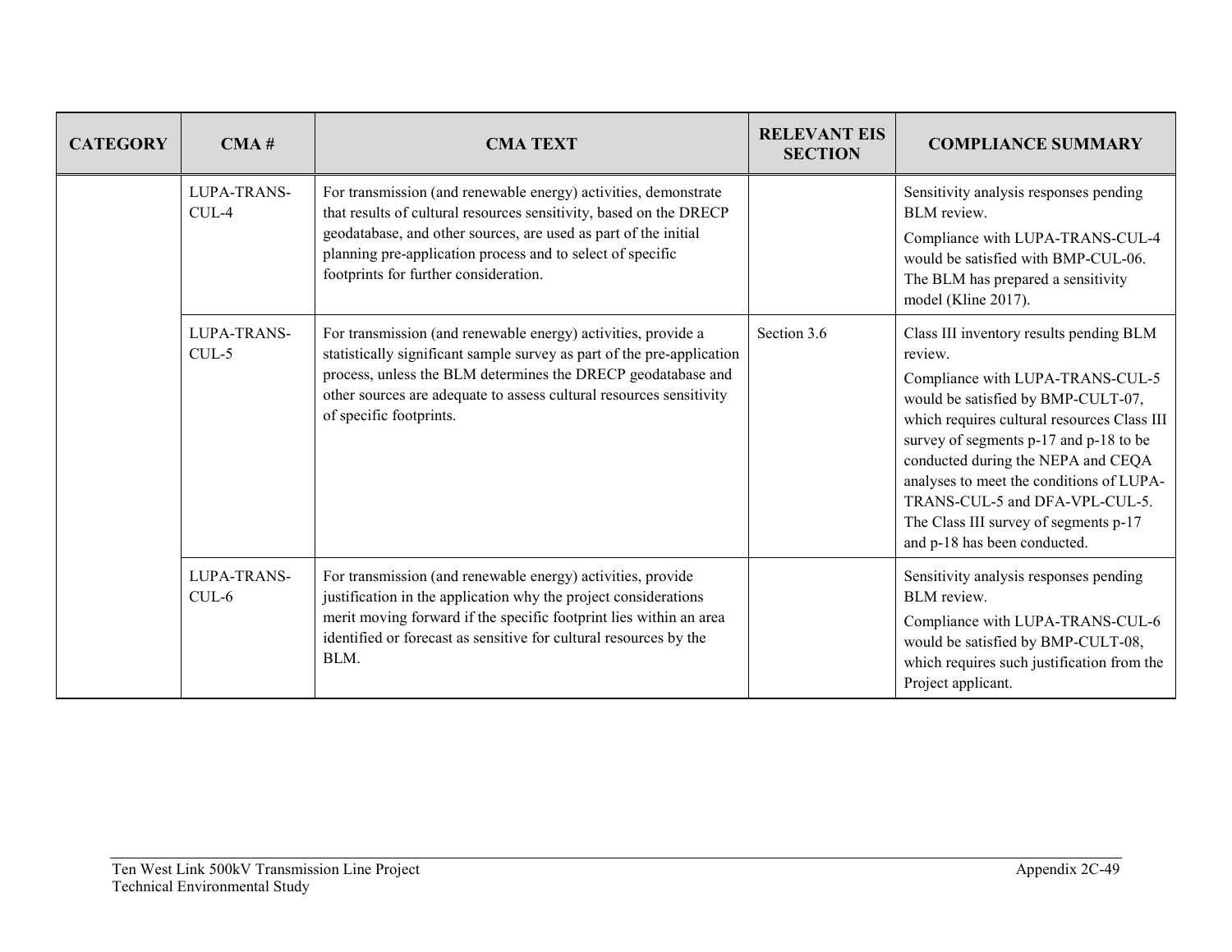| CATEGORY | CMA # | CMA TEXT | RELEVANT EIS SECTION | COMPLIANCE SUMMARY |
|---|---|---|---|---|
| | LUPA-TRANS-CUL-4 | For transmission (and renewable energy) activities, demonstrate that results of cultural resources sensitivity, based on the DRECP geodatabase, and other sources, are used as part of the initial planning pre-application process and to select of specific footprints for further consideration. | | Sensitivity analysis responses pending BLM review.<br>Compliance with LUPA-TRANS-CUL-4 would be satisfied with BMP-CUL-06. The BLM has prepared a sensitivity model (Kline 2017). |
| | LUPA-TRANS-CUL-5 | For transmission (and renewable energy) activities, provide a statistically significant sample survey as part of the pre-application process, unless the BLM determines the DRECP geodatabase and other sources are adequate to assess cultural resources sensitivity of specific footprints. | Section 3.6 | Class III inventory results pending BLM review.<br>Compliance with LUPA-TRANS-CUL-5 would be satisfied by BMP-CULT-07, which requires cultural resources Class III survey of segments p-17 and p-18 to be conducted during the NEPA and CEQA analyses to meet the conditions of LUPA-TRANS-CUL-5 and DFA-VPL-CUL-5. The Class III survey of segments p-17 and p-18 has been conducted. |
| | LUPA-TRANS-CUL-6 | For transmission (and renewable energy) activities, provide justification in the application why the project considerations merit moving forward if the specific footprint lies within an area identified or forecast as sensitive for cultural resources by the BLM. | | Sensitivity analysis responses pending BLM review.<br>Compliance with LUPA-TRANS-CUL-6 would be satisfied by BMP-CULT-08, which requires such justification from the Project applicant. |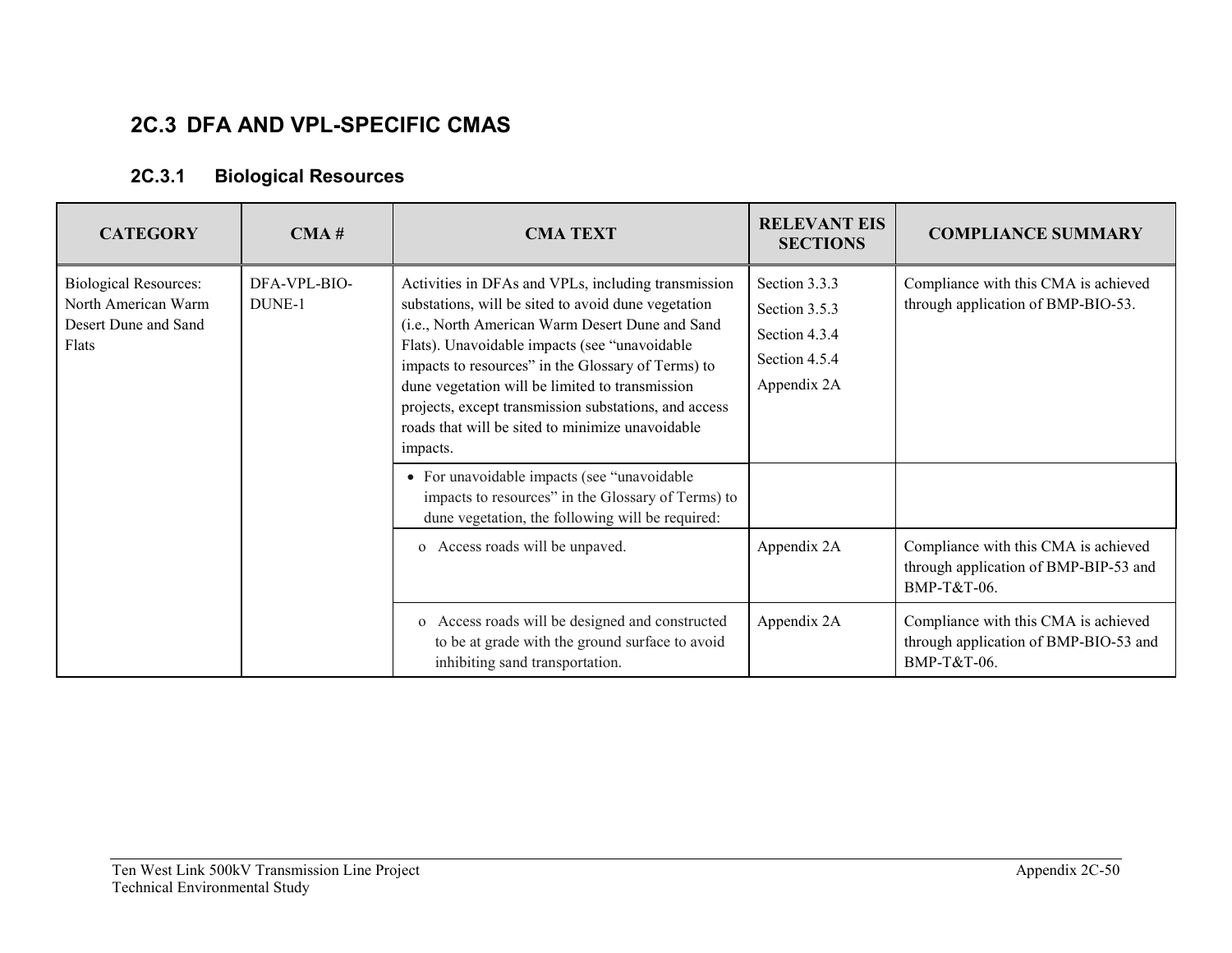## 2C.3 DFA AND VPL-SPECIFIC CMAS

### 2C.3.1 Biological Resources

| CATEGORY | CMA # | CMA TEXT | RELEVANT EIS SECTIONS | COMPLIANCE SUMMARY |
|---|---|---|---|---|
| Biological Resources: North American Warm Desert Dune and Sand Flats | DFA-VPL-BIO-DUNE-1 | Activities in DFAs and VPLs, including transmission substations, will be sited to avoid dune vegetation (i.e., North American Warm Desert Dune and Sand Flats). Unavoidable impacts (see "unavoidable impacts to resources" in the Glossary of Terms) to dune vegetation will be limited to transmission projects, except transmission substations, and access roads that will be sited to minimize unavoidable impacts. | Section 3.3.3<br>Section 3.5.3<br>Section 4.3.4<br>Section 4.5.4<br>Appendix 2A | Compliance with this CMA is achieved through application of BMP-BIO-53. |
| | | • For unavoidable impacts (see "unavoidable impacts to resources" in the Glossary of Terms) to dune vegetation, the following will be required: | | |
| | | o Access roads will be unpaved. | Appendix 2A | Compliance with this CMA is achieved through application of BMP-BIP-53 and BMP-T&T-06. |
| | | o Access roads will be designed and constructed to be at grade with the ground surface to avoid inhibiting sand transportation. | Appendix 2A | Compliance with this CMA is achieved through application of BMP-BIO-53 and BMP-T&T-06. |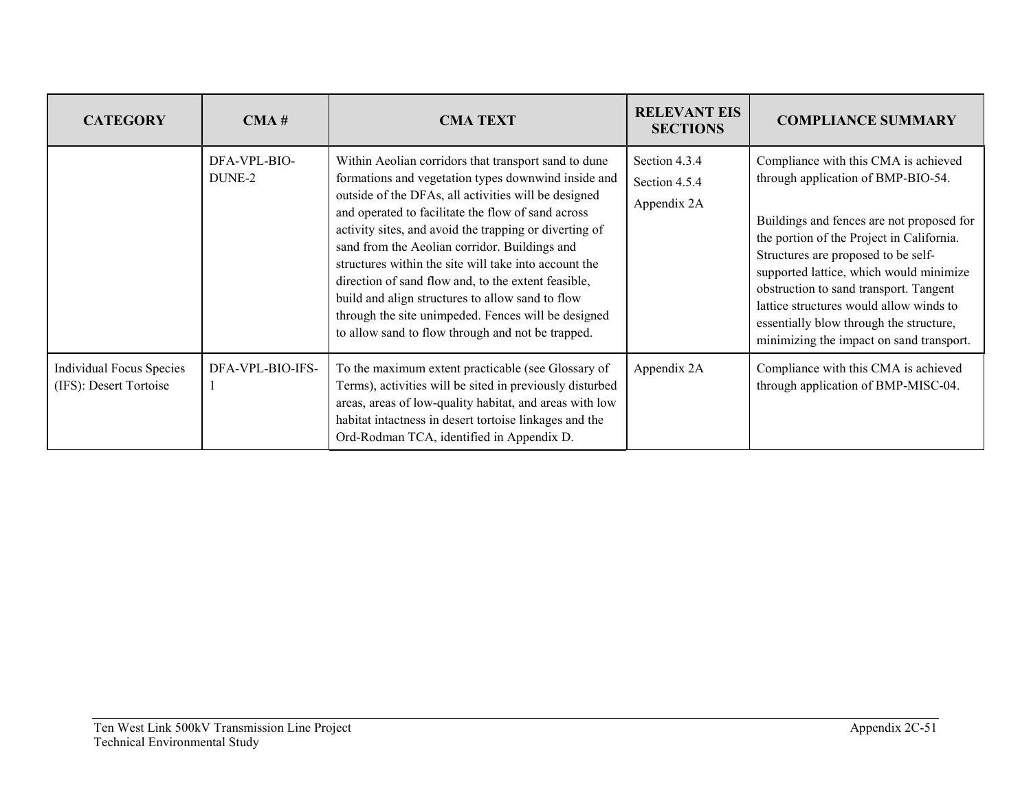| CATEGORY | CMA # | CMA TEXT | RELEVANT EIS SECTIONS | COMPLIANCE SUMMARY |
|---|---|---|---|---|
| | DFA-VPL-BIO-DUNE-2 | Within Aeolian corridors that transport sand to dune formations and vegetation types downwind inside and outside of the DFAs, all activities will be designed and operated to facilitate the flow of sand across activity sites, and avoid the trapping or diverting of sand from the Aeolian corridor. Buildings and structures within the site will take into account the direction of sand flow and, to the extent feasible, build and align structures to allow sand to flow through the site unimpeded. Fences will be designed to allow sand to flow through and not be trapped. | Section 4.3.4<br>Section 4.5.4<br>Appendix 2A | Compliance with this CMA is achieved through application of BMP-BIO-54.<br><br>Buildings and fences are not proposed for the portion of the Project in California. Structures are proposed to be self-supported lattice, which would minimize obstruction to sand transport. Tangent lattice structures would allow winds to essentially blow through the structure, minimizing the impact on sand transport. |
| Individual Focus Species (IFS): Desert Tortoise | DFA-VPL-BIO-IFS-1 | To the maximum extent practicable (see Glossary of Terms), activities will be sited in previously disturbed areas, areas of low-quality habitat, and areas with low habitat intactness in desert tortoise linkages and the Ord-Rodman TCA, identified in Appendix D. | Appendix 2A | Compliance with this CMA is achieved through application of BMP-MISC-04. |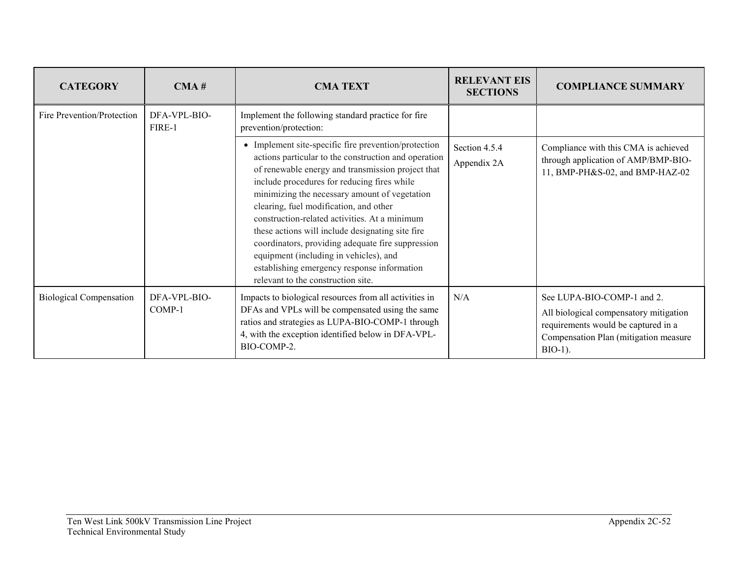| CATEGORY | CMA # | CMA TEXT | RELEVANT EIS SECTIONS | COMPLIANCE SUMMARY |
|---|---|---|---|---|
| Fire Prevention/Protection | DFA-VPL-BIO-FIRE-1 | Implement the following standard practice for fire prevention/protection: | | |
| | | • Implement site-specific fire prevention/protection actions particular to the construction and operation of renewable energy and transmission project that include procedures for reducing fires while minimizing the necessary amount of vegetation clearing, fuel modification, and other construction-related activities. At a minimum these actions will include designating site fire coordinators, providing adequate fire suppression equipment (including in vehicles), and establishing emergency response information relevant to the construction site. | Section 4.5.4<br>Appendix 2A | Compliance with this CMA is achieved through application of AMP/BMP-BIO-11, BMP-PH&S-02, and BMP-HAZ-02 |
| Biological Compensation | DFA-VPL-BIO-COMP-1 | Impacts to biological resources from all activities in DFAs and VPLs will be compensated using the same ratios and strategies as LUPA-BIO-COMP-1 through 4, with the exception identified below in DFA-VPL-BIO-COMP-2. | N/A | See LUPA-BIO-COMP-1 and 2.<br>All biological compensatory mitigation requirements would be captured in a Compensation Plan (mitigation measure BIO-1). |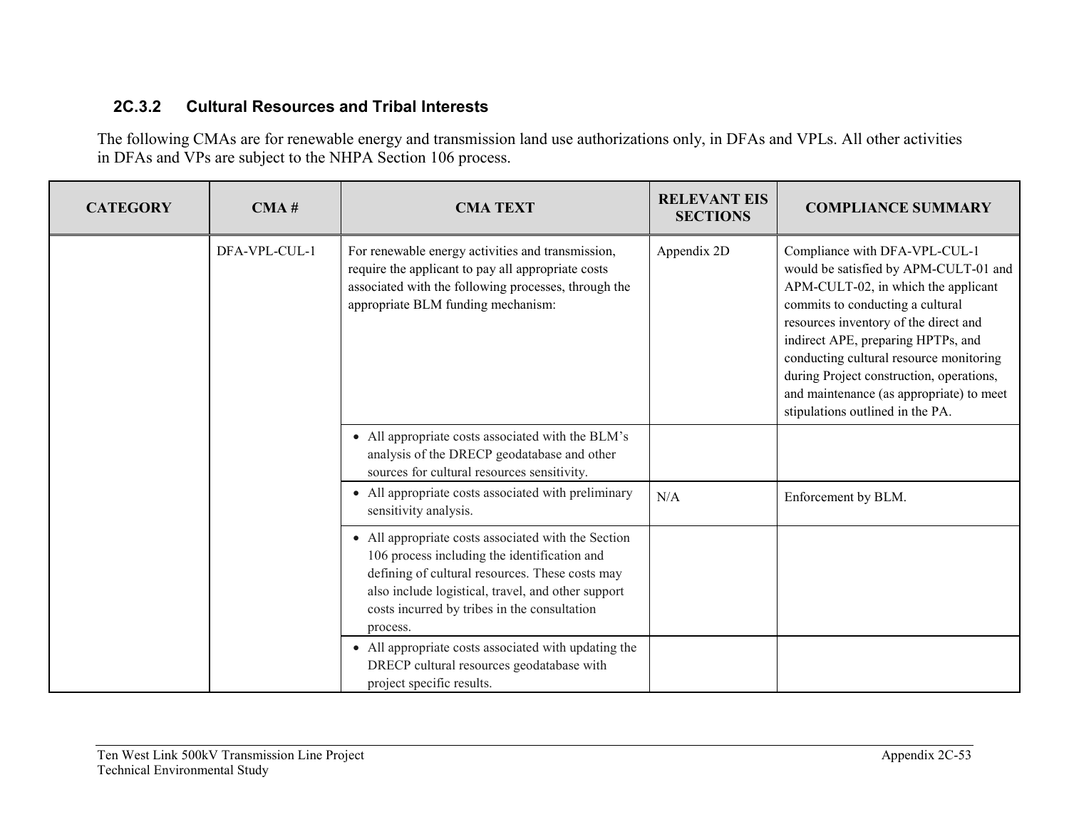### 2C.3.2 Cultural Resources and Tribal Interests

The following CMAs are for renewable energy and transmission land use authorizations only, in DFAs and VPLs. All other activities in DFAs and VPs are subject to the NHPA Section 106 process.

| CATEGORY | CMA # | CMA TEXT | RELEVANT EIS SECTIONS | COMPLIANCE SUMMARY |
|---|---|---|---|---|
| | DFA-VPL-CUL-1 | For renewable energy activities and transmission, require the applicant to pay all appropriate costs associated with the following processes, through the appropriate BLM funding mechanism: | Appendix 2D | Compliance with DFA-VPL-CUL-1 would be satisfied by APM-CULT-01 and APM-CULT-02, in which the applicant commits to conducting a cultural resources inventory of the direct and indirect APE, preparing HPTPs, and conducting cultural resource monitoring during Project construction, operations, and maintenance (as appropriate) to meet stipulations outlined in the PA. |
| | | • All appropriate costs associated with the BLM's analysis of the DRECP geodatabase and other sources for cultural resources sensitivity. | | |
| | | • All appropriate costs associated with preliminary sensitivity analysis. | N/A | Enforcement by BLM. |
| | | • All appropriate costs associated with the Section 106 process including the identification and defining of cultural resources. These costs may also include logistical, travel, and other support costs incurred by tribes in the consultation process. | | |
| | | • All appropriate costs associated with updating the DRECP cultural resources geodatabase with project specific results. | | |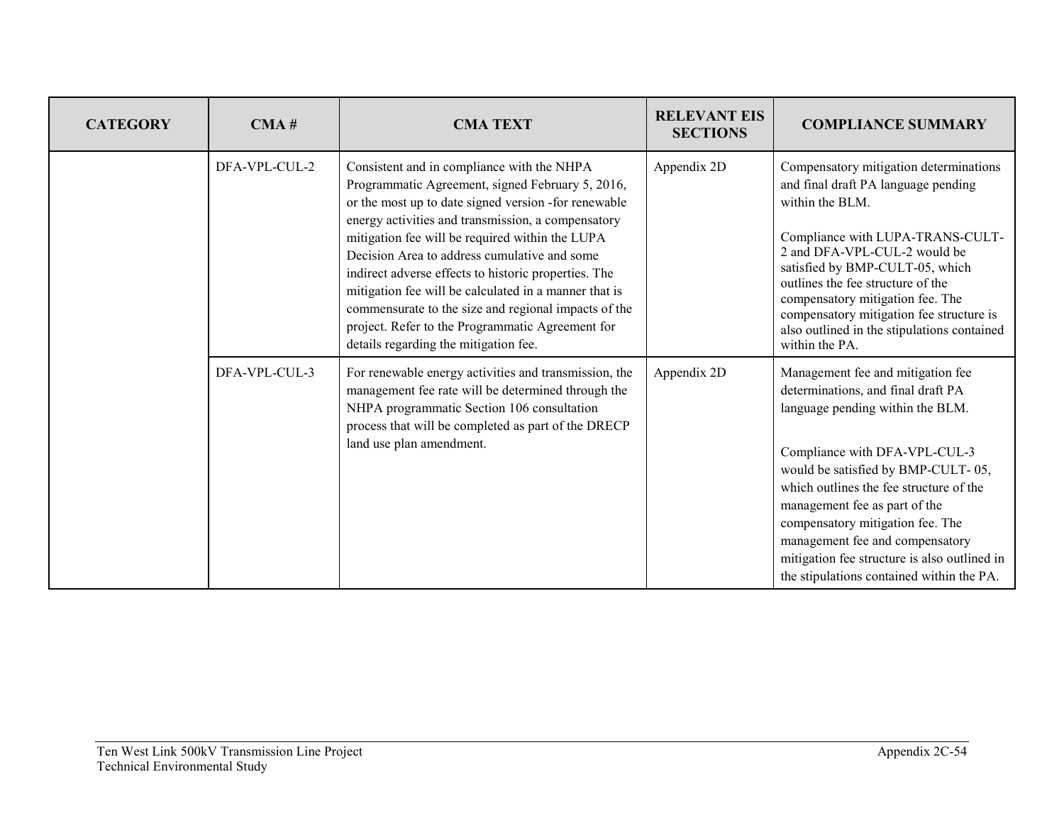| CATEGORY | CMA # | CMA TEXT | RELEVANT EIS SECTIONS | COMPLIANCE SUMMARY |
|---|---|---|---|---|
| | DFA-VPL-CUL-2 | Consistent and in compliance with the NHPA Programmatic Agreement, signed February 5, 2016, or the most up to date signed version -for renewable energy activities and transmission, a compensatory mitigation fee will be required within the LUPA Decision Area to address cumulative and some indirect adverse effects to historic properties. The mitigation fee will be calculated in a manner that is commensurate to the size and regional impacts of the project. Refer to the Programmatic Agreement for details regarding the mitigation fee. | Appendix 2D | Compensatory mitigation determinations and final draft PA language pending within the BLM.<br><br>Compliance with LUPA-TRANS-CULT-2 and DFA-VPL-CUL-2 would be satisfied by BMP-CULT-05, which outlines the fee structure of the compensatory mitigation fee. The compensatory mitigation fee structure is also outlined in the stipulations contained within the PA. |
| | DFA-VPL-CUL-3 | For renewable energy activities and transmission, the management fee rate will be determined through the NHPA programmatic Section 106 consultation process that will be completed as part of the DRECP land use plan amendment. | Appendix 2D | Management fee and mitigation fee determinations, and final draft PA language pending within the BLM.<br><br>Compliance with DFA-VPL-CUL-3 would be satisfied by BMP-CULT- 05, which outlines the fee structure of the management fee as part of the compensatory mitigation fee. The management fee and compensatory mitigation fee structure is also outlined in the stipulations contained within the PA. |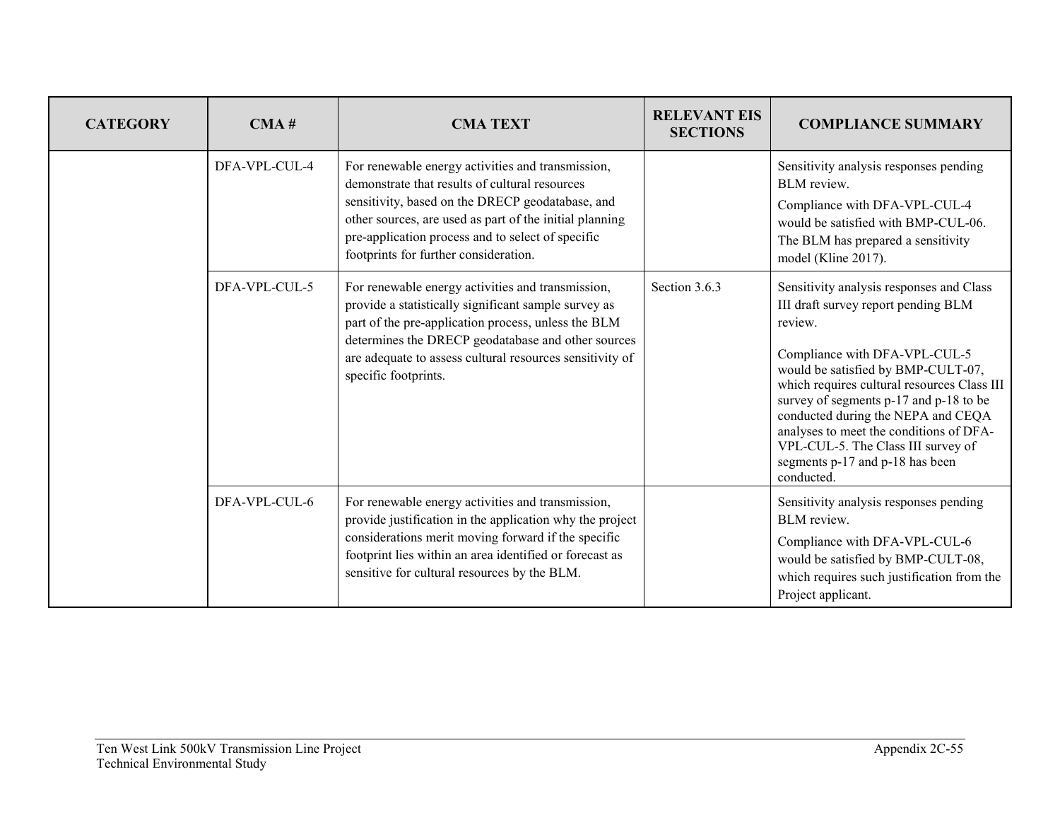| CATEGORY | CMA # | CMA TEXT | RELEVANT EIS SECTIONS | COMPLIANCE SUMMARY |
|---|---|---|---|---|
| | DFA-VPL-CUL-4 | For renewable energy activities and transmission, demonstrate that results of cultural resources sensitivity, based on the DRECP geodatabase, and other sources, are used as part of the initial planning pre-application process and to select of specific footprints for further consideration. | | Sensitivity analysis responses pending BLM review.<br><br>Compliance with DFA-VPL-CUL-4 would be satisfied with BMP-CUL-06. The BLM has prepared a sensitivity model (Kline 2017). |
| | DFA-VPL-CUL-5 | For renewable energy activities and transmission, provide a statistically significant sample survey as part of the pre-application process, unless the BLM determines the DRECP geodatabase and other sources are adequate to assess cultural resources sensitivity of specific footprints. | Section 3.6.3 | Sensitivity analysis responses and Class III draft survey report pending BLM review.<br><br>Compliance with DFA-VPL-CUL-5 would be satisfied by BMP-CULT-07, which requires cultural resources Class III survey of segments p-17 and p-18 to be conducted during the NEPA and CEQA analyses to meet the conditions of DFA-VPL-CUL-5. The Class III survey of segments p-17 and p-18 has been conducted. |
| | DFA-VPL-CUL-6 | For renewable energy activities and transmission, provide justification in the application why the project considerations merit moving forward if the specific footprint lies within an area identified or forecast as sensitive for cultural resources by the BLM. | | Sensitivity analysis responses pending BLM review.<br><br>Compliance with DFA-VPL-CUL-6 would be satisfied by BMP-CULT-08, which requires such justification from the Project applicant. |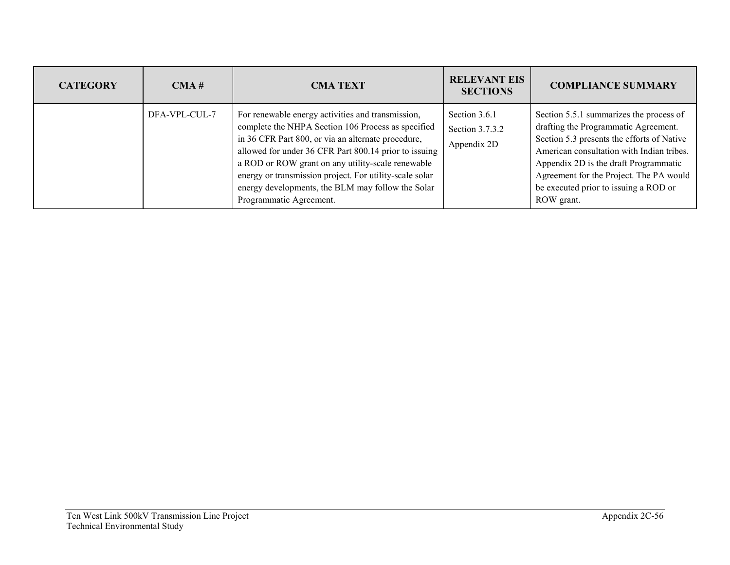| CATEGORY | CMA # | CMA TEXT | RELEVANT EIS SECTIONS | COMPLIANCE SUMMARY |
|---|---|---|---|---|
| | DFA-VPL-CUL-7 | For renewable energy activities and transmission, complete the NHPA Section 106 Process as specified in 36 CFR Part 800, or via an alternate procedure, allowed for under 36 CFR Part 800.14 prior to issuing a ROD or ROW grant on any utility-scale renewable energy or transmission project. For utility-scale solar energy developments, the BLM may follow the Solar Programmatic Agreement. | Section 3.6.1<br>Section 3.7.3.2<br>Appendix 2D | Section 5.5.1 summarizes the process of drafting the Programmatic Agreement. Section 5.3 presents the efforts of Native American consultation with Indian tribes. Appendix 2D is the draft Programmatic Agreement for the Project. The PA would be executed prior to issuing a ROD or ROW grant. |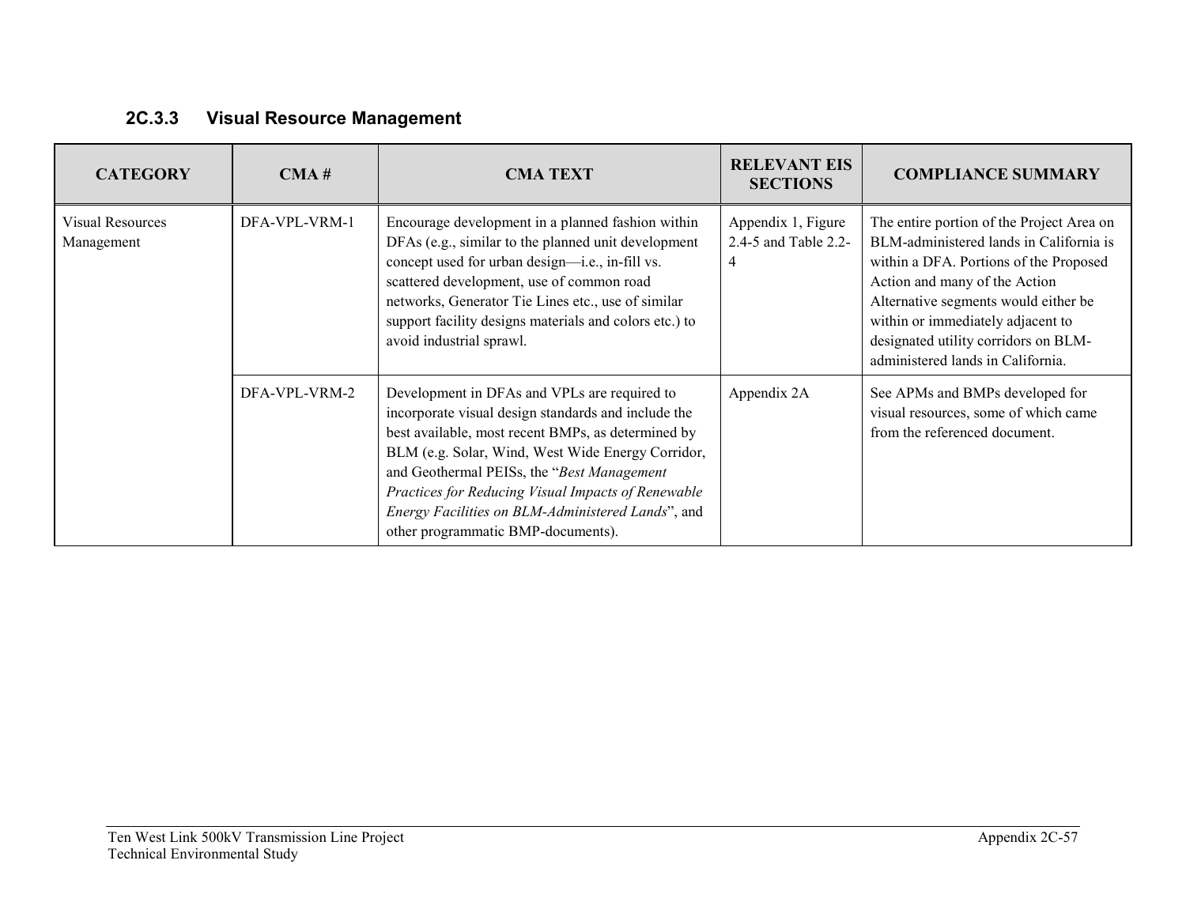### 2C.3.3 Visual Resource Management

| CATEGORY | CMA # | CMA TEXT | RELEVANT EIS SECTIONS | COMPLIANCE SUMMARY |
|---|---|---|---|---|
| Visual Resources Management | DFA-VPL-VRM-1 | Encourage development in a planned fashion within DFAs (e.g., similar to the planned unit development concept used for urban design—i.e., in-fill vs. scattered development, use of common road networks, Generator Tie Lines etc., use of similar support facility designs materials and colors etc.) to avoid industrial sprawl. | Appendix 1, Figure 2.4-5 and Table 2.2-4 | The entire portion of the Project Area on BLM-administered lands in California is within a DFA. Portions of the Proposed Action and many of the Action Alternative segments would either be within or immediately adjacent to designated utility corridors on BLM-administered lands in California. |
| | DFA-VPL-VRM-2 | Development in DFAs and VPLs are required to incorporate visual design standards and include the best available, most recent BMPs, as determined by BLM (e.g. Solar, Wind, West Wide Energy Corridor, and Geothermal PEISs, the "*Best Management Practices for Reducing Visual Impacts of Renewable Energy Facilities on BLM-Administered Lands*", and other programmatic BMP-documents). | Appendix 2A | See APMs and BMPs developed for visual resources, some of which came from the referenced document. |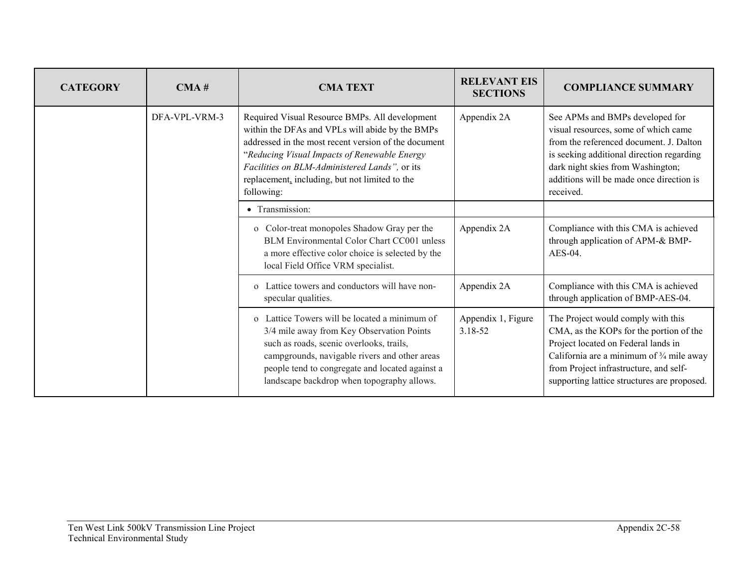| CATEGORY | CMA # | CMA TEXT | RELEVANT EIS SECTIONS | COMPLIANCE SUMMARY |
|---|---|---|---|---|
| | DFA-VPL-VRM-3 | Required Visual Resource BMPs. All development within the DFAs and VPLs will abide by the BMPs addressed in the most recent version of the document "*Reducing Visual Impacts of Renewable Energy Facilities on BLM-Administered Lands",* or its replacement, including, but not limited to the following: | Appendix 2A | See APMs and BMPs developed for visual resources, some of which came from the referenced document. J. Dalton is seeking additional direction regarding dark night skies from Washington; additions will be made once direction is received. |
| | | • Transmission: | | |
| | | o Color-treat monopoles Shadow Gray per the BLM Environmental Color Chart CC001 unless a more effective color choice is selected by the local Field Office VRM specialist. | Appendix 2A | Compliance with this CMA is achieved through application of APM-& BMP-AES-04. |
| | | o Lattice towers and conductors will have non-specular qualities. | Appendix 2A | Compliance with this CMA is achieved through application of BMP-AES-04. |
| | | o Lattice Towers will be located a minimum of 3/4 mile away from Key Observation Points such as roads, scenic overlooks, trails, campgrounds, navigable rivers and other areas people tend to congregate and located against a landscape backdrop when topography allows. | Appendix 1, Figure 3.18-52 | The Project would comply with this CMA, as the KOPs for the portion of the Project located on Federal lands in California are a minimum of ¾ mile away from Project infrastructure, and self-supporting lattice structures are proposed. |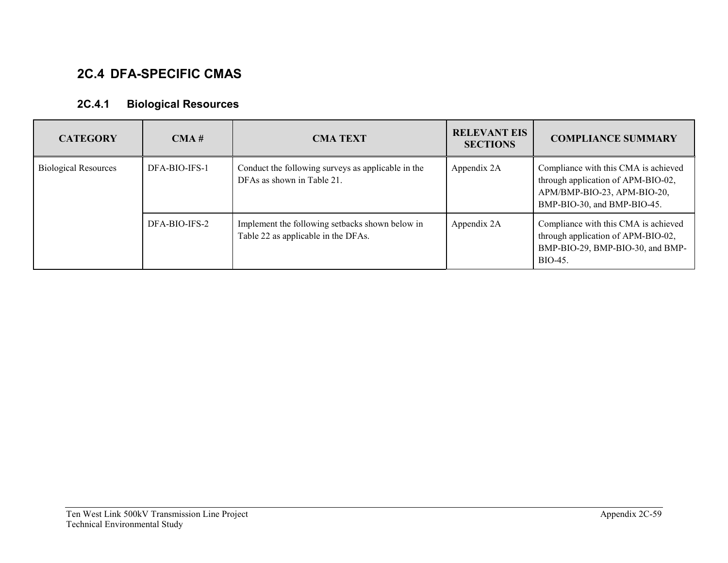## 2C.4 DFA-SPECIFIC CMAS

### 2C.4.1 Biological Resources

| CATEGORY | CMA # | CMA TEXT | RELEVANT EIS SECTIONS | COMPLIANCE SUMMARY |
|---|---|---|---|---|
| Biological Resources | DFA-BIO-IFS-1 | Conduct the following surveys as applicable in the DFAs as shown in Table 21. | Appendix 2A | Compliance with this CMA is achieved through application of APM-BIO-02, APM/BMP-BIO-23, APM-BIO-20, BMP-BIO-30, and BMP-BIO-45. |
| | DFA-BIO-IFS-2 | Implement the following setbacks shown below in Table 22 as applicable in the DFAs. | Appendix 2A | Compliance with this CMA is achieved through application of APM-BIO-02, BMP-BIO-29, BMP-BIO-30, and BMP-BIO-45. |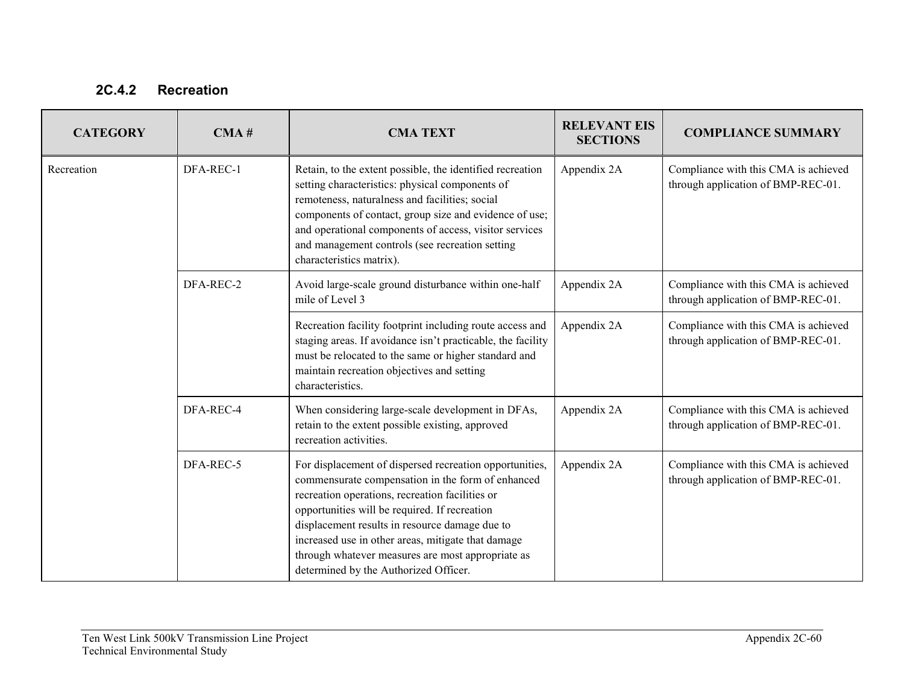### 2C.4.2 Recreation

| CATEGORY | CMA # | CMA TEXT | RELEVANT EIS SECTIONS | COMPLIANCE SUMMARY |
|---|---|---|---|---|
| Recreation | DFA-REC-1 | Retain, to the extent possible, the identified recreation setting characteristics: physical components of remoteness, naturalness and facilities; social components of contact, group size and evidence of use; and operational components of access, visitor services and management controls (see recreation setting characteristics matrix). | Appendix 2A | Compliance with this CMA is achieved through application of BMP-REC-01. |
| | DFA-REC-2 | Avoid large-scale ground disturbance within one-half mile of Level 3 | Appendix 2A | Compliance with this CMA is achieved through application of BMP-REC-01. |
| | | Recreation facility footprint including route access and staging areas. If avoidance isn't practicable, the facility must be relocated to the same or higher standard and maintain recreation objectives and setting characteristics. | Appendix 2A | Compliance with this CMA is achieved through application of BMP-REC-01. |
| | DFA-REC-4 | When considering large-scale development in DFAs, retain to the extent possible existing, approved recreation activities. | Appendix 2A | Compliance with this CMA is achieved through application of BMP-REC-01. |
| | DFA-REC-5 | For displacement of dispersed recreation opportunities, commensurate compensation in the form of enhanced recreation operations, recreation facilities or opportunities will be required. If recreation displacement results in resource damage due to increased use in other areas, mitigate that damage through whatever measures are most appropriate as determined by the Authorized Officer. | Appendix 2A | Compliance with this CMA is achieved through application of BMP-REC-01. |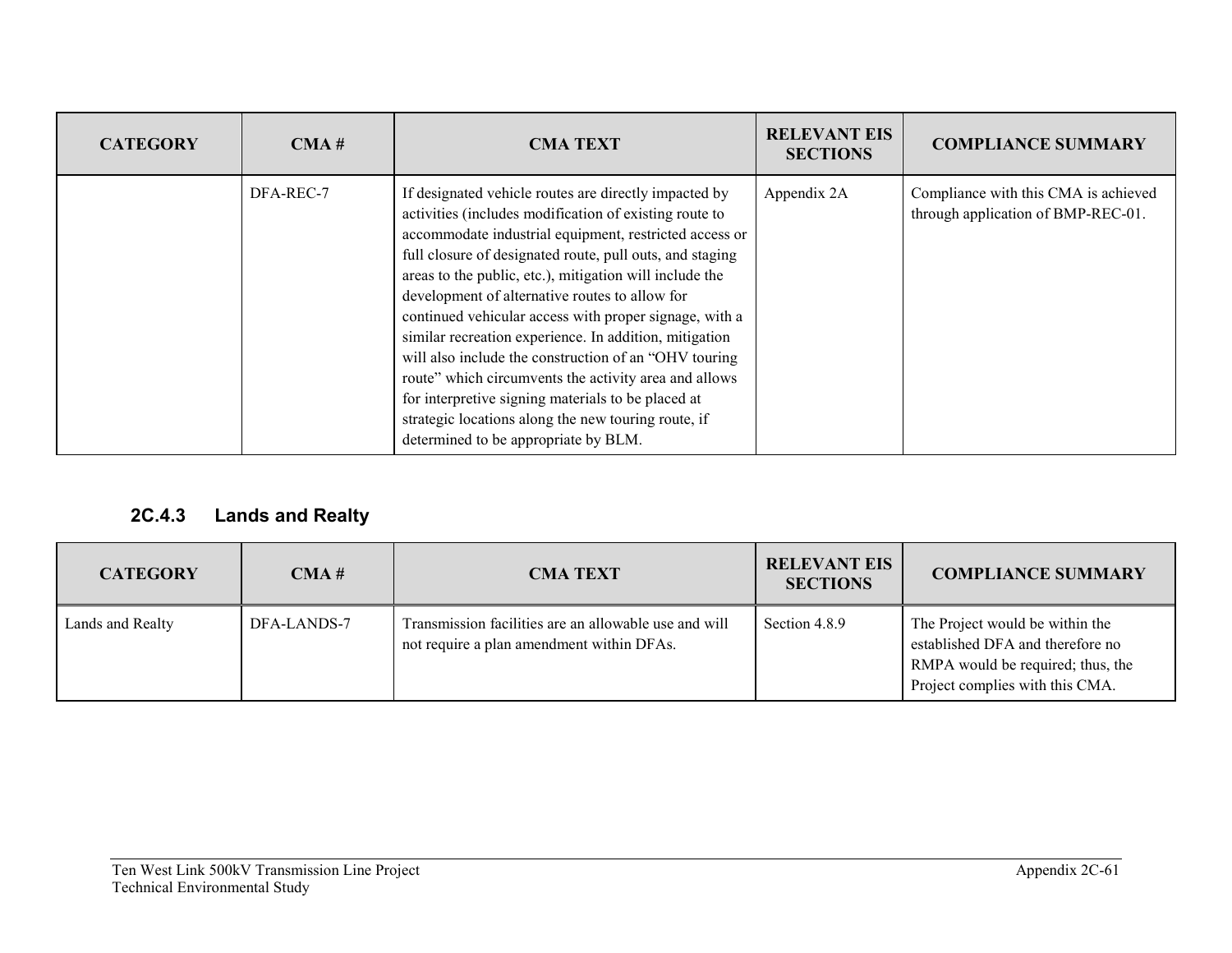| CATEGORY | CMA # | CMA TEXT | RELEVANT EIS SECTIONS | COMPLIANCE SUMMARY |
|---|---|---|---|---|
| | DFA-REC-7 | If designated vehicle routes are directly impacted by activities (includes modification of existing route to accommodate industrial equipment, restricted access or full closure of designated route, pull outs, and staging areas to the public, etc.), mitigation will include the development of alternative routes to allow for continued vehicular access with proper signage, with a similar recreation experience. In addition, mitigation will also include the construction of an "OHV touring route" which circumvents the activity area and allows for interpretive signing materials to be placed at strategic locations along the new touring route, if determined to be appropriate by BLM. | Appendix 2A | Compliance with this CMA is achieved through application of BMP-REC-01. |

### 2C.4.3 Lands and Realty

| CATEGORY | CMA # | CMA TEXT | RELEVANT EIS SECTIONS | COMPLIANCE SUMMARY |
|---|---|---|---|---|
| Lands and Realty | DFA-LANDS-7 | Transmission facilities are an allowable use and will not require a plan amendment within DFAs. | Section 4.8.9 | The Project would be within the established DFA and therefore no RMPA would be required; thus, the Project complies with this CMA. |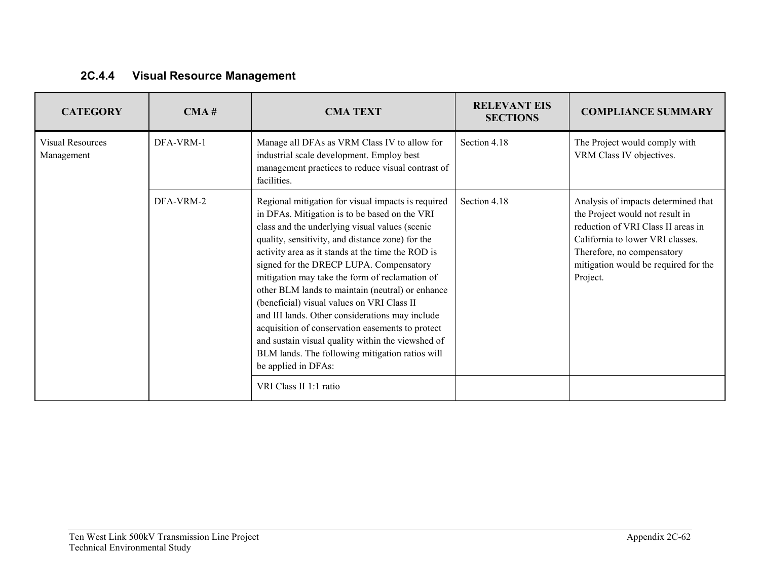### 2C.4.4 Visual Resource Management

| CATEGORY | CMA # | CMA TEXT | RELEVANT EIS SECTIONS | COMPLIANCE SUMMARY |
|---|---|---|---|---|
| Visual Resources Management | DFA-VRM-1 | Manage all DFAs as VRM Class IV to allow for industrial scale development. Employ best management practices to reduce visual contrast of facilities. | Section 4.18 | The Project would comply with VRM Class IV objectives. |
| | DFA-VRM-2 | Regional mitigation for visual impacts is required in DFAs. Mitigation is to be based on the VRI class and the underlying visual values (scenic quality, sensitivity, and distance zone) for the activity area as it stands at the time the ROD is signed for the DRECP LUPA. Compensatory mitigation may take the form of reclamation of other BLM lands to maintain (neutral) or enhance (beneficial) visual values on VRI Class II and III lands. Other considerations may include acquisition of conservation easements to protect and sustain visual quality within the viewshed of BLM lands. The following mitigation ratios will be applied in DFAs: | Section 4.18 | Analysis of impacts determined that the Project would not result in reduction of VRI Class II areas in California to lower VRI classes. Therefore, no compensatory mitigation would be required for the Project. |
| | | VRI Class II 1:1 ratio | | |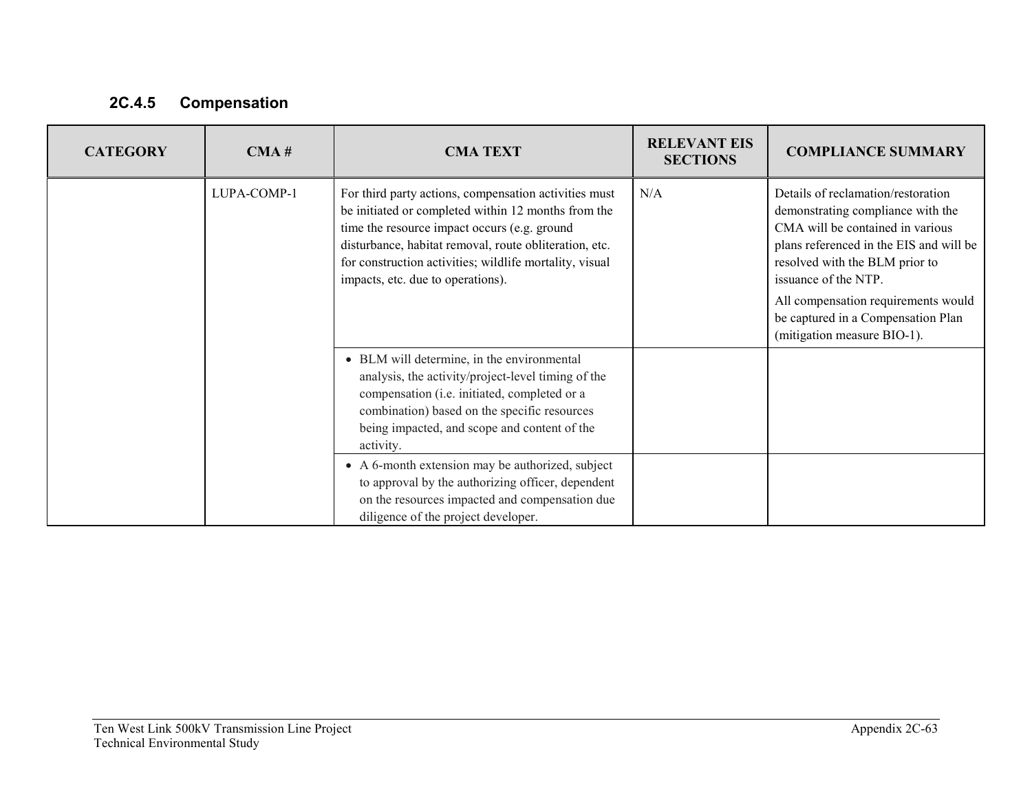### 2C.4.5 Compensation

| CATEGORY | CMA # | CMA TEXT | RELEVANT EIS SECTIONS | COMPLIANCE SUMMARY |
|---|---|---|---|---|
| | LUPA-COMP-1 | For third party actions, compensation activities must be initiated or completed within 12 months from the time the resource impact occurs (e.g. ground disturbance, habitat removal, route obliteration, etc. for construction activities; wildlife mortality, visual impacts, etc. due to operations). | N/A | Details of reclamation/restoration demonstrating compliance with the CMA will be contained in various plans referenced in the EIS and will be resolved with the BLM prior to issuance of the NTP.<br>All compensation requirements would be captured in a Compensation Plan (mitigation measure BIO-1). |
| | | • BLM will determine, in the environmental analysis, the activity/project-level timing of the compensation (i.e. initiated, completed or a combination) based on the specific resources being impacted, and scope and content of the activity. | | |
| | | • A 6-month extension may be authorized, subject to approval by the authorizing officer, dependent on the resources impacted and compensation due diligence of the project developer. | | |